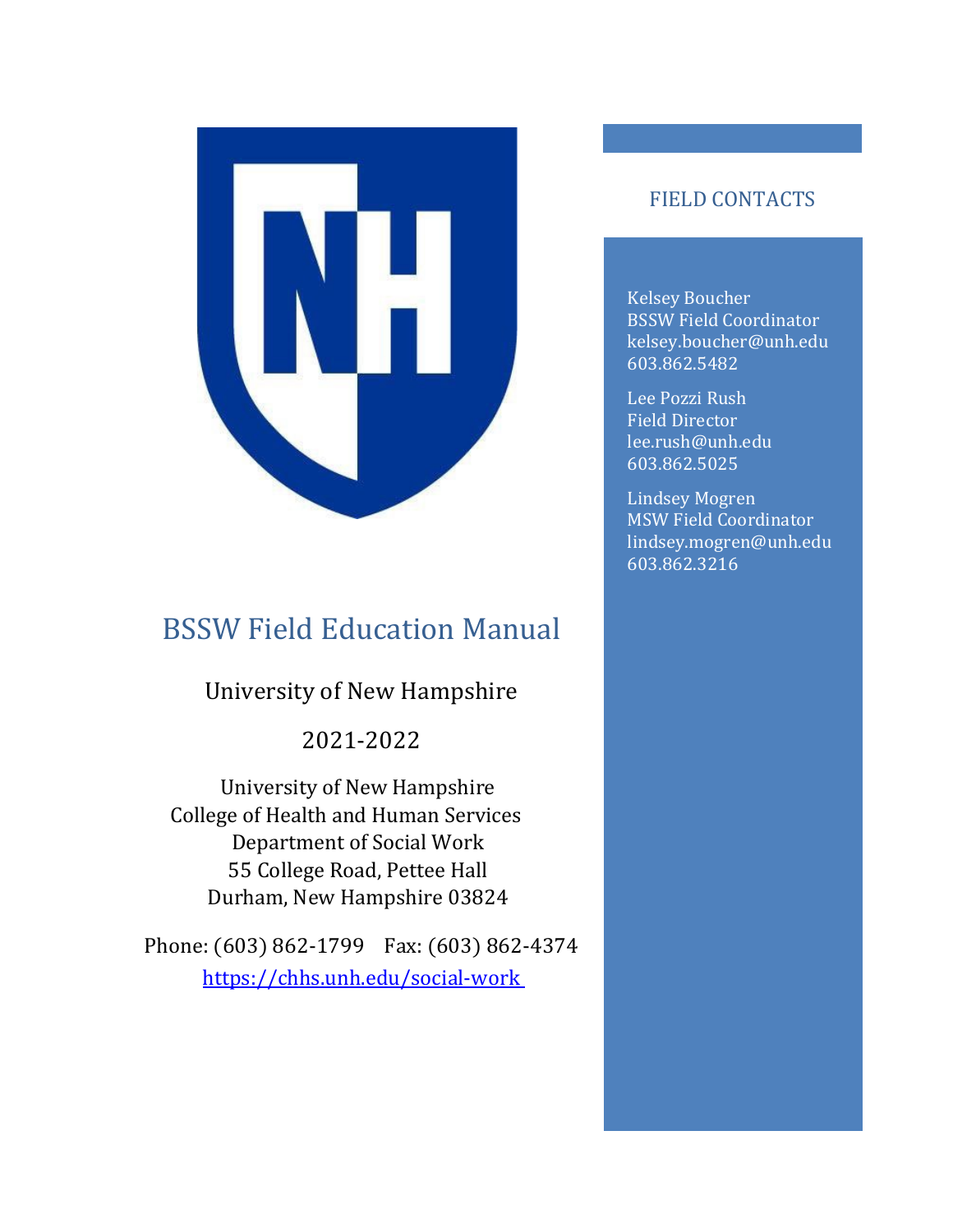# BSSW Field Education Manual

University of New Hampshire

2021-2022

University of New Hampshire
College of Health and Human Services
Department of Social Work
55 College Road, Pettee Hall
Durham, New Hampshire 03824

Phone: (603) 862-1799    Fax: (603) 862-4374

https://chhs.unh.edu/social-work

## FIELD CONTACTS

Kelsey Boucher
BSSW Field Coordinator
kelsey.boucher@unh.edu
603.862.5482

Lee Pozzi Rush
Field Director
lee.rush@unh.edu
603.862.5025

Lindsey Mogren
MSW Field Coordinator
lindsey.mogren@unh.edu
603.862.3216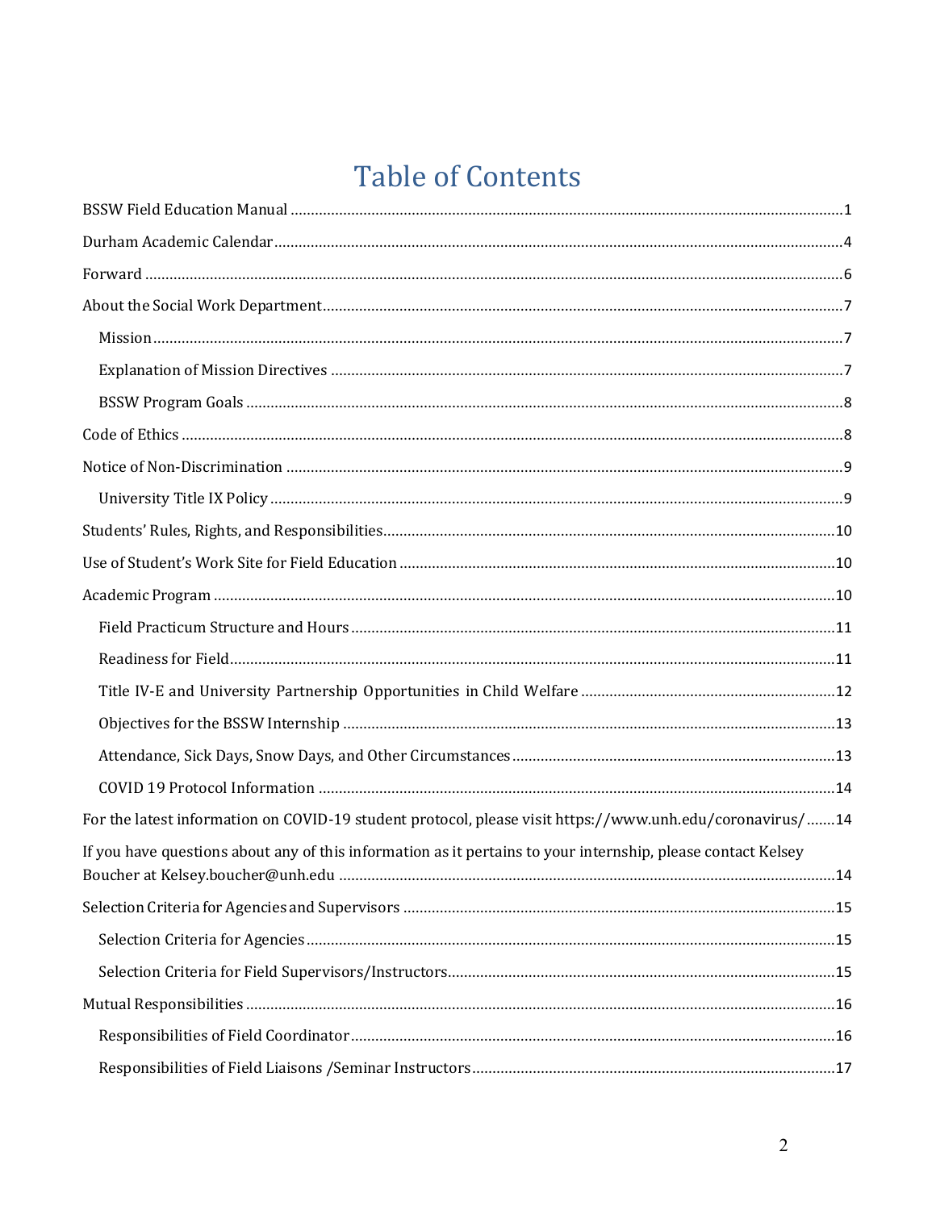# Table of Contents

BSSW Field Education Manual ........................................................................................................................1

Durham Academic Calendar ...........................................................................................................................4

Forward ..........................................................................................................................................................6

About the Social Work Department ..................................................................................................................7

- Mission ........................................................................................................................................................7
- Explanation of Mission Directives ..................................................................................................................7
- BSSW Program Goals ...................................................................................................................................8

Code of Ethics ..................................................................................................................................................8

Notice of Non-Discrimination ..........................................................................................................................9

- University Title IX Policy ...............................................................................................................................9

Students' Rules, Rights, and Responsibilities ...................................................................................................10

Use of Student's Work Site for Field Education ..............................................................................................10

Academic Program .........................................................................................................................................10

- Field Practicum Structure and Hours ...........................................................................................................11
- Readiness for Field .......................................................................................................................................11
- Title IV-E and University Partnership Opportunities in Child Welfare ........................................................12
- Objectives for the BSSW Internship ..............................................................................................................13
- Attendance, Sick Days, Snow Days, and Other Circumstances ......................................................................13
- COVID 19 Protocol Information ..................................................................................................................14

For the latest information on COVID-19 student protocol, please visit https://www.unh.edu/coronavirus/ .......14

If you have questions about any of this information as it pertains to your internship, please contact Kelsey Boucher at Kelsey.boucher@unh.edu ..........................................................................................................14

Selection Criteria for Agencies and Supervisors ..............................................................................................15

- Selection Criteria for Agencies .....................................................................................................................15
- Selection Criteria for Field Supervisors/Instructors .......................................................................................15

Mutual Responsibilities ...................................................................................................................................16

- Responsibilities of Field Coordinator ...........................................................................................................16
- Responsibilities of Field Liaisons /Seminar Instructors .................................................................................17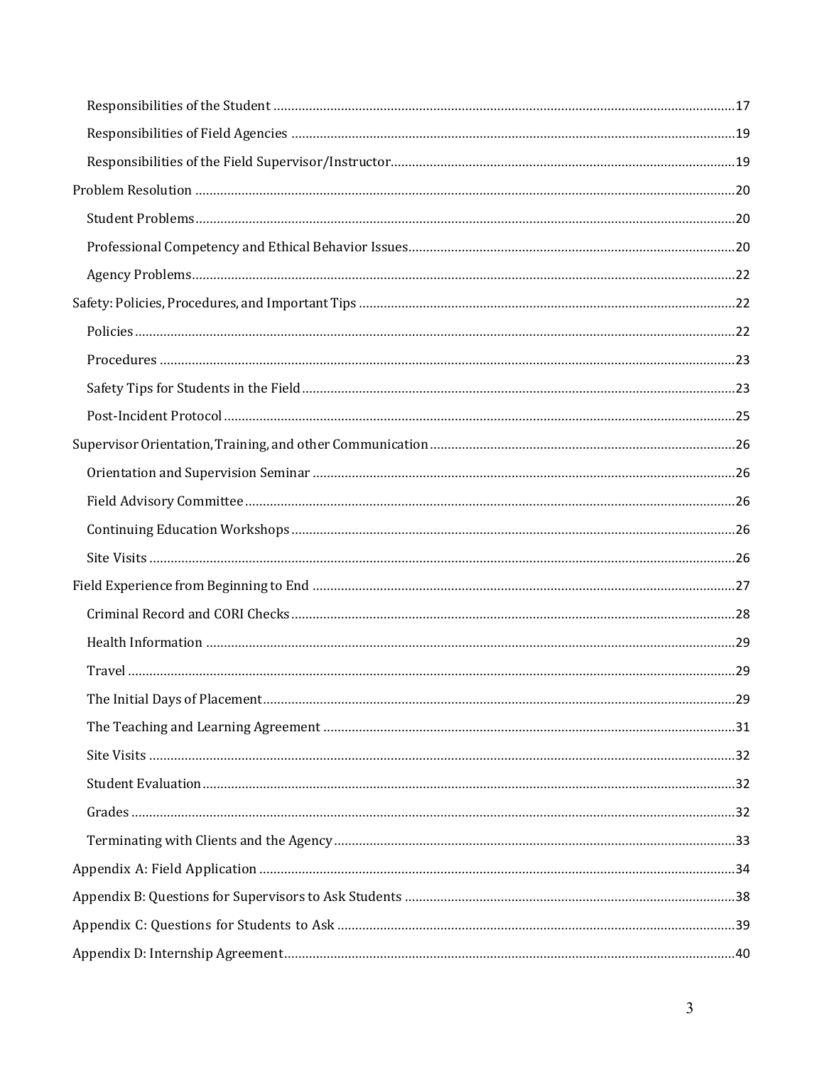- Responsibilities of the Student ....................................................................................................17
- Responsibilities of Field Agencies ..................................................................................................19
- Responsibilities of the Field Supervisor/Instructor..........................................................................19

Problem Resolution ...............................................................................................................................20

- Student Problems................................................................................................................................20
- Professional Competency and Ethical Behavior Issues.....................................................................20
- Agency Problems................................................................................................................................22

Safety: Policies, Procedures, and Important Tips ....................................................................................22

- Policies ...............................................................................................................................................22
- Procedures ..........................................................................................................................................23
- Safety Tips for Students in the Field..................................................................................................23
- Post-Incident Protocol ........................................................................................................................25

Supervisor Orientation, Training, and other Communication...................................................................26

- Orientation and Supervision Seminar ................................................................................................26
- Field Advisory Committee..................................................................................................................26
- Continuing Education Workshops......................................................................................................26
- Site Visits ............................................................................................................................................26

Field Experience from Beginning to End .................................................................................................27

- Criminal Record and CORI Checks....................................................................................................28
- Health Information .............................................................................................................................29
- Travel ..................................................................................................................................................29
- The Initial Days of Placement.............................................................................................................29
- The Teaching and Learning Agreement .............................................................................................31
- Site Visits ............................................................................................................................................32
- Student Evaluation..............................................................................................................................32
- Grades .................................................................................................................................................32
- Terminating with Clients and the Agency .........................................................................................33

Appendix A: Field Application ................................................................................................................34

Appendix B: Questions for Supervisors to Ask Students .........................................................................38

Appendix C: Questions for Students to Ask ............................................................................................39

Appendix D: Internship Agreement..........................................................................................................40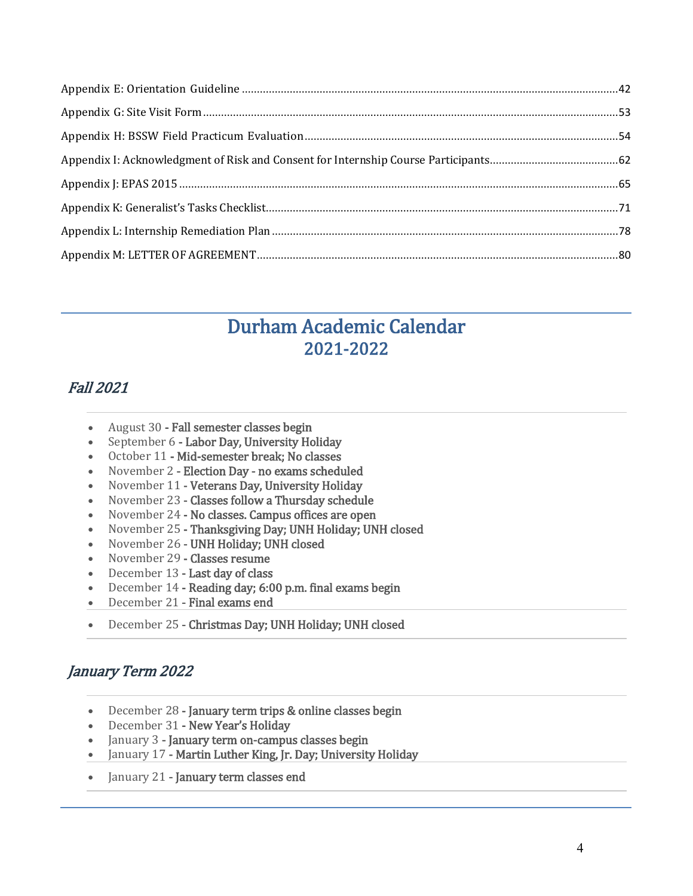Appendix E: Orientation Guideline ....................................................................................................................42

Appendix G: Site Visit Form ..............................................................................................................................53

Appendix H: BSSW Field Practicum Evaluation ..........................................................................................54

Appendix I: Acknowledgment of Risk and Consent for Internship Course Participants...................................62

Appendix J: EPAS 2015 .........................................................................................................................................65

Appendix K: Generalist's Tasks Checklist.......................................................................................................71

Appendix L: Internship Remediation Plan ......................................................................................................78

Appendix M: LETTER OF AGREEMENT ..........................................................................................................80

# Durham Academic Calendar 2021-2022

## *Fall 2021*

- August 30 **- Fall semester classes begin**
- September 6 **- Labor Day, University Holiday**
- October 11 **- Mid-semester break; No classes**
- November 2 **- Election Day - no exams scheduled**
- November 11 **- Veterans Day, University Holiday**
- November 23 **- Classes follow a Thursday schedule**
- November 24 **- No classes. Campus offices are open**
- November 25 **- Thanksgiving Day; UNH Holiday; UNH closed**
- November 26 **- UNH Holiday; UNH closed**
- November 29 **- Classes resume**
- December 13 **- Last day of class**
- December 14 **- Reading day; 6:00 p.m. final exams begin**
- December 21 **- Final exams end**
- December 25 **- Christmas Day; UNH Holiday; UNH closed**

## *January Term 2022*

- December 28 **- January term trips & online classes begin**
- December 31 **- New Year's Holiday**
- January 3 **- January term on-campus classes begin**
- January 17 **- Martin Luther King, Jr. Day; University Holiday**
- January 21 **- January term classes end**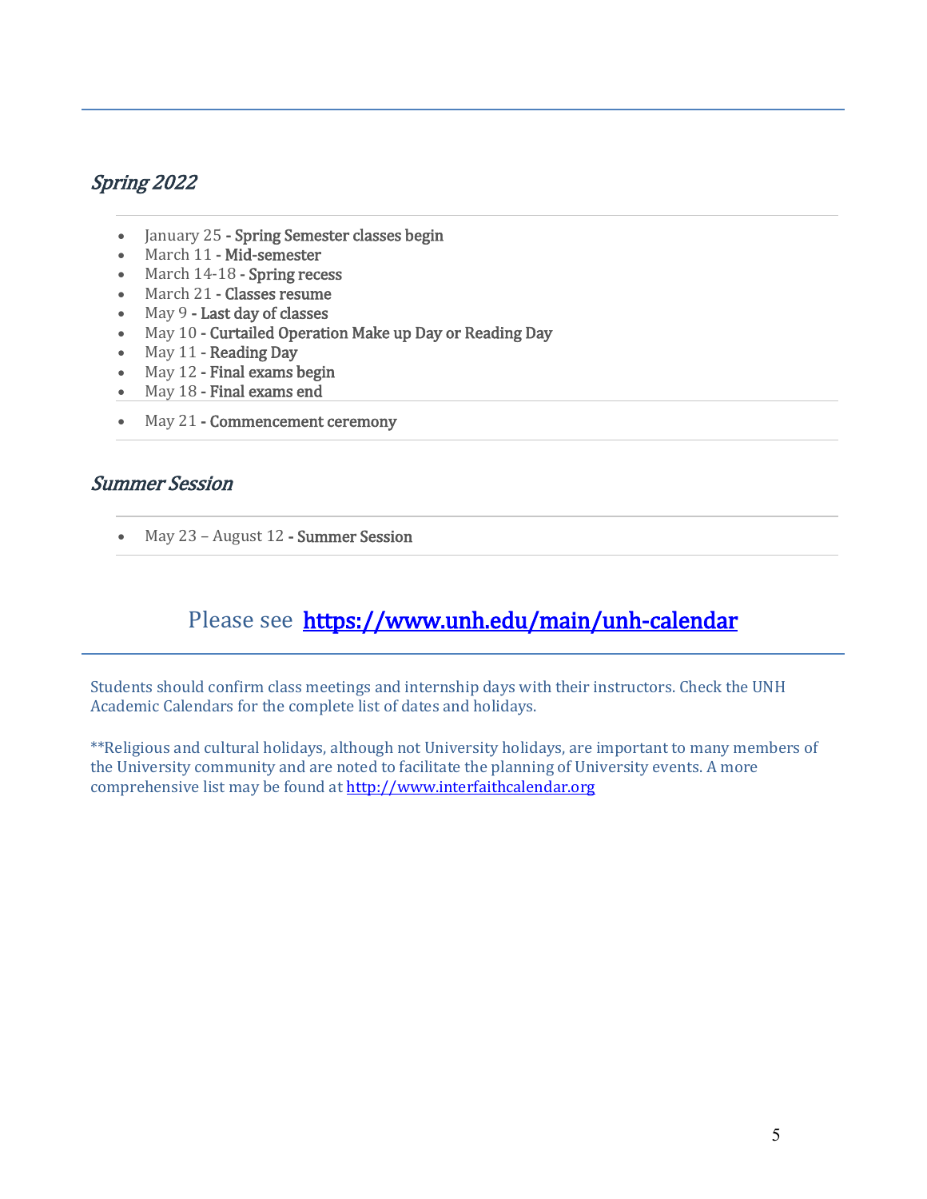## *Spring 2022*

- January 25 **- Spring Semester classes begin**
- March 11 **- Mid-semester**
- March 14-18 **- Spring recess**
- March 21 **- Classes resume**
- May 9 **- Last day of classes**
- May 10 **- Curtailed Operation Make up Day or Reading Day**
- May 11 **- Reading Day**
- May 12 **- Final exams begin**
- May 18 **- Final exams end**
- May 21 **- Commencement ceremony**

## *Summer Session*

- May 23 – August 12 **- Summer Session**

### Please see **[https://www.unh.edu/main/unh-calendar](https://www.unh.edu/main/unh-calendar)**

Students should confirm class meetings and internship days with their instructors. Check the UNH Academic Calendars for the complete list of dates and holidays.

**Religious and cultural holidays, although not University holidays, are important to many members of the University community and are noted to facilitate the planning of University events. A more comprehensive list may be found at [http://www.interfaithcalendar.org](http://www.interfaithcalendar.org)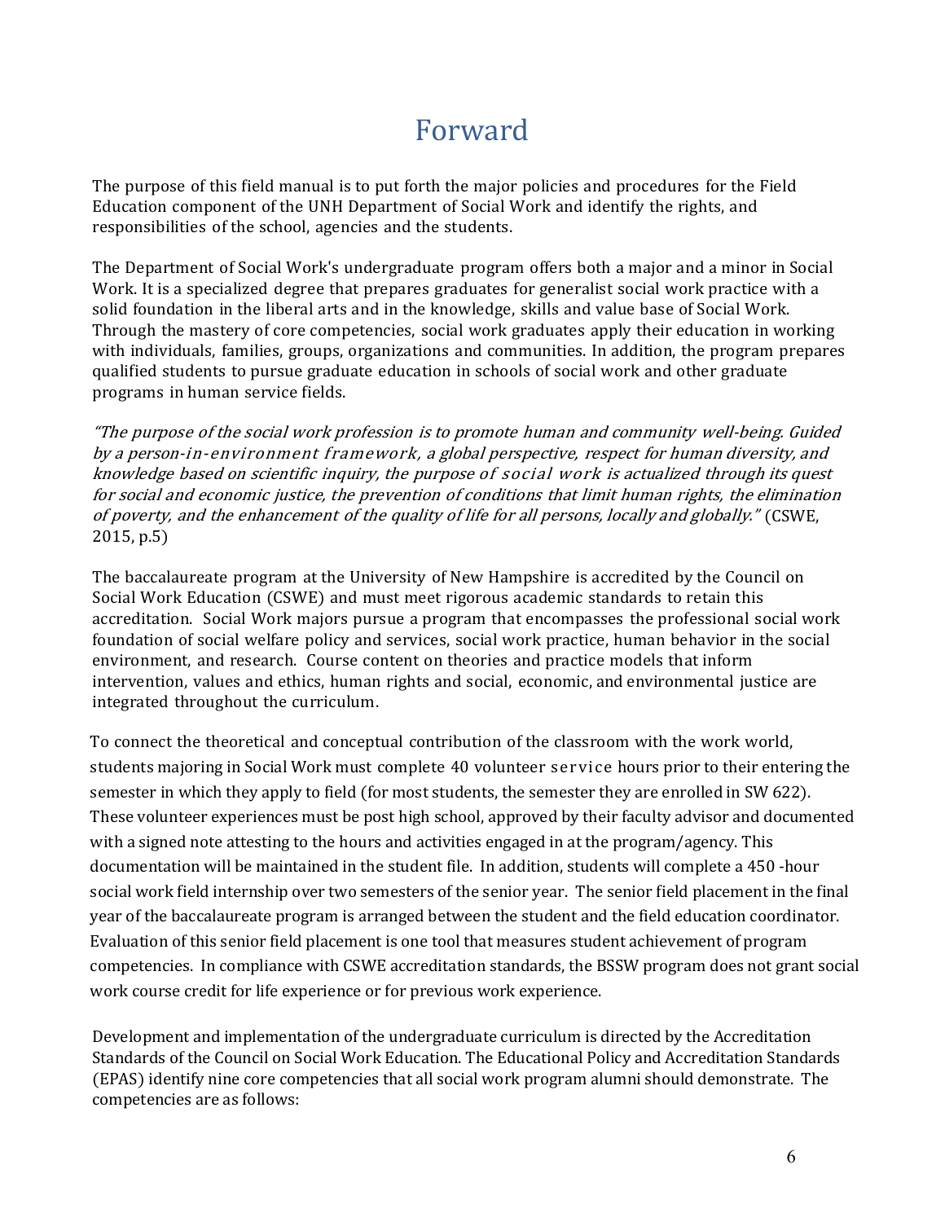# Forward

The purpose of this field manual is to put forth the major policies and procedures for the Field Education component of the UNH Department of Social Work and identify the rights, and responsibilities of the school, agencies and the students.

The Department of Social Work's undergraduate program offers both a major and a minor in Social Work. It is a specialized degree that prepares graduates for generalist social work practice with a solid foundation in the liberal arts and in the knowledge, skills and value base of Social Work. Through the mastery of core competencies, social work graduates apply their education in working with individuals, families, groups, organizations and communities. In addition, the program prepares qualified students to pursue graduate education in schools of social work and other graduate programs in human service fields.

*"The purpose of the social work profession is to promote human and community well-being. Guided by a person-in-environment framework, a global perspective, respect for human diversity, and knowledge based on scientific inquiry, the purpose of social work is actualized through its quest for social and economic justice, the prevention of conditions that limit human rights, the elimination of poverty, and the enhancement of the quality of life for all persons, locally and globally."* (CSWE, 2015, p.5)

The baccalaureate program at the University of New Hampshire is accredited by the Council on Social Work Education (CSWE) and must meet rigorous academic standards to retain this accreditation. Social Work majors pursue a program that encompasses the professional social work foundation of social welfare policy and services, social work practice, human behavior in the social environment, and research. Course content on theories and practice models that inform intervention, values and ethics, human rights and social, economic, and environmental justice are integrated throughout the curriculum.

To connect the theoretical and conceptual contribution of the classroom with the work world, students majoring in Social Work must complete 40 volunteer service hours prior to their entering the semester in which they apply to field (for most students, the semester they are enrolled in SW 622). These volunteer experiences must be post high school, approved by their faculty advisor and documented with a signed note attesting to the hours and activities engaged in at the program/agency. This documentation will be maintained in the student file. In addition, students will complete a 450 -hour social work field internship over two semesters of the senior year. The senior field placement in the final year of the baccalaureate program is arranged between the student and the field education coordinator. Evaluation of this senior field placement is one tool that measures student achievement of program competencies. In compliance with CSWE accreditation standards, the BSSW program does not grant social work course credit for life experience or for previous work experience.

Development and implementation of the undergraduate curriculum is directed by the Accreditation Standards of the Council on Social Work Education. The Educational Policy and Accreditation Standards (EPAS) identify nine core competencies that all social work program alumni should demonstrate. The competencies are as follows: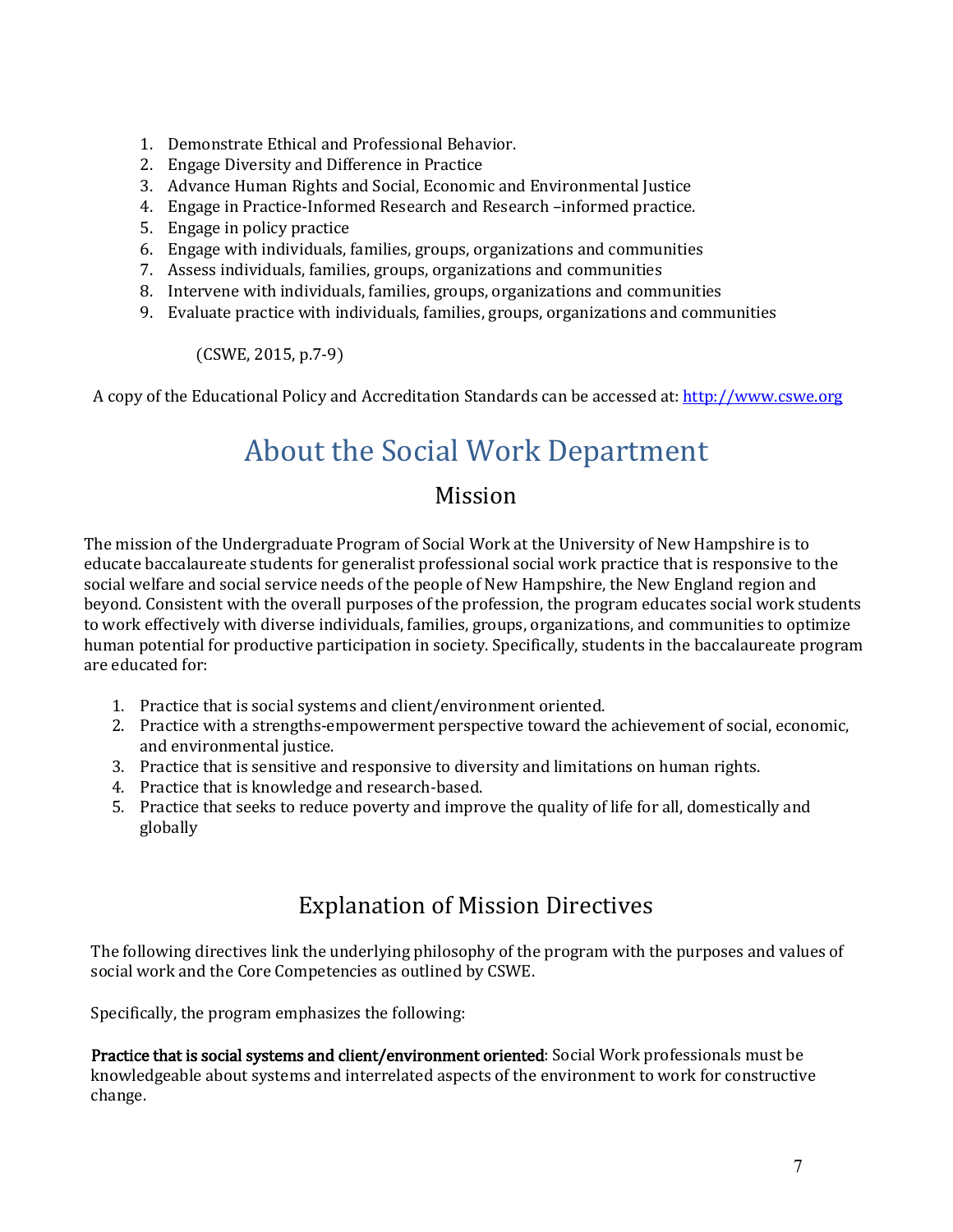1. Demonstrate Ethical and Professional Behavior.
2. Engage Diversity and Difference in Practice
3. Advance Human Rights and Social, Economic and Environmental Justice
4. Engage in Practice-Informed Research and Research –informed practice.
5. Engage in policy practice
6. Engage with individuals, families, groups, organizations and communities
7. Assess individuals, families, groups, organizations and communities
8. Intervene with individuals, families, groups, organizations and communities
9. Evaluate practice with individuals, families, groups, organizations and communities

(CSWE, 2015, p.7-9)

A copy of the Educational Policy and Accreditation Standards can be accessed at: [http://www.cswe.org](http://www.cswe.org)

# About the Social Work Department

## Mission

The mission of the Undergraduate Program of Social Work at the University of New Hampshire is to educate baccalaureate students for generalist professional social work practice that is responsive to the social welfare and social service needs of the people of New Hampshire, the New England region and beyond. Consistent with the overall purposes of the profession, the program educates social work students to work effectively with diverse individuals, families, groups, organizations, and communities to optimize human potential for productive participation in society. Specifically, students in the baccalaureate program are educated for:

1. Practice that is social systems and client/environment oriented.
2. Practice with a strengths-empowerment perspective toward the achievement of social, economic, and environmental justice.
3. Practice that is sensitive and responsive to diversity and limitations on human rights.
4. Practice that is knowledge and research-based.
5. Practice that seeks to reduce poverty and improve the quality of life for all, domestically and globally

## Explanation of Mission Directives

The following directives link the underlying philosophy of the program with the purposes and values of social work and the Core Competencies as outlined by CSWE.

Specifically, the program emphasizes the following:

**Practice that is social systems and client/environment oriented**: Social Work professionals must be knowledgeable about systems and interrelated aspects of the environment to work for constructive change.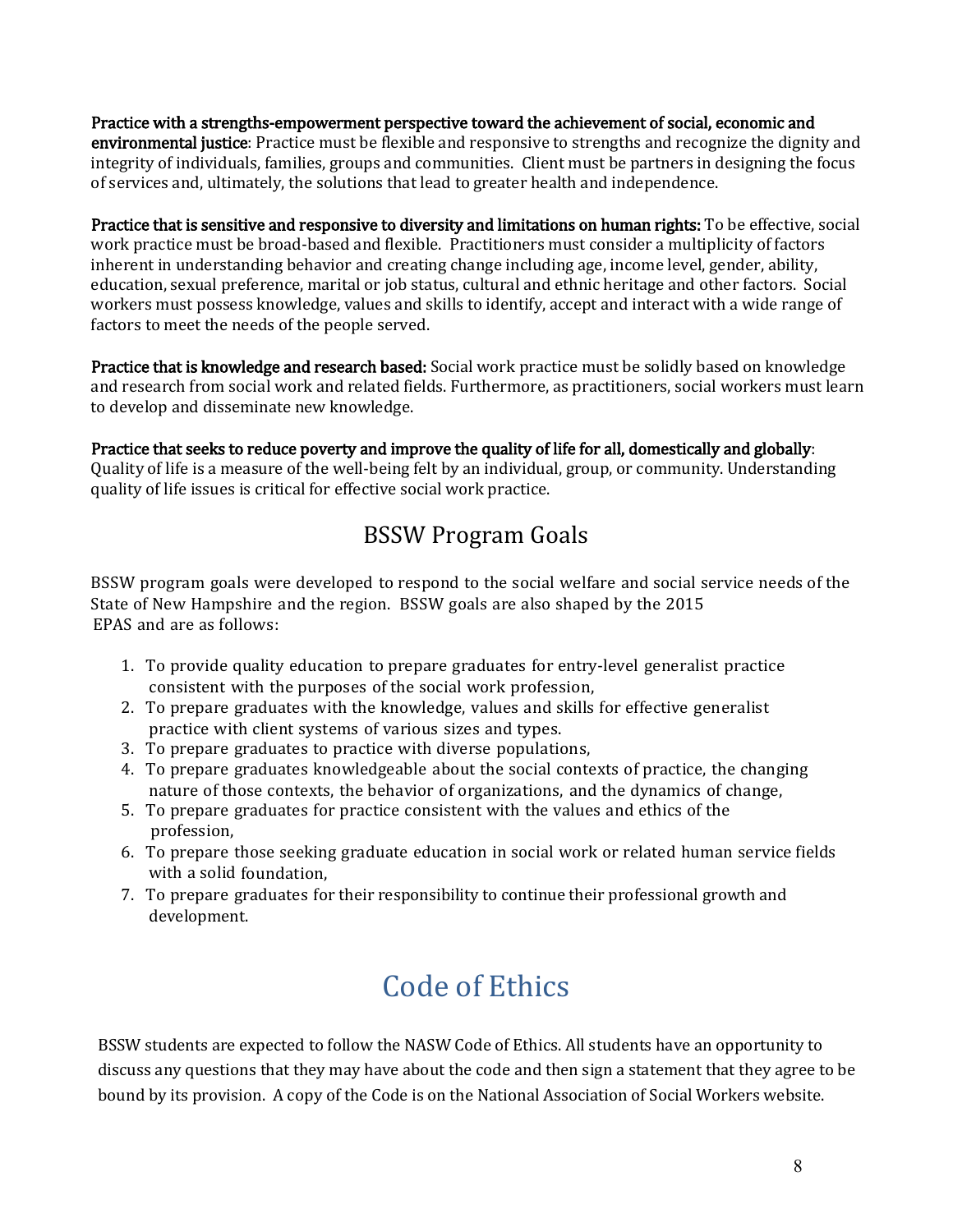**Practice with a strengths-empowerment perspective toward the achievement of social, economic and environmental justice**: Practice must be flexible and responsive to strengths and recognize the dignity and integrity of individuals, families, groups and communities. Client must be partners in designing the focus of services and, ultimately, the solutions that lead to greater health and independence.

**Practice that is sensitive and responsive to diversity and limitations on human rights:** To be effective, social work practice must be broad-based and flexible. Practitioners must consider a multiplicity of factors inherent in understanding behavior and creating change including age, income level, gender, ability, education, sexual preference, marital or job status, cultural and ethnic heritage and other factors. Social workers must possess knowledge, values and skills to identify, accept and interact with a wide range of factors to meet the needs of the people served.

**Practice that is knowledge and research based:** Social work practice must be solidly based on knowledge and research from social work and related fields. Furthermore, as practitioners, social workers must learn to develop and disseminate new knowledge.

**Practice that seeks to reduce poverty and improve the quality of life for all, domestically and globally**: Quality of life is a measure of the well-being felt by an individual, group, or community. Understanding quality of life issues is critical for effective social work practice.

## BSSW Program Goals

BSSW program goals were developed to respond to the social welfare and social service needs of the State of New Hampshire and the region. BSSW goals are also shaped by the 2015 EPAS and are as follows:

1. To provide quality education to prepare graduates for entry-level generalist practice consistent with the purposes of the social work profession,
2. To prepare graduates with the knowledge, values and skills for effective generalist practice with client systems of various sizes and types.
3. To prepare graduates to practice with diverse populations,
4. To prepare graduates knowledgeable about the social contexts of practice, the changing nature of those contexts, the behavior of organizations, and the dynamics of change,
5. To prepare graduates for practice consistent with the values and ethics of the profession,
6. To prepare those seeking graduate education in social work or related human service fields with a solid foundation,
7. To prepare graduates for their responsibility to continue their professional growth and development.

# Code of Ethics

BSSW students are expected to follow the NASW Code of Ethics. All students have an opportunity to discuss any questions that they may have about the code and then sign a statement that they agree to be bound by its provision. A copy of the Code is on the National Association of Social Workers website.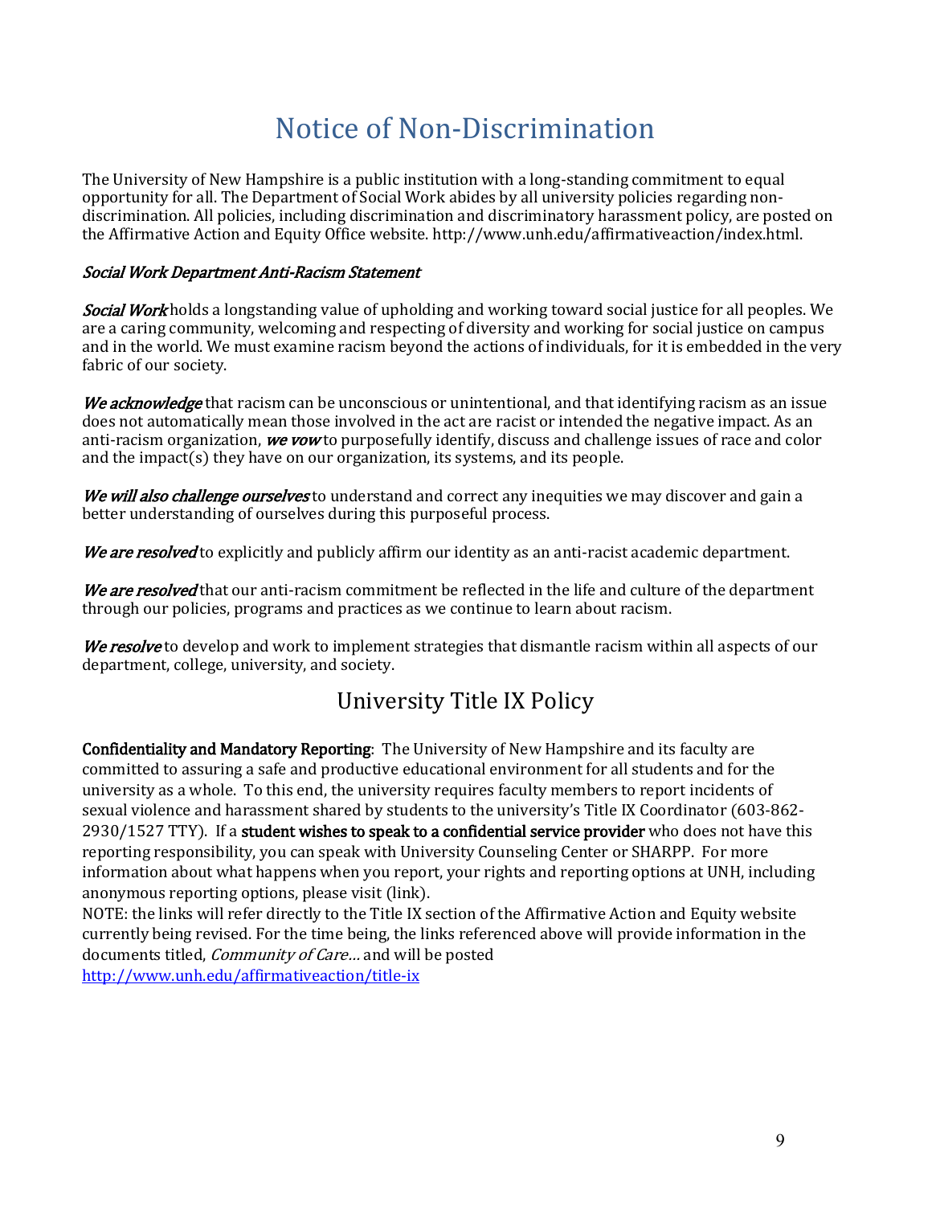# Notice of Non-Discrimination

The University of New Hampshire is a public institution with a long-standing commitment to equal opportunity for all. The Department of Social Work abides by all university policies regarding non-discrimination. All policies, including discrimination and discriminatory harassment policy, are posted on the Affirmative Action and Equity Office website. http://www.unh.edu/affirmativeaction/index.html.

***Social Work Department Anti-Racism Statement***

***Social Work*** holds a longstanding value of upholding and working toward social justice for all peoples. We are a caring community, welcoming and respecting of diversity and working for social justice on campus and in the world. We must examine racism beyond the actions of individuals, for it is embedded in the very fabric of our society.

***We acknowledge*** that racism can be unconscious or unintentional, and that identifying racism as an issue does not automatically mean those involved in the act are racist or intended the negative impact. As an anti-racism organization, ***we vow*** to purposefully identify, discuss and challenge issues of race and color and the impact(s) they have on our organization, its systems, and its people.

***We will also challenge ourselves*** to understand and correct any inequities we may discover and gain a better understanding of ourselves during this purposeful process.

***We are resolved*** to explicitly and publicly affirm our identity as an anti-racist academic department.

***We are resolved*** that our anti-racism commitment be reflected in the life and culture of the department through our policies, programs and practices as we continue to learn about racism.

***We resolve*** to develop and work to implement strategies that dismantle racism within all aspects of our department, college, university, and society.

## University Title IX Policy

**Confidentiality and Mandatory Reporting**: The University of New Hampshire and its faculty are committed to assuring a safe and productive educational environment for all students and for the university as a whole. To this end, the university requires faculty members to report incidents of sexual violence and harassment shared by students to the university's Title IX Coordinator (603-862-2930/1527 TTY). If a **student wishes to speak to a confidential service provider** who does not have this reporting responsibility, you can speak with University Counseling Center or SHARPP. For more information about what happens when you report, your rights and reporting options at UNH, including anonymous reporting options, please visit (link).
NOTE: the links will refer directly to the Title IX section of the Affirmative Action and Equity website currently being revised. For the time being, the links referenced above will provide information in the documents titled, *Community of Care…* and will be posted
http://www.unh.edu/affirmativeaction/title-ix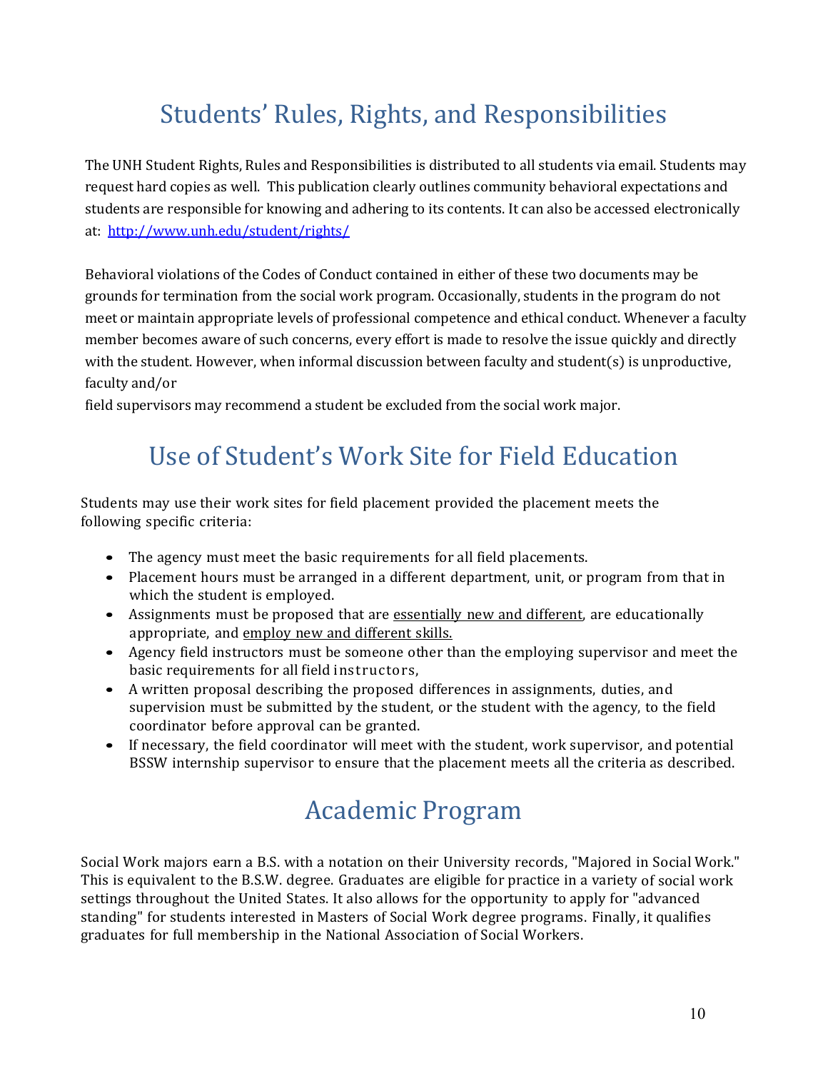# Students' Rules, Rights, and Responsibilities

The UNH Student Rights, Rules and Responsibilities is distributed to all students via email. Students may request hard copies as well. This publication clearly outlines community behavioral expectations and students are responsible for knowing and adhering to its contents. It can also be accessed electronically at: [http://www.unh.edu/student/rights/](http://www.unh.edu/student/rights/)

Behavioral violations of the Codes of Conduct contained in either of these two documents may be grounds for termination from the social work program. Occasionally, students in the program do not meet or maintain appropriate levels of professional competence and ethical conduct. Whenever a faculty member becomes aware of such concerns, every effort is made to resolve the issue quickly and directly with the student. However, when informal discussion between faculty and student(s) is unproductive, faculty and/or field supervisors may recommend a student be excluded from the social work major.

# Use of Student's Work Site for Field Education

Students may use their work sites for field placement provided the placement meets the following specific criteria:

- The agency must meet the basic requirements for all field placements.
- Placement hours must be arranged in a different department, unit, or program from that in which the student is employed.
- Assignments must be proposed that are <u>essentially new and different</u>, are educationally appropriate, and <u>employ new and different skills.</u>
- Agency field instructors must be someone other than the employing supervisor and meet the basic requirements for all field instructors,
- A written proposal describing the proposed differences in assignments, duties, and supervision must be submitted by the student, or the student with the agency, to the field coordinator before approval can be granted.
- If necessary, the field coordinator will meet with the student, work supervisor, and potential BSSW internship supervisor to ensure that the placement meets all the criteria as described.

# Academic Program

Social Work majors earn a B.S. with a notation on their University records, "Majored in Social Work." This is equivalent to the B.S.W. degree. Graduates are eligible for practice in a variety of social work settings throughout the United States. It also allows for the opportunity to apply for "advanced standing" for students interested in Masters of Social Work degree programs. Finally, it qualifies graduates for full membership in the National Association of Social Workers.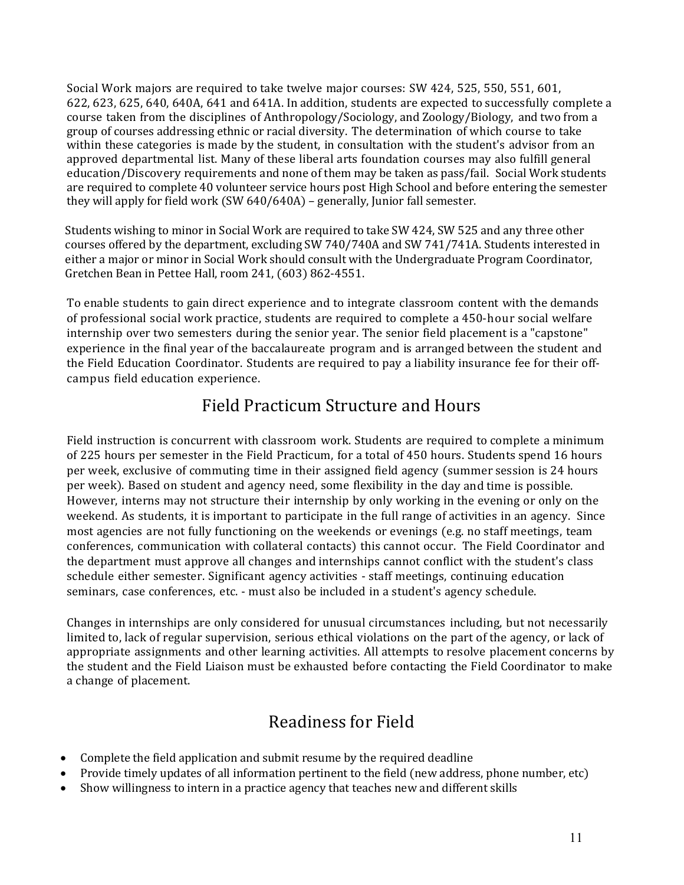Social Work majors are required to take twelve major courses: SW 424, 525, 550, 551, 601, 622, 623, 625, 640, 640A, 641 and 641A. In addition, students are expected to successfully complete a course taken from the disciplines of Anthropology/Sociology, and Zoology/Biology, and two from a group of courses addressing ethnic or racial diversity. The determination of which course to take within these categories is made by the student, in consultation with the student's advisor from an approved departmental list. Many of these liberal arts foundation courses may also fulfill general education/Discovery requirements and none of them may be taken as pass/fail. Social Work students are required to complete 40 volunteer service hours post High School and before entering the semester they will apply for field work (SW 640/640A) – generally, Junior fall semester.

Students wishing to minor in Social Work are required to take SW 424, SW 525 and any three other courses offered by the department, excluding SW 740/740A and SW 741/741A. Students interested in either a major or minor in Social Work should consult with the Undergraduate Program Coordinator, Gretchen Bean in Pettee Hall, room 241, (603) 862-4551.

To enable students to gain direct experience and to integrate classroom content with the demands of professional social work practice, students are required to complete a 450-hour social welfare internship over two semesters during the senior year. The senior field placement is a "capstone" experience in the final year of the baccalaureate program and is arranged between the student and the Field Education Coordinator. Students are required to pay a liability insurance fee for their off-campus field education experience.

## Field Practicum Structure and Hours

Field instruction is concurrent with classroom work. Students are required to complete a minimum of 225 hours per semester in the Field Practicum, for a total of 450 hours. Students spend 16 hours per week, exclusive of commuting time in their assigned field agency (summer session is 24 hours per week). Based on student and agency need, some flexibility in the day and time is possible. However, interns may not structure their internship by only working in the evening or only on the weekend. As students, it is important to participate in the full range of activities in an agency. Since most agencies are not fully functioning on the weekends or evenings (e.g. no staff meetings, team conferences, communication with collateral contacts) this cannot occur. The Field Coordinator and the department must approve all changes and internships cannot conflict with the student's class schedule either semester. Significant agency activities - staff meetings, continuing education seminars, case conferences, etc. - must also be included in a student's agency schedule.

Changes in internships are only considered for unusual circumstances including, but not necessarily limited to, lack of regular supervision, serious ethical violations on the part of the agency, or lack of appropriate assignments and other learning activities. All attempts to resolve placement concerns by the student and the Field Liaison must be exhausted before contacting the Field Coordinator to make a change of placement.

## Readiness for Field

- Complete the field application and submit resume by the required deadline
- Provide timely updates of all information pertinent to the field (new address, phone number, etc)
- Show willingness to intern in a practice agency that teaches new and different skills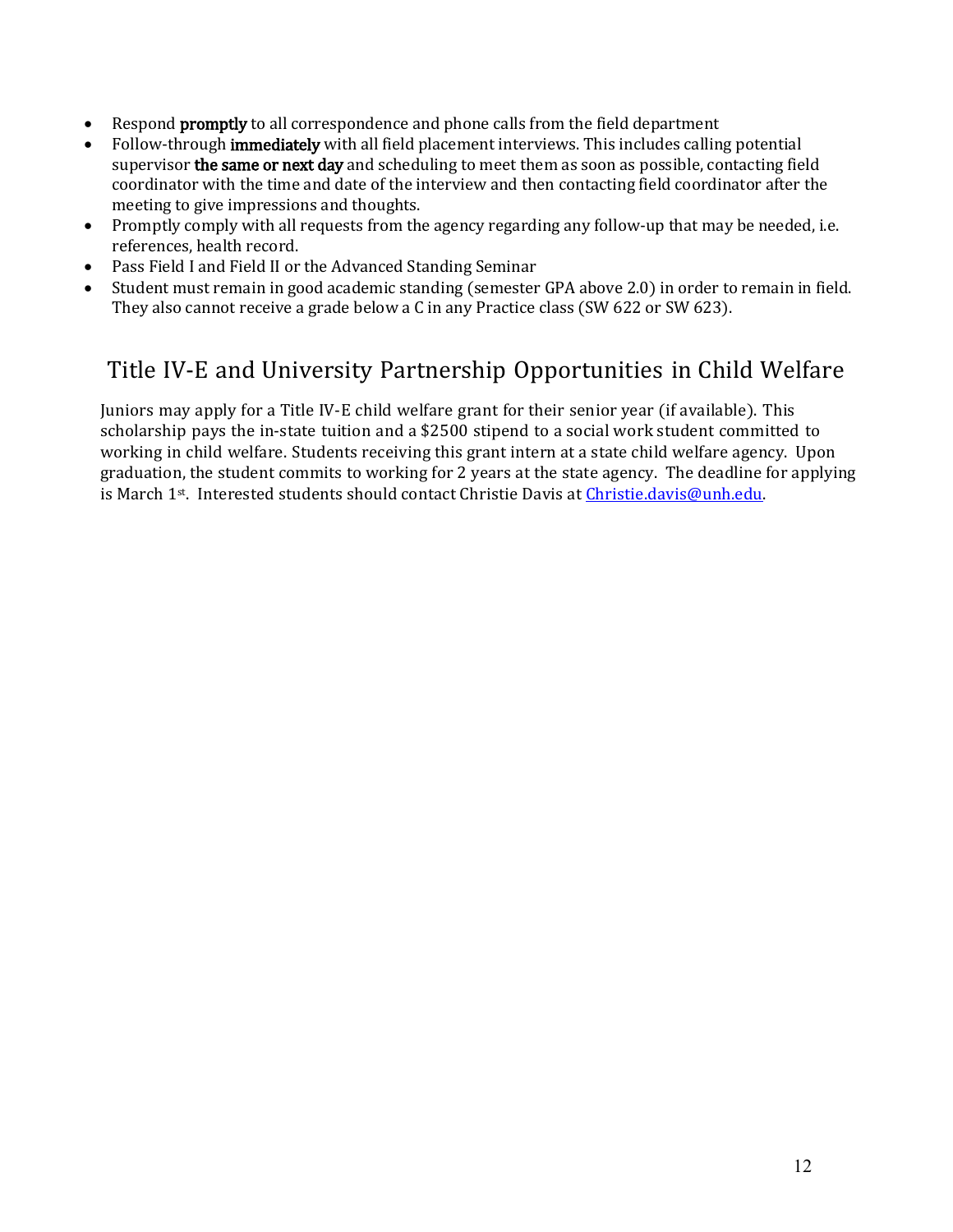- Respond **promptly** to all correspondence and phone calls from the field department
- Follow-through **immediately** with all field placement interviews. This includes calling potential supervisor **the same or next day** and scheduling to meet them as soon as possible, contacting field coordinator with the time and date of the interview and then contacting field coordinator after the meeting to give impressions and thoughts.
- Promptly comply with all requests from the agency regarding any follow-up that may be needed, i.e. references, health record.
- Pass Field I and Field II or the Advanced Standing Seminar
- Student must remain in good academic standing (semester GPA above 2.0) in order to remain in field. They also cannot receive a grade below a C in any Practice class (SW 622 or SW 623).

## Title IV-E and University Partnership Opportunities in Child Welfare

Juniors may apply for a Title IV-E child welfare grant for their senior year (if available). This scholarship pays the in-state tuition and a $2500 stipend to a social work student committed to working in child welfare. Students receiving this grant intern at a state child welfare agency. Upon graduation, the student commits to working for 2 years at the state agency. The deadline for applying is March 1st. Interested students should contact Christie Davis at Christie.davis@unh.edu.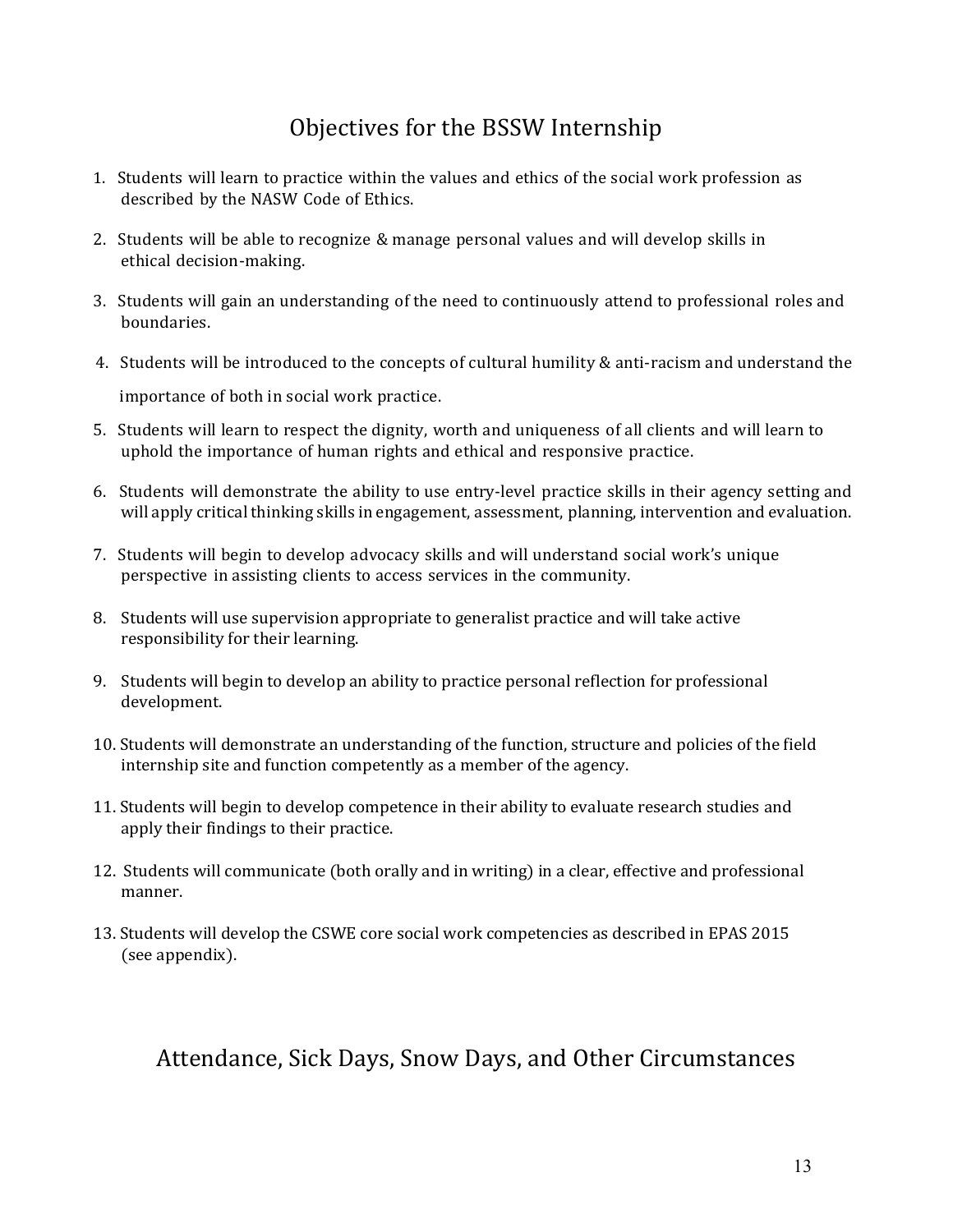## Objectives for the BSSW Internship

1. Students will learn to practice within the values and ethics of the social work profession as described by the NASW Code of Ethics.

2. Students will be able to recognize & manage personal values and will develop skills in ethical decision-making.

3. Students will gain an understanding of the need to continuously attend to professional roles and boundaries.

4. Students will be introduced to the concepts of cultural humility & anti-racism and understand the importance of both in social work practice.

5. Students will learn to respect the dignity, worth and uniqueness of all clients and will learn to uphold the importance of human rights and ethical and responsive practice.

6. Students will demonstrate the ability to use entry-level practice skills in their agency setting and will apply critical thinking skills in engagement, assessment, planning, intervention and evaluation.

7. Students will begin to develop advocacy skills and will understand social work's unique perspective in assisting clients to access services in the community.

8. Students will use supervision appropriate to generalist practice and will take active responsibility for their learning.

9. Students will begin to develop an ability to practice personal reflection for professional development.

10. Students will demonstrate an understanding of the function, structure and policies of the field internship site and function competently as a member of the agency.

11. Students will begin to develop competence in their ability to evaluate research studies and apply their findings to their practice.

12. Students will communicate (both orally and in writing) in a clear, effective and professional manner.

13. Students will develop the CSWE core social work competencies as described in EPAS 2015 (see appendix).

## Attendance, Sick Days, Snow Days, and Other Circumstances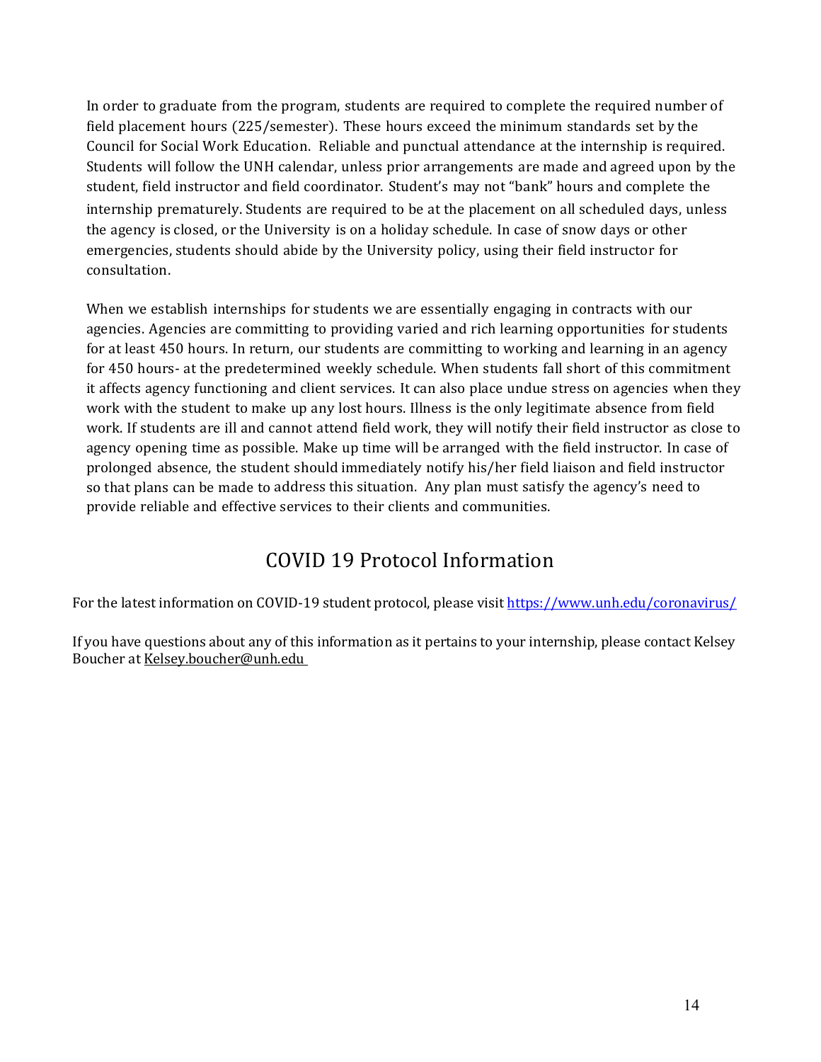In order to graduate from the program, students are required to complete the required number of field placement hours (225/semester). These hours exceed the minimum standards set by the Council for Social Work Education. Reliable and punctual attendance at the internship is required. Students will follow the UNH calendar, unless prior arrangements are made and agreed upon by the student, field instructor and field coordinator. Student's may not "bank" hours and complete the internship prematurely. Students are required to be at the placement on all scheduled days, unless the agency is closed, or the University is on a holiday schedule. In case of snow days or other emergencies, students should abide by the University policy, using their field instructor for consultation.

When we establish internships for students we are essentially engaging in contracts with our agencies. Agencies are committing to providing varied and rich learning opportunities for students for at least 450 hours. In return, our students are committing to working and learning in an agency for 450 hours- at the predetermined weekly schedule. When students fall short of this commitment it affects agency functioning and client services. It can also place undue stress on agencies when they work with the student to make up any lost hours. Illness is the only legitimate absence from field work. If students are ill and cannot attend field work, they will notify their field instructor as close to agency opening time as possible. Make up time will be arranged with the field instructor. In case of prolonged absence, the student should immediately notify his/her field liaison and field instructor so that plans can be made to address this situation. Any plan must satisfy the agency's need to provide reliable and effective services to their clients and communities.

## COVID 19 Protocol Information

For the latest information on COVID-19 student protocol, please visit [https://www.unh.edu/coronavirus/](https://www.unh.edu/coronavirus/)

If you have questions about any of this information as it pertains to your internship, please contact Kelsey Boucher at Kelsey.boucher@unh.edu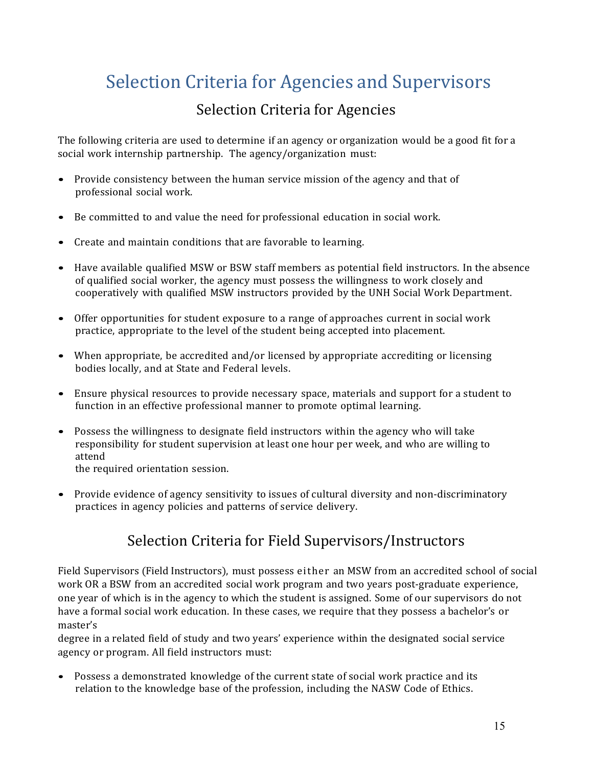# Selection Criteria for Agencies and Supervisors

## Selection Criteria for Agencies

The following criteria are used to determine if an agency or organization would be a good fit for a social work internship partnership. The agency/organization must:

- Provide consistency between the human service mission of the agency and that of professional social work.
- Be committed to and value the need for professional education in social work.
- Create and maintain conditions that are favorable to learning.
- Have available qualified MSW or BSW staff members as potential field instructors. In the absence of qualified social worker, the agency must possess the willingness to work closely and cooperatively with qualified MSW instructors provided by the UNH Social Work Department.
- Offer opportunities for student exposure to a range of approaches current in social work practice, appropriate to the level of the student being accepted into placement.
- When appropriate, be accredited and/or licensed by appropriate accrediting or licensing bodies locally, and at State and Federal levels.
- Ensure physical resources to provide necessary space, materials and support for a student to function in an effective professional manner to promote optimal learning.
- Possess the willingness to designate field instructors within the agency who will take responsibility for student supervision at least one hour per week, and who are willing to attend the required orientation session.
- Provide evidence of agency sensitivity to issues of cultural diversity and non-discriminatory practices in agency policies and patterns of service delivery.

## Selection Criteria for Field Supervisors/Instructors

Field Supervisors (Field Instructors), must possess either an MSW from an accredited school of social work OR a BSW from an accredited social work program and two years post-graduate experience, one year of which is in the agency to which the student is assigned. Some of our supervisors do not have a formal social work education. In these cases, we require that they possess a bachelor's or master's degree in a related field of study and two years' experience within the designated social service agency or program. All field instructors must:

- Possess a demonstrated knowledge of the current state of social work practice and its relation to the knowledge base of the profession, including the NASW Code of Ethics.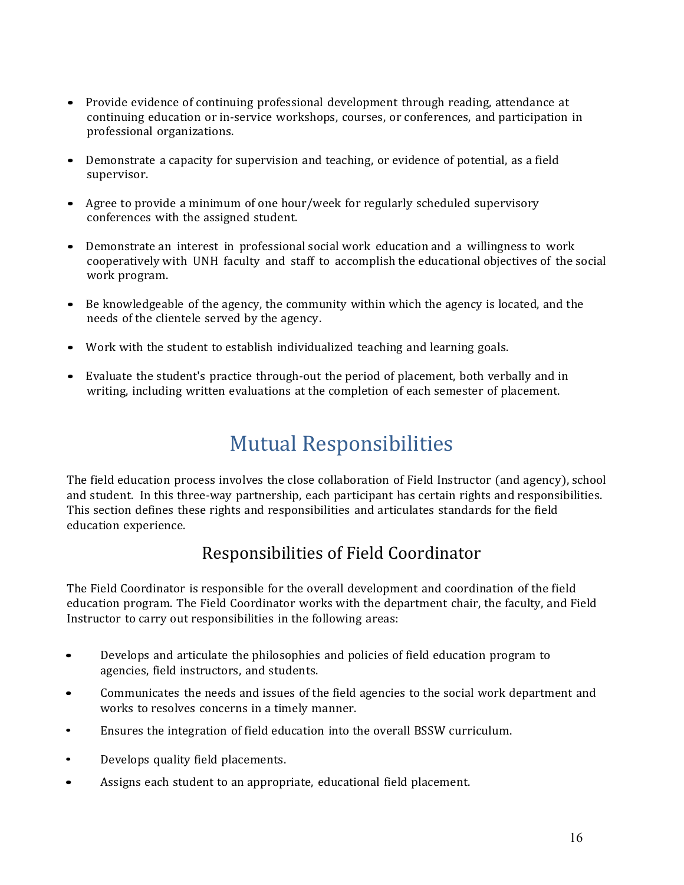- Provide evidence of continuing professional development through reading, attendance at continuing education or in-service workshops, courses, or conferences, and participation in professional organizations.
- Demonstrate a capacity for supervision and teaching, or evidence of potential, as a field supervisor.
- Agree to provide a minimum of one hour/week for regularly scheduled supervisory conferences with the assigned student.
- Demonstrate an interest in professional social work education and a willingness to work cooperatively with UNH faculty and staff to accomplish the educational objectives of the social work program.
- Be knowledgeable of the agency, the community within which the agency is located, and the needs of the clientele served by the agency.
- Work with the student to establish individualized teaching and learning goals.
- Evaluate the student's practice through-out the period of placement, both verbally and in writing, including written evaluations at the completion of each semester of placement.

# Mutual Responsibilities

The field education process involves the close collaboration of Field Instructor (and agency), school and student. In this three-way partnership, each participant has certain rights and responsibilities. This section defines these rights and responsibilities and articulates standards for the field education experience.

## Responsibilities of Field Coordinator

The Field Coordinator is responsible for the overall development and coordination of the field education program. The Field Coordinator works with the department chair, the faculty, and Field Instructor to carry out responsibilities in the following areas:

- Develops and articulate the philosophies and policies of field education program to agencies, field instructors, and students.
- Communicates the needs and issues of the field agencies to the social work department and works to resolves concerns in a timely manner.
- Ensures the integration of field education into the overall BSSW curriculum.
- Develops quality field placements.
- Assigns each student to an appropriate, educational field placement.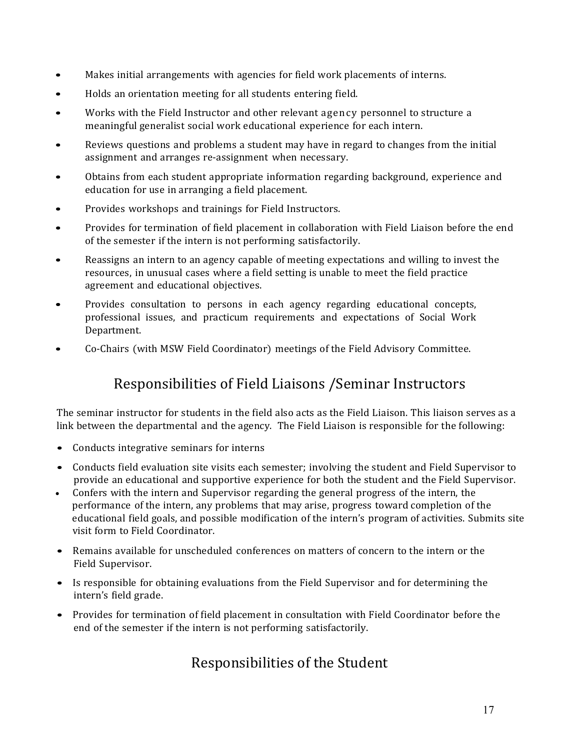- Makes initial arrangements with agencies for field work placements of interns.
- Holds an orientation meeting for all students entering field.
- Works with the Field Instructor and other relevant agency personnel to structure a meaningful generalist social work educational experience for each intern.
- Reviews questions and problems a student may have in regard to changes from the initial assignment and arranges re-assignment when necessary.
- Obtains from each student appropriate information regarding background, experience and education for use in arranging a field placement.
- Provides workshops and trainings for Field Instructors.
- Provides for termination of field placement in collaboration with Field Liaison before the end of the semester if the intern is not performing satisfactorily.
- Reassigns an intern to an agency capable of meeting expectations and willing to invest the resources, in unusual cases where a field setting is unable to meet the field practice agreement and educational objectives.
- Provides consultation to persons in each agency regarding educational concepts, professional issues, and practicum requirements and expectations of Social Work Department.
- Co-Chairs (with MSW Field Coordinator) meetings of the Field Advisory Committee.

## Responsibilities of Field Liaisons /Seminar Instructors

The seminar instructor for students in the field also acts as the Field Liaison. This liaison serves as a link between the departmental and the agency. The Field Liaison is responsible for the following:

- Conducts integrative seminars for interns
- Conducts field evaluation site visits each semester; involving the student and Field Supervisor to provide an educational and supportive experience for both the student and the Field Supervisor.
- Confers with the intern and Supervisor regarding the general progress of the intern, the performance of the intern, any problems that may arise, progress toward completion of the educational field goals, and possible modification of the intern's program of activities. Submits site visit form to Field Coordinator.
- Remains available for unscheduled conferences on matters of concern to the intern or the Field Supervisor.
- Is responsible for obtaining evaluations from the Field Supervisor and for determining the intern's field grade.
- Provides for termination of field placement in consultation with Field Coordinator before the end of the semester if the intern is not performing satisfactorily.

## Responsibilities of the Student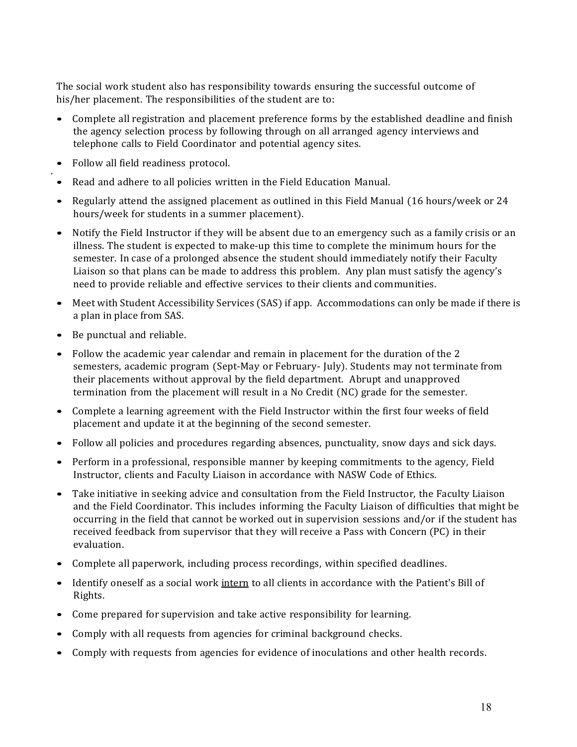The social work student also has responsibility towards ensuring the successful outcome of his/her placement. The responsibilities of the student are to:

- Complete all registration and placement preference forms by the established deadline and finish the agency selection process by following through on all arranged agency interviews and telephone calls to Field Coordinator and potential agency sites.
- Follow all field readiness protocol.
- Read and adhere to all policies written in the Field Education Manual.
- Regularly attend the assigned placement as outlined in this Field Manual (16 hours/week or 24 hours/week for students in a summer placement).
- Notify the Field Instructor if they will be absent due to an emergency such as a family crisis or an illness. The student is expected to make-up this time to complete the minimum hours for the semester. In case of a prolonged absence the student should immediately notify their Faculty Liaison so that plans can be made to address this problem. Any plan must satisfy the agency's need to provide reliable and effective services to their clients and communities.
- Meet with Student Accessibility Services (SAS) if app. Accommodations can only be made if there is a plan in place from SAS.
- Be punctual and reliable.
- Follow the academic year calendar and remain in placement for the duration of the 2 semesters, academic program (Sept-May or February- July). Students may not terminate from their placements without approval by the field department. Abrupt and unapproved termination from the placement will result in a No Credit (NC) grade for the semester.
- Complete a learning agreement with the Field Instructor within the first four weeks of field placement and update it at the beginning of the second semester.
- Follow all policies and procedures regarding absences, punctuality, snow days and sick days.
- Perform in a professional, responsible manner by keeping commitments to the agency, Field Instructor, clients and Faculty Liaison in accordance with NASW Code of Ethics.
- Take initiative in seeking advice and consultation from the Field Instructor, the Faculty Liaison and the Field Coordinator. This includes informing the Faculty Liaison of difficulties that might be occurring in the field that cannot be worked out in supervision sessions and/or if the student has received feedback from supervisor that they will receive a Pass with Concern (PC) in their evaluation.
- Complete all paperwork, including process recordings, within specified deadlines.
- Identify oneself as a social work <u>intern</u> to all clients in accordance with the Patient's Bill of Rights.
- Come prepared for supervision and take active responsibility for learning.
- Comply with all requests from agencies for criminal background checks.
- Comply with requests from agencies for evidence of inoculations and other health records.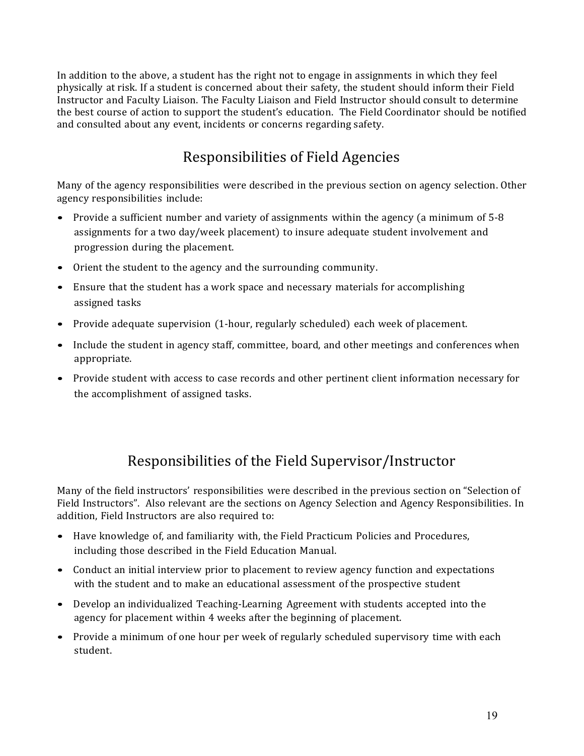In addition to the above, a student has the right not to engage in assignments in which they feel physically at risk. If a student is concerned about their safety, the student should inform their Field Instructor and Faculty Liaison. The Faculty Liaison and Field Instructor should consult to determine the best course of action to support the student's education. The Field Coordinator should be notified and consulted about any event, incidents or concerns regarding safety.

## Responsibilities of Field Agencies

Many of the agency responsibilities were described in the previous section on agency selection. Other agency responsibilities include:

- Provide a sufficient number and variety of assignments within the agency (a minimum of 5-8 assignments for a two day/week placement) to insure adequate student involvement and progression during the placement.
- Orient the student to the agency and the surrounding community.
- Ensure that the student has a work space and necessary materials for accomplishing assigned tasks
- Provide adequate supervision (1-hour, regularly scheduled) each week of placement.
- Include the student in agency staff, committee, board, and other meetings and conferences when appropriate.
- Provide student with access to case records and other pertinent client information necessary for the accomplishment of assigned tasks.

## Responsibilities of the Field Supervisor/Instructor

Many of the field instructors' responsibilities were described in the previous section on "Selection of Field Instructors". Also relevant are the sections on Agency Selection and Agency Responsibilities. In addition, Field Instructors are also required to:

- Have knowledge of, and familiarity with, the Field Practicum Policies and Procedures, including those described in the Field Education Manual.
- Conduct an initial interview prior to placement to review agency function and expectations with the student and to make an educational assessment of the prospective student
- Develop an individualized Teaching-Learning Agreement with students accepted into the agency for placement within 4 weeks after the beginning of placement.
- Provide a minimum of one hour per week of regularly scheduled supervisory time with each student.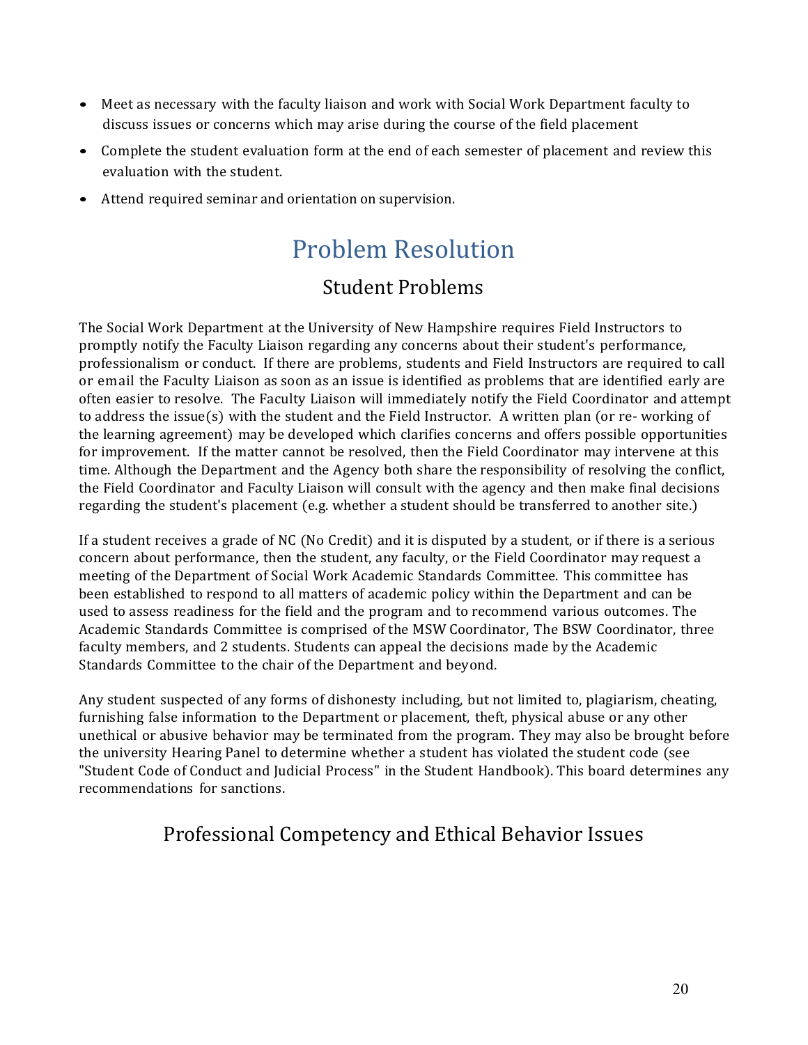- Meet as necessary with the faculty liaison and work with Social Work Department faculty to discuss issues or concerns which may arise during the course of the field placement
- Complete the student evaluation form at the end of each semester of placement and review this evaluation with the student.
- Attend required seminar and orientation on supervision.

# Problem Resolution

## Student Problems

The Social Work Department at the University of New Hampshire requires Field Instructors to promptly notify the Faculty Liaison regarding any concerns about their student's performance, professionalism or conduct. If there are problems, students and Field Instructors are required to call or email the Faculty Liaison as soon as an issue is identified as problems that are identified early are often easier to resolve. The Faculty Liaison will immediately notify the Field Coordinator and attempt to address the issue(s) with the student and the Field Instructor. A written plan (or re- working of the learning agreement) may be developed which clarifies concerns and offers possible opportunities for improvement. If the matter cannot be resolved, then the Field Coordinator may intervene at this time. Although the Department and the Agency both share the responsibility of resolving the conflict, the Field Coordinator and Faculty Liaison will consult with the agency and then make final decisions regarding the student's placement (e.g. whether a student should be transferred to another site.)

If a student receives a grade of NC (No Credit) and it is disputed by a student, or if there is a serious concern about performance, then the student, any faculty, or the Field Coordinator may request a meeting of the Department of Social Work Academic Standards Committee. This committee has been established to respond to all matters of academic policy within the Department and can be used to assess readiness for the field and the program and to recommend various outcomes. The Academic Standards Committee is comprised of the MSW Coordinator, The BSW Coordinator, three faculty members, and 2 students. Students can appeal the decisions made by the Academic Standards Committee to the chair of the Department and beyond.

Any student suspected of any forms of dishonesty including, but not limited to, plagiarism, cheating, furnishing false information to the Department or placement, theft, physical abuse or any other unethical or abusive behavior may be terminated from the program. They may also be brought before the university Hearing Panel to determine whether a student has violated the student code (see "Student Code of Conduct and Judicial Process" in the Student Handbook). This board determines any recommendations for sanctions.

## Professional Competency and Ethical Behavior Issues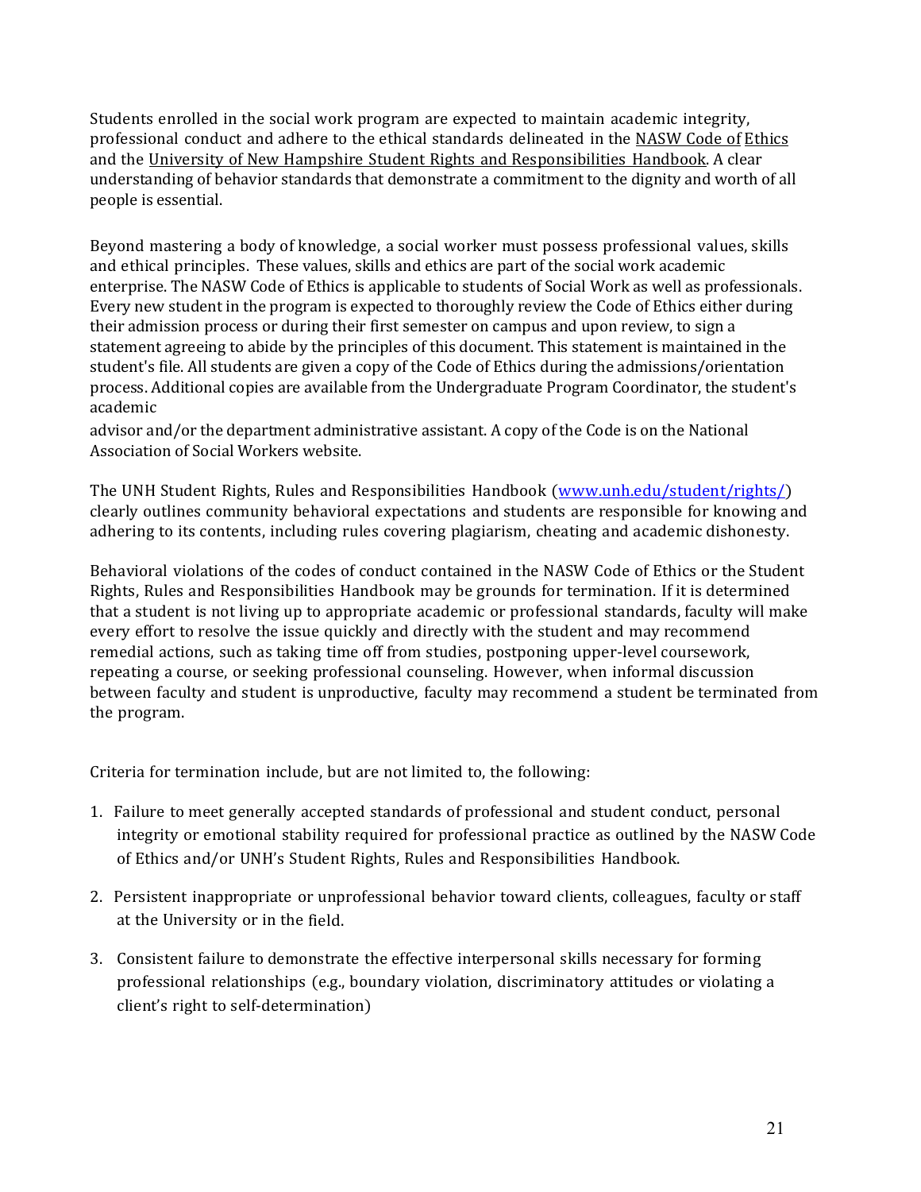Students enrolled in the social work program are expected to maintain academic integrity, professional conduct and adhere to the ethical standards delineated in the NASW Code of Ethics and the University of New Hampshire Student Rights and Responsibilities Handbook. A clear understanding of behavior standards that demonstrate a commitment to the dignity and worth of all people is essential.

Beyond mastering a body of knowledge, a social worker must possess professional values, skills and ethical principles. These values, skills and ethics are part of the social work academic enterprise. The NASW Code of Ethics is applicable to students of Social Work as well as professionals. Every new student in the program is expected to thoroughly review the Code of Ethics either during their admission process or during their first semester on campus and upon review, to sign a statement agreeing to abide by the principles of this document. This statement is maintained in the student's file. All students are given a copy of the Code of Ethics during the admissions/orientation process. Additional copies are available from the Undergraduate Program Coordinator, the student's academic advisor and/or the department administrative assistant. A copy of the Code is on the National Association of Social Workers website.

The UNH Student Rights, Rules and Responsibilities Handbook (www.unh.edu/student/rights/) clearly outlines community behavioral expectations and students are responsible for knowing and adhering to its contents, including rules covering plagiarism, cheating and academic dishonesty.

Behavioral violations of the codes of conduct contained in the NASW Code of Ethics or the Student Rights, Rules and Responsibilities Handbook may be grounds for termination. If it is determined that a student is not living up to appropriate academic or professional standards, faculty will make every effort to resolve the issue quickly and directly with the student and may recommend remedial actions, such as taking time off from studies, postponing upper-level coursework, repeating a course, or seeking professional counseling. However, when informal discussion between faculty and student is unproductive, faculty may recommend a student be terminated from the program.

Criteria for termination include, but are not limited to, the following:

1. Failure to meet generally accepted standards of professional and student conduct, personal integrity or emotional stability required for professional practice as outlined by the NASW Code of Ethics and/or UNH's Student Rights, Rules and Responsibilities Handbook.

2. Persistent inappropriate or unprofessional behavior toward clients, colleagues, faculty or staff at the University or in the field.

3. Consistent failure to demonstrate the effective interpersonal skills necessary for forming professional relationships (e.g., boundary violation, discriminatory attitudes or violating a client's right to self-determination)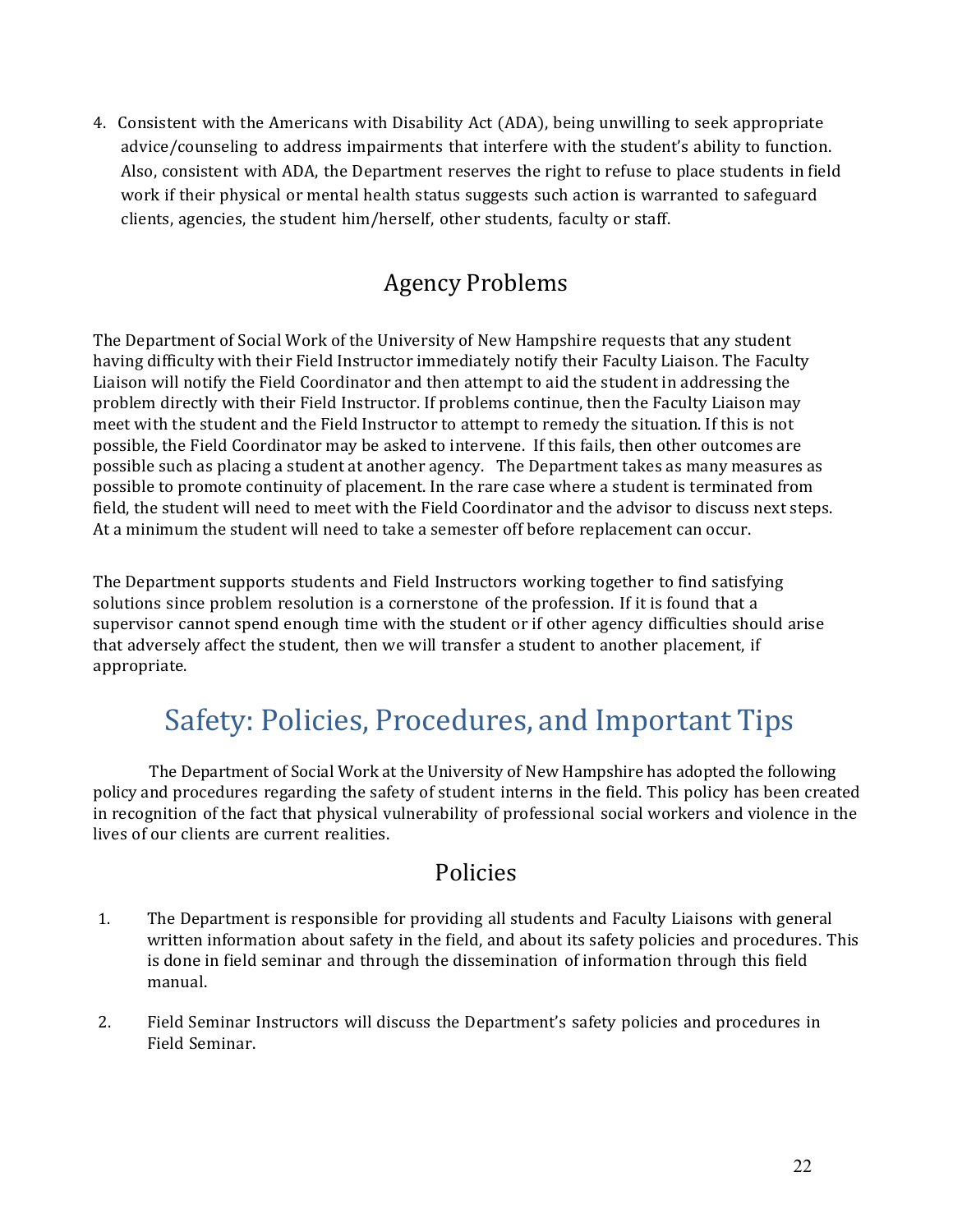4. Consistent with the Americans with Disability Act (ADA), being unwilling to seek appropriate advice/counseling to address impairments that interfere with the student's ability to function. Also, consistent with ADA, the Department reserves the right to refuse to place students in field work if their physical or mental health status suggests such action is warranted to safeguard clients, agencies, the student him/herself, other students, faculty or staff.

## Agency Problems

The Department of Social Work of the University of New Hampshire requests that any student having difficulty with their Field Instructor immediately notify their Faculty Liaison. The Faculty Liaison will notify the Field Coordinator and then attempt to aid the student in addressing the problem directly with their Field Instructor. If problems continue, then the Faculty Liaison may meet with the student and the Field Instructor to attempt to remedy the situation. If this is not possible, the Field Coordinator may be asked to intervene. If this fails, then other outcomes are possible such as placing a student at another agency. The Department takes as many measures as possible to promote continuity of placement. In the rare case where a student is terminated from field, the student will need to meet with the Field Coordinator and the advisor to discuss next steps. At a minimum the student will need to take a semester off before replacement can occur.

The Department supports students and Field Instructors working together to find satisfying solutions since problem resolution is a cornerstone of the profession. If it is found that a supervisor cannot spend enough time with the student or if other agency difficulties should arise that adversely affect the student, then we will transfer a student to another placement, if appropriate.

# Safety: Policies, Procedures, and Important Tips

The Department of Social Work at the University of New Hampshire has adopted the following policy and procedures regarding the safety of student interns in the field. This policy has been created in recognition of the fact that physical vulnerability of professional social workers and violence in the lives of our clients are current realities.

## Policies

1. The Department is responsible for providing all students and Faculty Liaisons with general written information about safety in the field, and about its safety policies and procedures. This is done in field seminar and through the dissemination of information through this field manual.

2. Field Seminar Instructors will discuss the Department's safety policies and procedures in Field Seminar.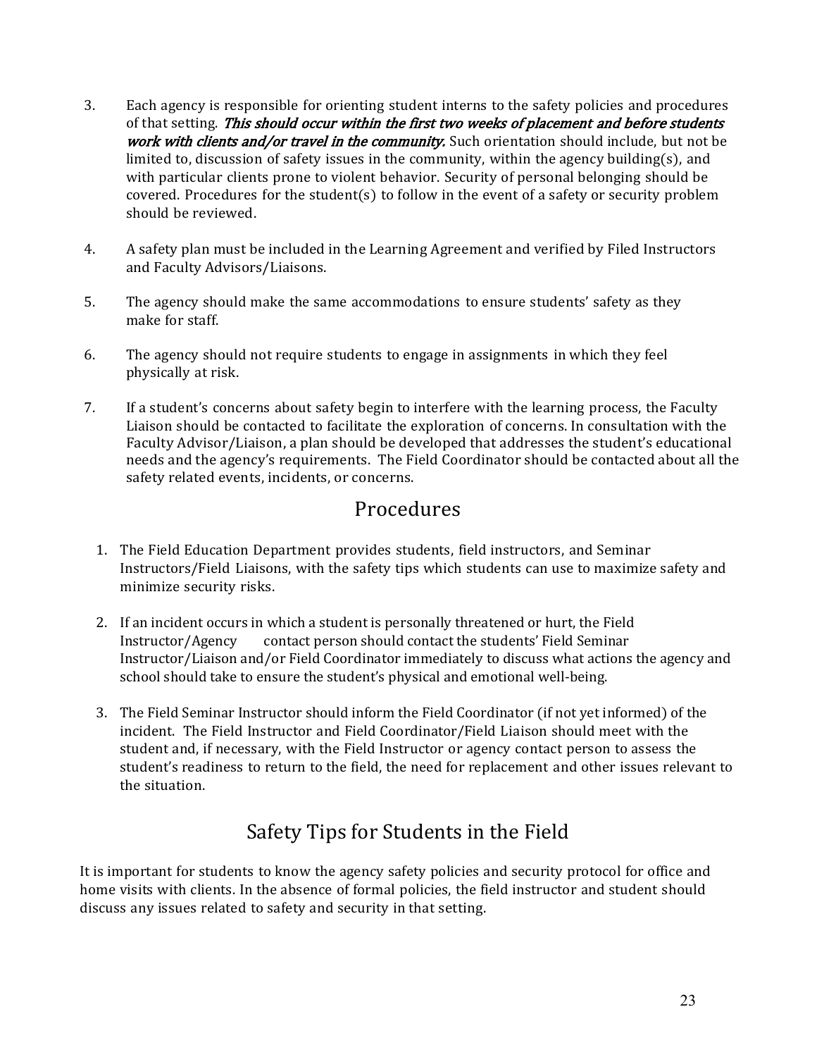3. Each agency is responsible for orienting student interns to the safety policies and procedures of that setting. ***This should occur within the first two weeks of placement and before students work with clients and/or travel in the community.*** Such orientation should include, but not be limited to, discussion of safety issues in the community, within the agency building(s), and with particular clients prone to violent behavior. Security of personal belonging should be covered. Procedures for the student(s) to follow in the event of a safety or security problem should be reviewed.

4. A safety plan must be included in the Learning Agreement and verified by Filed Instructors and Faculty Advisors/Liaisons.

5. The agency should make the same accommodations to ensure students' safety as they make for staff.

6. The agency should not require students to engage in assignments in which they feel physically at risk.

7. If a student's concerns about safety begin to interfere with the learning process, the Faculty Liaison should be contacted to facilitate the exploration of concerns. In consultation with the Faculty Advisor/Liaison, a plan should be developed that addresses the student's educational needs and the agency's requirements. The Field Coordinator should be contacted about all the safety related events, incidents, or concerns.

## Procedures

1. The Field Education Department provides students, field instructors, and Seminar Instructors/Field Liaisons, with the safety tips which students can use to maximize safety and minimize security risks.

2. If an incident occurs in which a student is personally threatened or hurt, the Field Instructor/Agency contact person should contact the students' Field Seminar Instructor/Liaison and/or Field Coordinator immediately to discuss what actions the agency and school should take to ensure the student's physical and emotional well-being.

3. The Field Seminar Instructor should inform the Field Coordinator (if not yet informed) of the incident. The Field Instructor and Field Coordinator/Field Liaison should meet with the student and, if necessary, with the Field Instructor or agency contact person to assess the student's readiness to return to the field, the need for replacement and other issues relevant to the situation.

## Safety Tips for Students in the Field

It is important for students to know the agency safety policies and security protocol for office and home visits with clients. In the absence of formal policies, the field instructor and student should discuss any issues related to safety and security in that setting.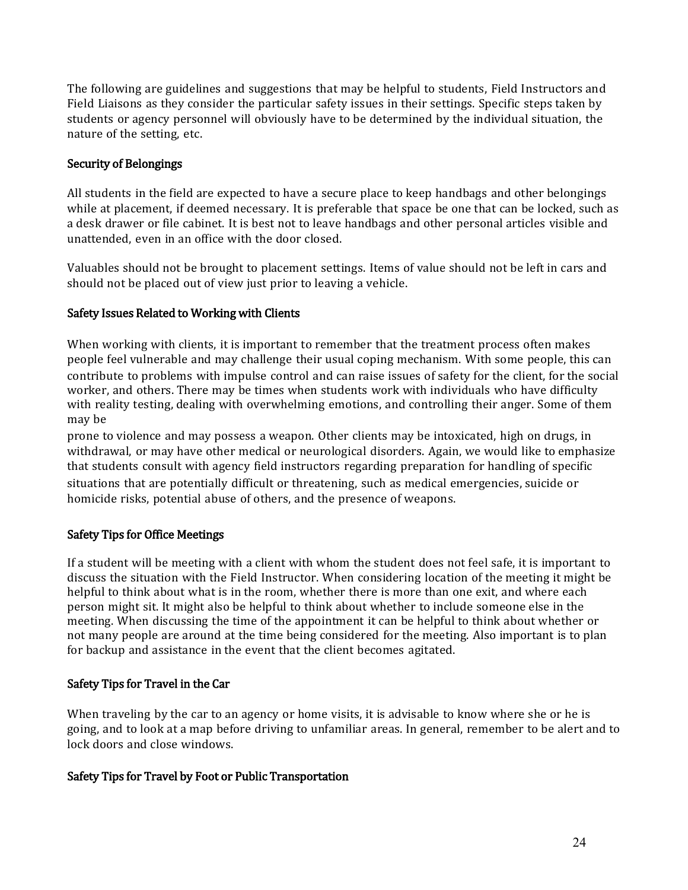The following are guidelines and suggestions that may be helpful to students, Field Instructors and Field Liaisons as they consider the particular safety issues in their settings. Specific steps taken by students or agency personnel will obviously have to be determined by the individual situation, the nature of the setting, etc.

### Security of Belongings

All students in the field are expected to have a secure place to keep handbags and other belongings while at placement, if deemed necessary. It is preferable that space be one that can be locked, such as a desk drawer or file cabinet. It is best not to leave handbags and other personal articles visible and unattended, even in an office with the door closed.

Valuables should not be brought to placement settings. Items of value should not be left in cars and should not be placed out of view just prior to leaving a vehicle.

### Safety Issues Related to Working with Clients

When working with clients, it is important to remember that the treatment process often makes people feel vulnerable and may challenge their usual coping mechanism. With some people, this can contribute to problems with impulse control and can raise issues of safety for the client, for the social worker, and others. There may be times when students work with individuals who have difficulty with reality testing, dealing with overwhelming emotions, and controlling their anger. Some of them may be prone to violence and may possess a weapon. Other clients may be intoxicated, high on drugs, in withdrawal, or may have other medical or neurological disorders. Again, we would like to emphasize that students consult with agency field instructors regarding preparation for handling of specific situations that are potentially difficult or threatening, such as medical emergencies, suicide or homicide risks, potential abuse of others, and the presence of weapons.

### Safety Tips for Office Meetings

If a student will be meeting with a client with whom the student does not feel safe, it is important to discuss the situation with the Field Instructor. When considering location of the meeting it might be helpful to think about what is in the room, whether there is more than one exit, and where each person might sit. It might also be helpful to think about whether to include someone else in the meeting. When discussing the time of the appointment it can be helpful to think about whether or not many people are around at the time being considered for the meeting. Also important is to plan for backup and assistance in the event that the client becomes agitated.

### Safety Tips for Travel in the Car

When traveling by the car to an agency or home visits, it is advisable to know where she or he is going, and to look at a map before driving to unfamiliar areas. In general, remember to be alert and to lock doors and close windows.

### Safety Tips for Travel by Foot or Public Transportation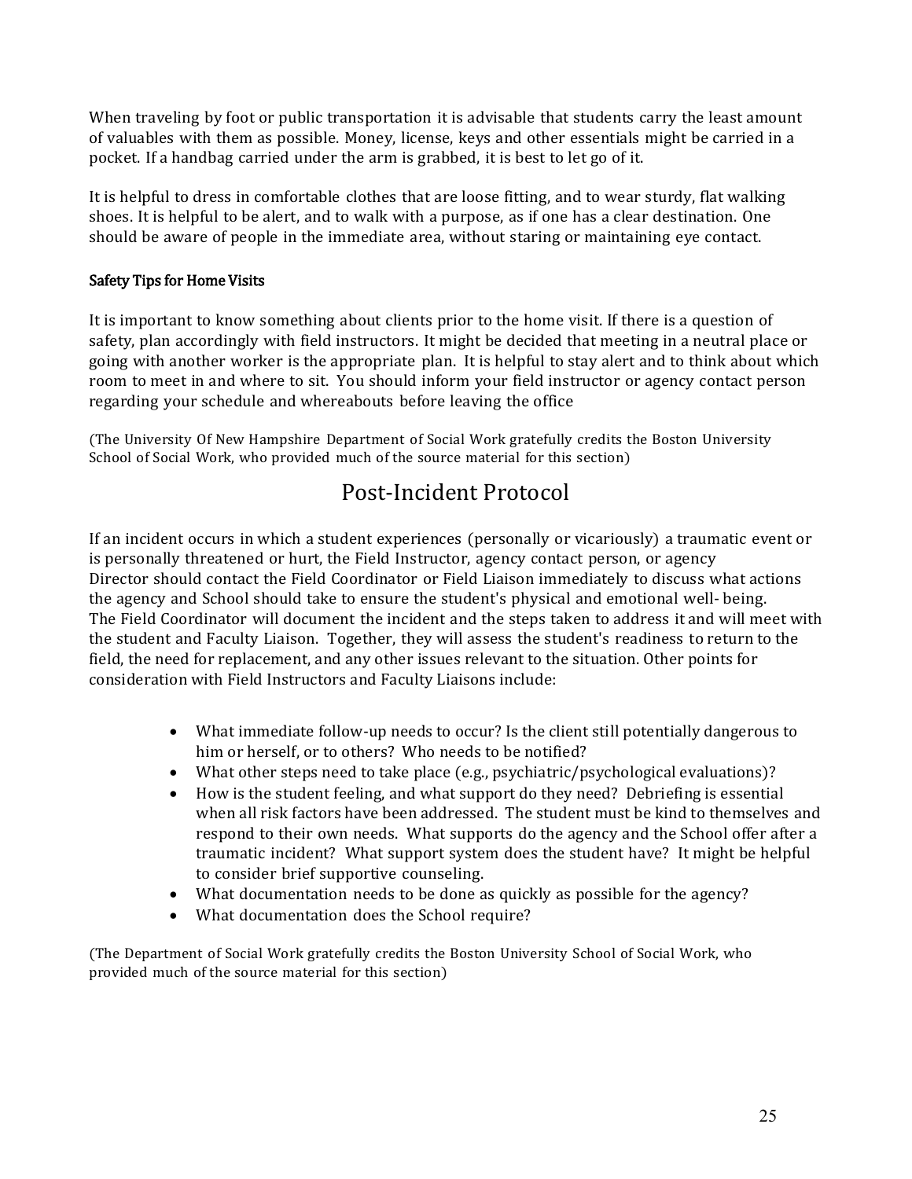When traveling by foot or public transportation it is advisable that students carry the least amount of valuables with them as possible. Money, license, keys and other essentials might be carried in a pocket. If a handbag carried under the arm is grabbed, it is best to let go of it.

It is helpful to dress in comfortable clothes that are loose fitting, and to wear sturdy, flat walking shoes. It is helpful to be alert, and to walk with a purpose, as if one has a clear destination. One should be aware of people in the immediate area, without staring or maintaining eye contact.

### Safety Tips for Home Visits

It is important to know something about clients prior to the home visit. If there is a question of safety, plan accordingly with field instructors. It might be decided that meeting in a neutral place or going with another worker is the appropriate plan. It is helpful to stay alert and to think about which room to meet in and where to sit. You should inform your field instructor or agency contact person regarding your schedule and whereabouts before leaving the office

(The University Of New Hampshire Department of Social Work gratefully credits the Boston University School of Social Work, who provided much of the source material for this section)

## Post-Incident Protocol

If an incident occurs in which a student experiences (personally or vicariously) a traumatic event or is personally threatened or hurt, the Field Instructor, agency contact person, or agency Director should contact the Field Coordinator or Field Liaison immediately to discuss what actions the agency and School should take to ensure the student's physical and emotional well- being. The Field Coordinator will document the incident and the steps taken to address it and will meet with the student and Faculty Liaison. Together, they will assess the student's readiness to return to the field, the need for replacement, and any other issues relevant to the situation. Other points for consideration with Field Instructors and Faculty Liaisons include:

- What immediate follow-up needs to occur? Is the client still potentially dangerous to him or herself, or to others? Who needs to be notified?
- What other steps need to take place (e.g., psychiatric/psychological evaluations)?
- How is the student feeling, and what support do they need? Debriefing is essential when all risk factors have been addressed. The student must be kind to themselves and respond to their own needs. What supports do the agency and the School offer after a traumatic incident? What support system does the student have? It might be helpful to consider brief supportive counseling.
- What documentation needs to be done as quickly as possible for the agency?
- What documentation does the School require?

(The Department of Social Work gratefully credits the Boston University School of Social Work, who provided much of the source material for this section)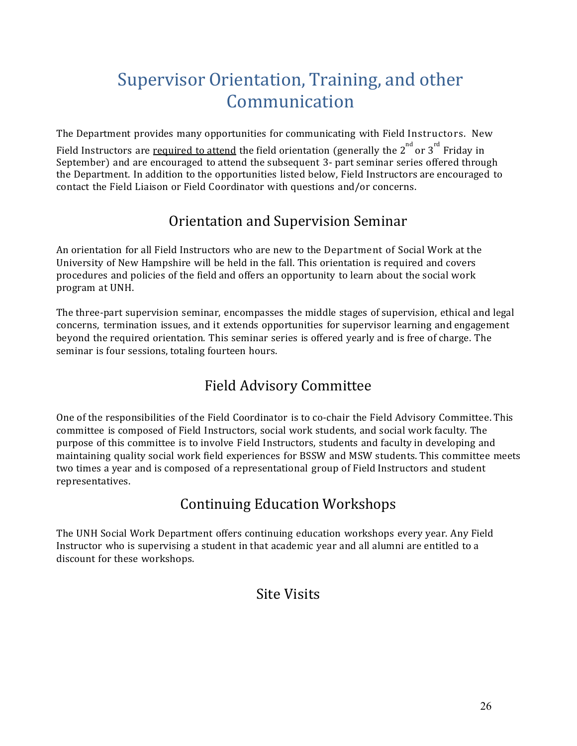# Supervisor Orientation, Training, and other Communication

The Department provides many opportunities for communicating with Field Instructors. New Field Instructors are required to attend the field orientation (generally the 2nd or 3rd Friday in September) and are encouraged to attend the subsequent 3- part seminar series offered through the Department. In addition to the opportunities listed below, Field Instructors are encouraged to contact the Field Liaison or Field Coordinator with questions and/or concerns.

## Orientation and Supervision Seminar

An orientation for all Field Instructors who are new to the Department of Social Work at the University of New Hampshire will be held in the fall. This orientation is required and covers procedures and policies of the field and offers an opportunity to learn about the social work program at UNH.

The three-part supervision seminar, encompasses the middle stages of supervision, ethical and legal concerns, termination issues, and it extends opportunities for supervisor learning and engagement beyond the required orientation. This seminar series is offered yearly and is free of charge. The seminar is four sessions, totaling fourteen hours.

## Field Advisory Committee

One of the responsibilities of the Field Coordinator is to co-chair the Field Advisory Committee. This committee is composed of Field Instructors, social work students, and social work faculty. The purpose of this committee is to involve Field Instructors, students and faculty in developing and maintaining quality social work field experiences for BSSW and MSW students. This committee meets two times a year and is composed of a representational group of Field Instructors and student representatives.

## Continuing Education Workshops

The UNH Social Work Department offers continuing education workshops every year. Any Field Instructor who is supervising a student in that academic year and all alumni are entitled to a discount for these workshops.

## Site Visits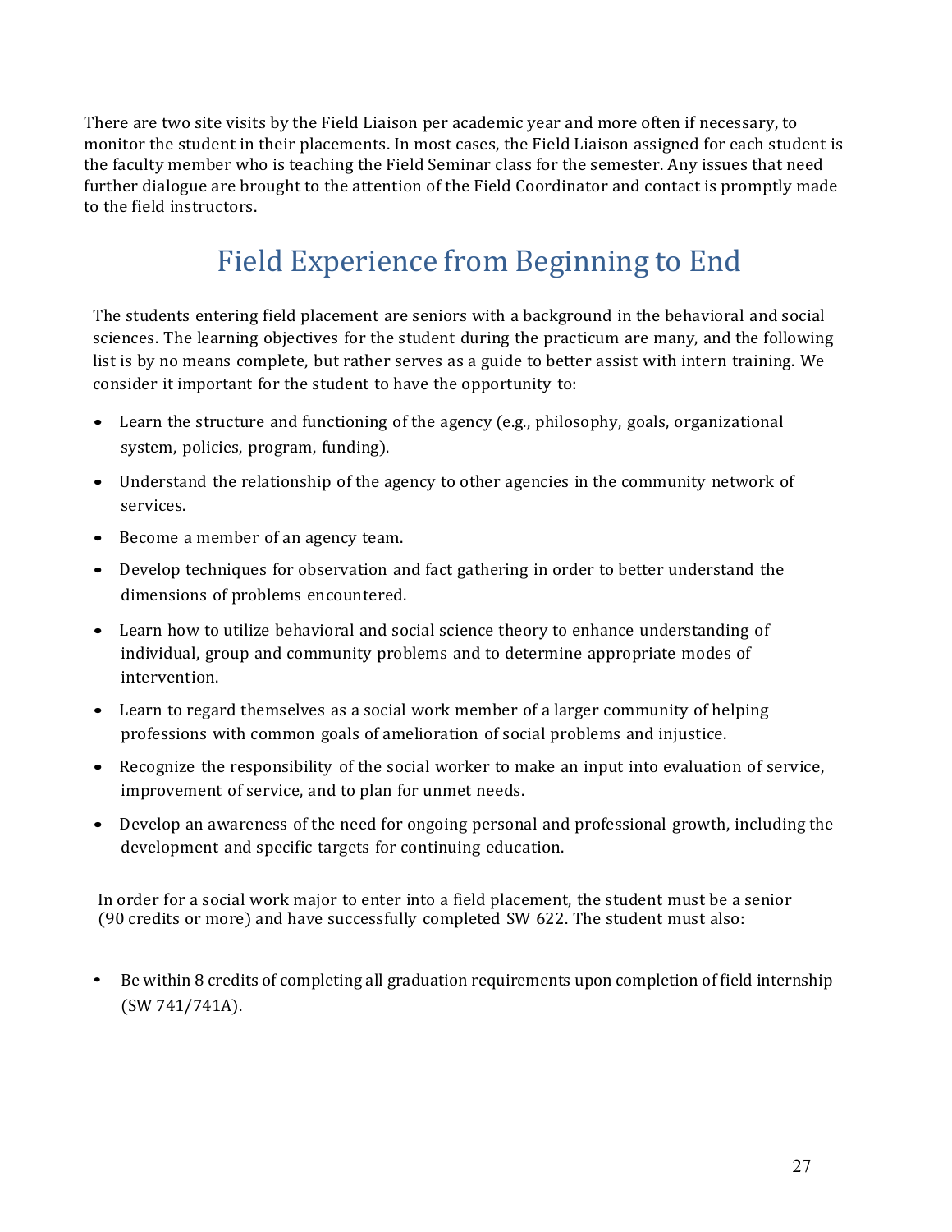There are two site visits by the Field Liaison per academic year and more often if necessary, to monitor the student in their placements. In most cases, the Field Liaison assigned for each student is the faculty member who is teaching the Field Seminar class for the semester. Any issues that need further dialogue are brought to the attention of the Field Coordinator and contact is promptly made to the field instructors.

# Field Experience from Beginning to End

The students entering field placement are seniors with a background in the behavioral and social sciences. The learning objectives for the student during the practicum are many, and the following list is by no means complete, but rather serves as a guide to better assist with intern training. We consider it important for the student to have the opportunity to:

- Learn the structure and functioning of the agency (e.g., philosophy, goals, organizational system, policies, program, funding).
- Understand the relationship of the agency to other agencies in the community network of services.
- Become a member of an agency team.
- Develop techniques for observation and fact gathering in order to better understand the dimensions of problems encountered.
- Learn how to utilize behavioral and social science theory to enhance understanding of individual, group and community problems and to determine appropriate modes of intervention.
- Learn to regard themselves as a social work member of a larger community of helping professions with common goals of amelioration of social problems and injustice.
- Recognize the responsibility of the social worker to make an input into evaluation of service, improvement of service, and to plan for unmet needs.
- Develop an awareness of the need for ongoing personal and professional growth, including the development and specific targets for continuing education.

In order for a social work major to enter into a field placement, the student must be a senior (90 credits or more) and have successfully completed SW 622. The student must also:

- Be within 8 credits of completing all graduation requirements upon completion of field internship (SW 741/741A).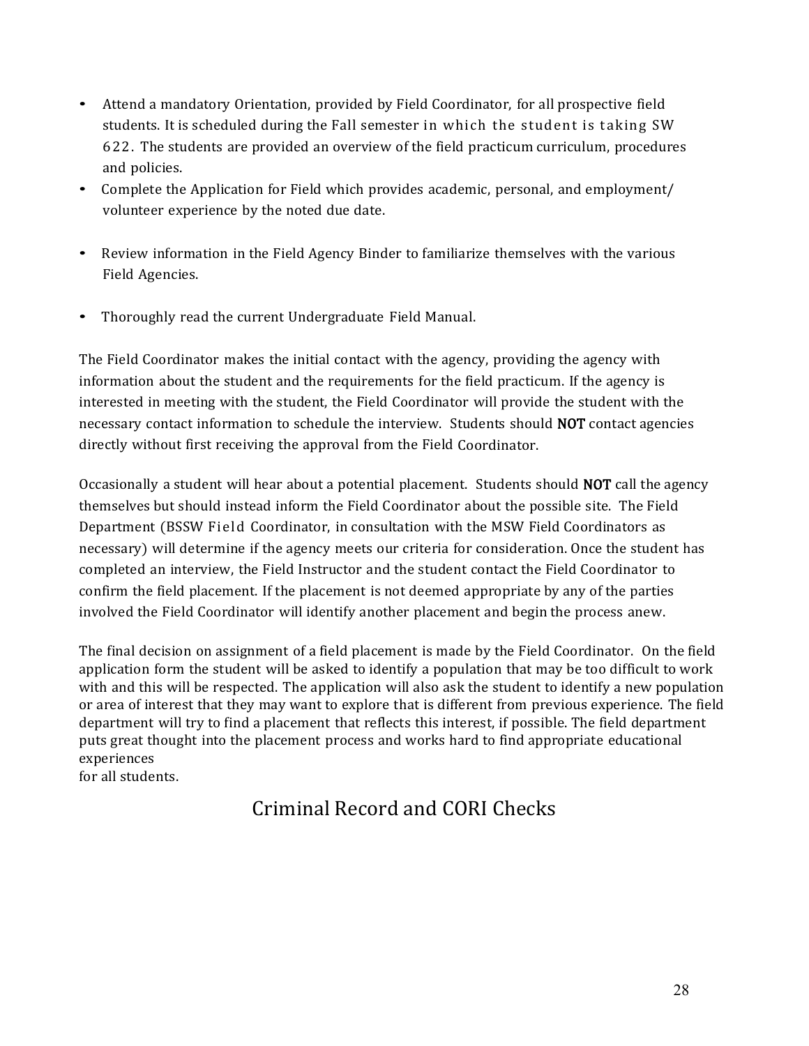- Attend a mandatory Orientation, provided by Field Coordinator, for all prospective field students. It is scheduled during the Fall semester in which the student is taking SW 622. The students are provided an overview of the field practicum curriculum, procedures and policies.
- Complete the Application for Field which provides academic, personal, and employment/ volunteer experience by the noted due date.
- Review information in the Field Agency Binder to familiarize themselves with the various Field Agencies.
- Thoroughly read the current Undergraduate Field Manual.

The Field Coordinator makes the initial contact with the agency, providing the agency with information about the student and the requirements for the field practicum. If the agency is interested in meeting with the student, the Field Coordinator will provide the student with the necessary contact information to schedule the interview. Students should **NOT** contact agencies directly without first receiving the approval from the Field Coordinator.

Occasionally a student will hear about a potential placement. Students should **NOT** call the agency themselves but should instead inform the Field Coordinator about the possible site. The Field Department (BSSW Field Coordinator, in consultation with the MSW Field Coordinators as necessary) will determine if the agency meets our criteria for consideration. Once the student has completed an interview, the Field Instructor and the student contact the Field Coordinator to confirm the field placement. If the placement is not deemed appropriate by any of the parties involved the Field Coordinator will identify another placement and begin the process anew.

The final decision on assignment of a field placement is made by the Field Coordinator. On the field application form the student will be asked to identify a population that may be too difficult to work with and this will be respected. The application will also ask the student to identify a new population or area of interest that they may want to explore that is different from previous experience. The field department will try to find a placement that reflects this interest, if possible. The field department puts great thought into the placement process and works hard to find appropriate educational experiences for all students.

## Criminal Record and CORI Checks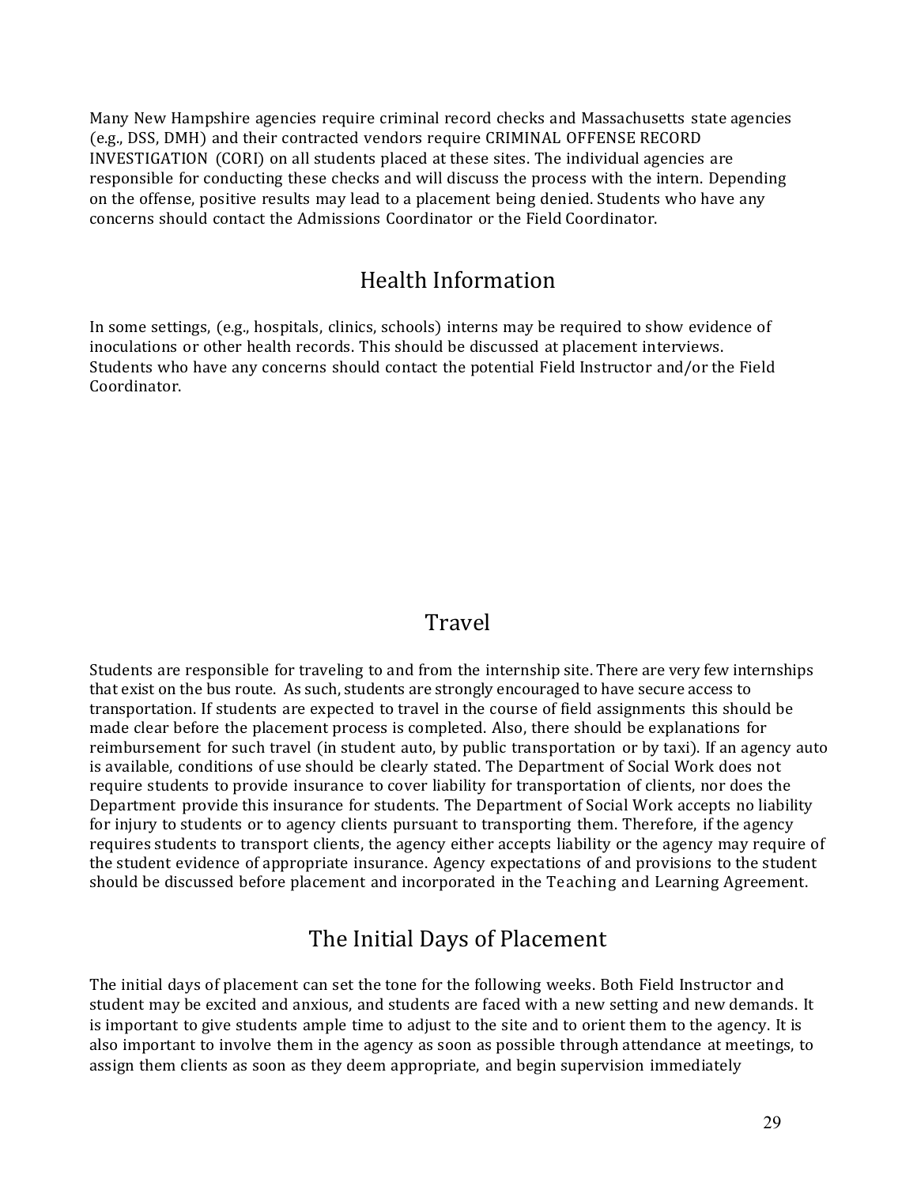Many New Hampshire agencies require criminal record checks and Massachusetts state agencies (e.g., DSS, DMH) and their contracted vendors require CRIMINAL OFFENSE RECORD INVESTIGATION (CORI) on all students placed at these sites. The individual agencies are responsible for conducting these checks and will discuss the process with the intern. Depending on the offense, positive results may lead to a placement being denied. Students who have any concerns should contact the Admissions Coordinator or the Field Coordinator.

## Health Information

In some settings, (e.g., hospitals, clinics, schools) interns may be required to show evidence of inoculations or other health records. This should be discussed at placement interviews. Students who have any concerns should contact the potential Field Instructor and/or the Field Coordinator.

## Travel

Students are responsible for traveling to and from the internship site. There are very few internships that exist on the bus route. As such, students are strongly encouraged to have secure access to transportation. If students are expected to travel in the course of field assignments this should be made clear before the placement process is completed. Also, there should be explanations for reimbursement for such travel (in student auto, by public transportation or by taxi). If an agency auto is available, conditions of use should be clearly stated. The Department of Social Work does not require students to provide insurance to cover liability for transportation of clients, nor does the Department provide this insurance for students. The Department of Social Work accepts no liability for injury to students or to agency clients pursuant to transporting them. Therefore, if the agency requires students to transport clients, the agency either accepts liability or the agency may require of the student evidence of appropriate insurance. Agency expectations of and provisions to the student should be discussed before placement and incorporated in the Teaching and Learning Agreement.

## The Initial Days of Placement

The initial days of placement can set the tone for the following weeks. Both Field Instructor and student may be excited and anxious, and students are faced with a new setting and new demands. It is important to give students ample time to adjust to the site and to orient them to the agency. It is also important to involve them in the agency as soon as possible through attendance at meetings, to assign them clients as soon as they deem appropriate, and begin supervision immediately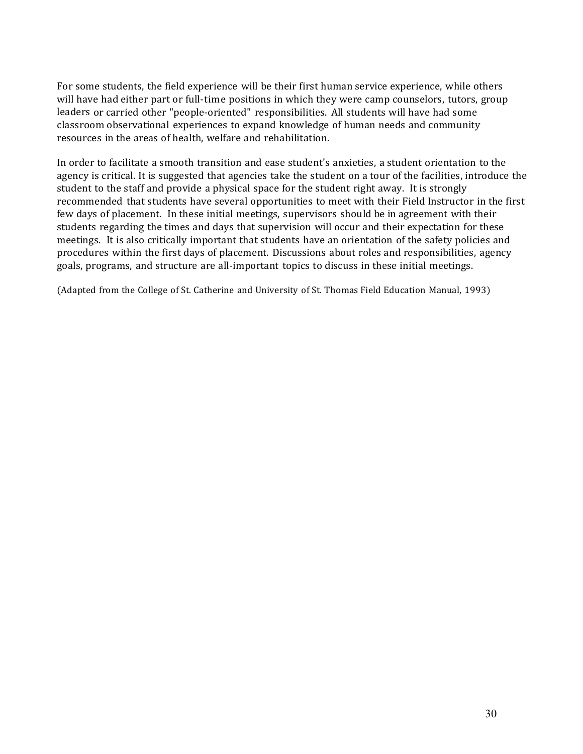For some students, the field experience will be their first human service experience, while others will have had either part or full-time positions in which they were camp counselors, tutors, group leaders or carried other "people-oriented" responsibilities. All students will have had some classroom observational experiences to expand knowledge of human needs and community resources in the areas of health, welfare and rehabilitation.

In order to facilitate a smooth transition and ease student's anxieties, a student orientation to the agency is critical. It is suggested that agencies take the student on a tour of the facilities, introduce the student to the staff and provide a physical space for the student right away. It is strongly recommended that students have several opportunities to meet with their Field Instructor in the first few days of placement. In these initial meetings, supervisors should be in agreement with their students regarding the times and days that supervision will occur and their expectation for these meetings. It is also critically important that students have an orientation of the safety policies and procedures within the first days of placement. Discussions about roles and responsibilities, agency goals, programs, and structure are all-important topics to discuss in these initial meetings.

(Adapted from the College of St. Catherine and University of St. Thomas Field Education Manual, 1993)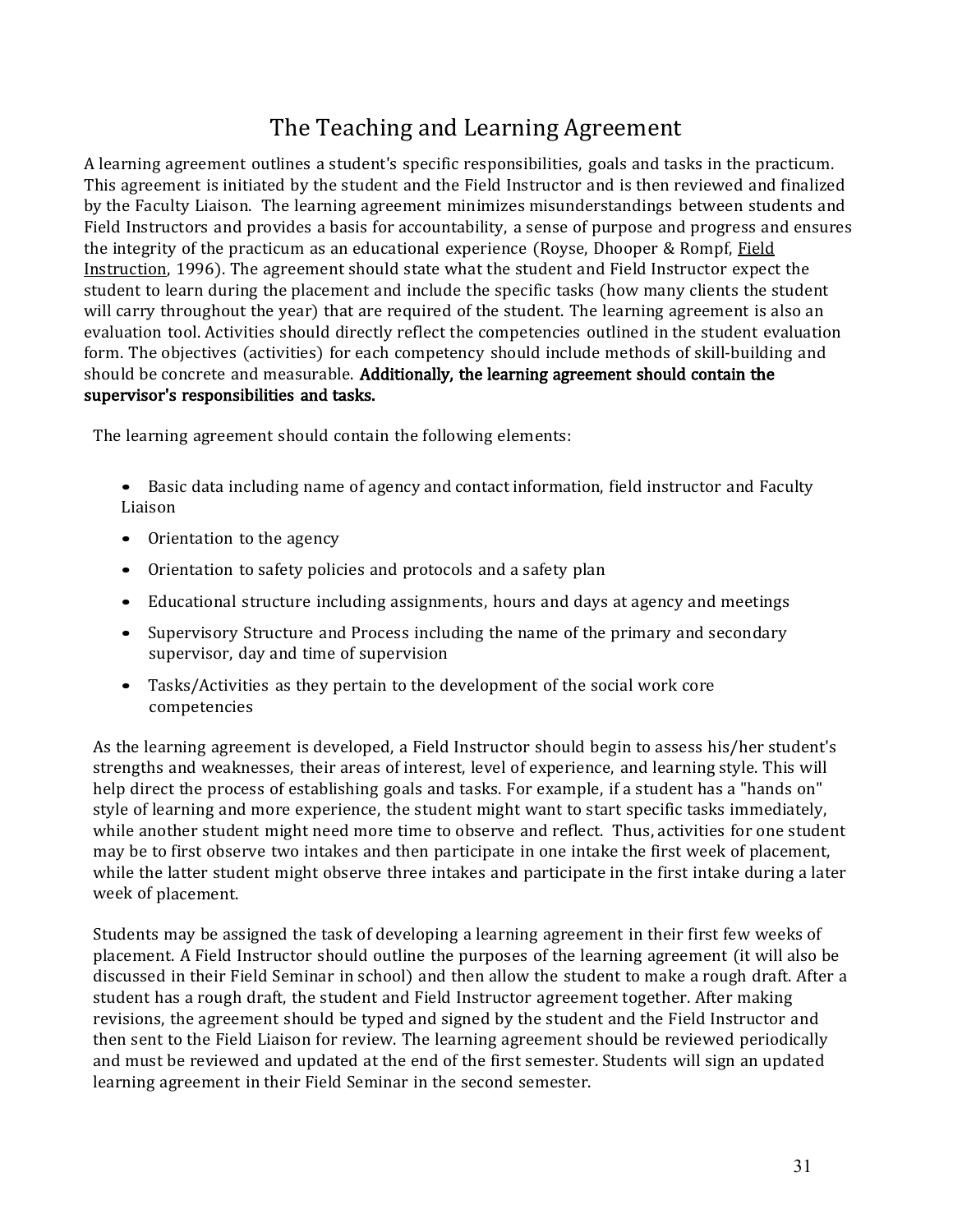# The Teaching and Learning Agreement

A learning agreement outlines a student's specific responsibilities, goals and tasks in the practicum. This agreement is initiated by the student and the Field Instructor and is then reviewed and finalized by the Faculty Liaison. The learning agreement minimizes misunderstandings between students and Field Instructors and provides a basis for accountability, a sense of purpose and progress and ensures the integrity of the practicum as an educational experience (Royse, Dhooper & Rompf, Field Instruction, 1996). The agreement should state what the student and Field Instructor expect the student to learn during the placement and include the specific tasks (how many clients the student will carry throughout the year) that are required of the student. The learning agreement is also an evaluation tool. Activities should directly reflect the competencies outlined in the student evaluation form. The objectives (activities) for each competency should include methods of skill-building and should be concrete and measurable. **Additionally, the learning agreement should contain the supervisor's responsibilities and tasks.**

The learning agreement should contain the following elements:

- Basic data including name of agency and contact information, field instructor and Faculty Liaison
- Orientation to the agency
- Orientation to safety policies and protocols and a safety plan
- Educational structure including assignments, hours and days at agency and meetings
- Supervisory Structure and Process including the name of the primary and secondary supervisor, day and time of supervision
- Tasks/Activities as they pertain to the development of the social work core competencies

As the learning agreement is developed, a Field Instructor should begin to assess his/her student's strengths and weaknesses, their areas of interest, level of experience, and learning style. This will help direct the process of establishing goals and tasks. For example, if a student has a "hands on" style of learning and more experience, the student might want to start specific tasks immediately, while another student might need more time to observe and reflect. Thus, activities for one student may be to first observe two intakes and then participate in one intake the first week of placement, while the latter student might observe three intakes and participate in the first intake during a later week of placement.

Students may be assigned the task of developing a learning agreement in their first few weeks of placement. A Field Instructor should outline the purposes of the learning agreement (it will also be discussed in their Field Seminar in school) and then allow the student to make a rough draft. After a student has a rough draft, the student and Field Instructor agreement together. After making revisions, the agreement should be typed and signed by the student and the Field Instructor and then sent to the Field Liaison for review. The learning agreement should be reviewed periodically and must be reviewed and updated at the end of the first semester. Students will sign an updated learning agreement in their Field Seminar in the second semester.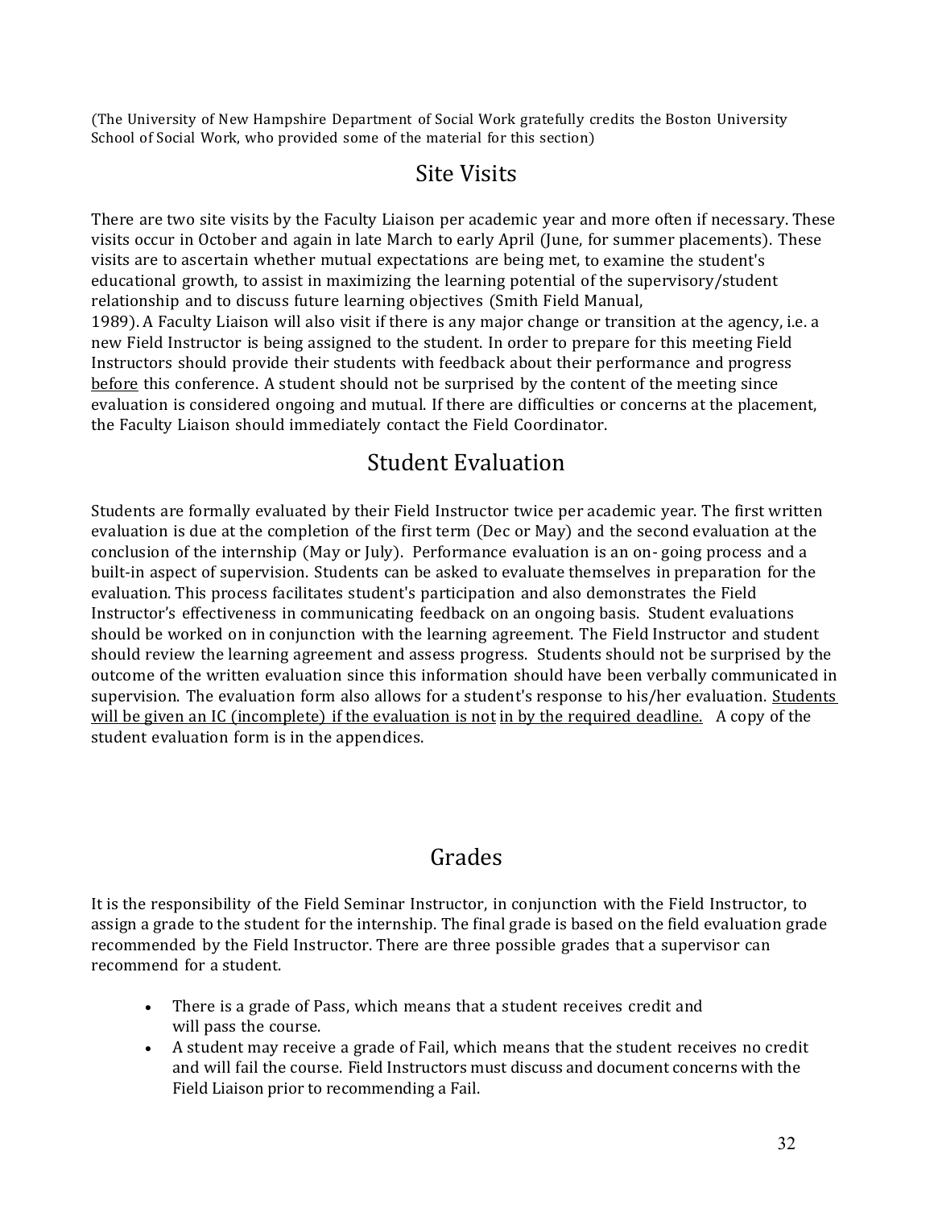(The University of New Hampshire Department of Social Work gratefully credits the Boston University School of Social Work, who provided some of the material for this section)

## Site Visits

There are two site visits by the Faculty Liaison per academic year and more often if necessary. These visits occur in October and again in late March to early April (June, for summer placements). These visits are to ascertain whether mutual expectations are being met, to examine the student's educational growth, to assist in maximizing the learning potential of the supervisory/student relationship and to discuss future learning objectives (Smith Field Manual, 1989). A Faculty Liaison will also visit if there is any major change or transition at the agency, i.e. a new Field Instructor is being assigned to the student. In order to prepare for this meeting Field Instructors should provide their students with feedback about their performance and progress <u>before</u> this conference. A student should not be surprised by the content of the meeting since evaluation is considered ongoing and mutual. If there are difficulties or concerns at the placement, the Faculty Liaison should immediately contact the Field Coordinator.

## Student Evaluation

Students are formally evaluated by their Field Instructor twice per academic year. The first written evaluation is due at the completion of the first term (Dec or May) and the second evaluation at the conclusion of the internship (May or July). Performance evaluation is an on- going process and a built-in aspect of supervision. Students can be asked to evaluate themselves in preparation for the evaluation. This process facilitates student's participation and also demonstrates the Field Instructor's effectiveness in communicating feedback on an ongoing basis. Student evaluations should be worked on in conjunction with the learning agreement. The Field Instructor and student should review the learning agreement and assess progress. Students should not be surprised by the outcome of the written evaluation since this information should have been verbally communicated in supervision. The evaluation form also allows for a student's response to his/her evaluation. <u>Students will be given an IC (incomplete) if the evaluation is not in by the required deadline.</u> A copy of the student evaluation form is in the appendices.

## Grades

It is the responsibility of the Field Seminar Instructor, in conjunction with the Field Instructor, to assign a grade to the student for the internship. The final grade is based on the field evaluation grade recommended by the Field Instructor. There are three possible grades that a supervisor can recommend for a student.

- There is a grade of Pass, which means that a student receives credit and will pass the course.
- A student may receive a grade of Fail, which means that the student receives no credit and will fail the course. Field Instructors must discuss and document concerns with the Field Liaison prior to recommending a Fail.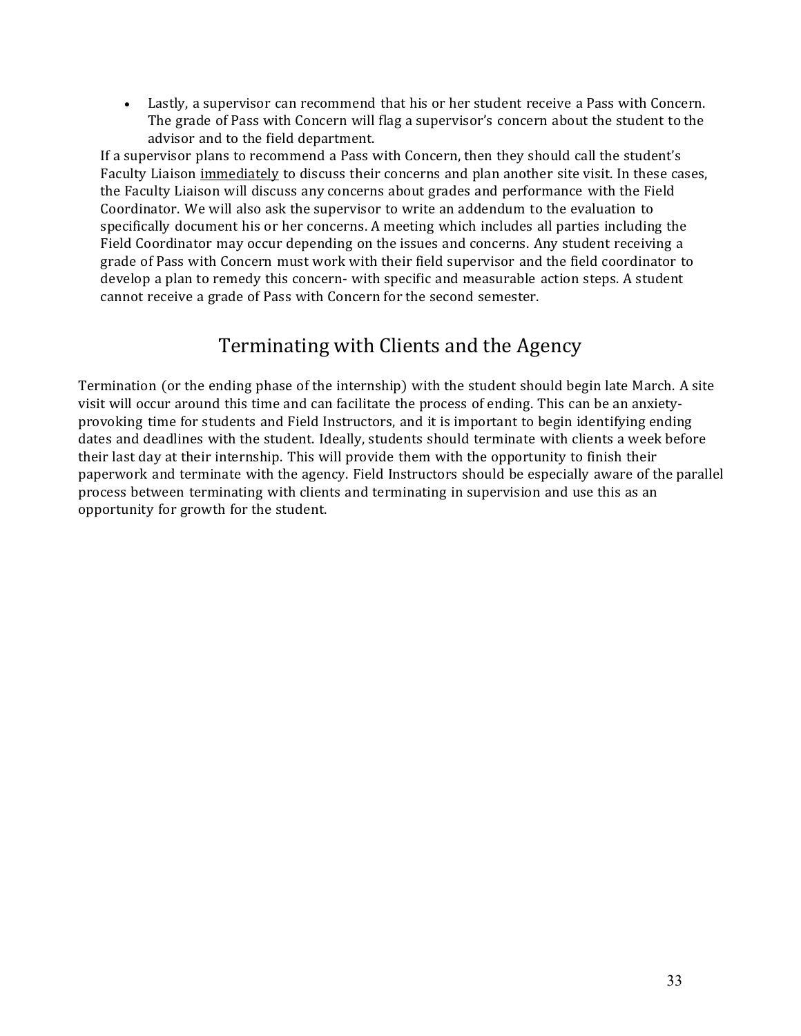- Lastly, a supervisor can recommend that his or her student receive a Pass with Concern. The grade of Pass with Concern will flag a supervisor's concern about the student to the advisor and to the field department.

If a supervisor plans to recommend a Pass with Concern, then they should call the student's Faculty Liaison <u>immediately</u> to discuss their concerns and plan another site visit. In these cases, the Faculty Liaison will discuss any concerns about grades and performance with the Field Coordinator. We will also ask the supervisor to write an addendum to the evaluation to specifically document his or her concerns. A meeting which includes all parties including the Field Coordinator may occur depending on the issues and concerns. Any student receiving a grade of Pass with Concern must work with their field supervisor and the field coordinator to develop a plan to remedy this concern- with specific and measurable action steps. A student cannot receive a grade of Pass with Concern for the second semester.

## Terminating with Clients and the Agency

Termination (or the ending phase of the internship) with the student should begin late March. A site visit will occur around this time and can facilitate the process of ending. This can be an anxiety-provoking time for students and Field Instructors, and it is important to begin identifying ending dates and deadlines with the student. Ideally, students should terminate with clients a week before their last day at their internship. This will provide them with the opportunity to finish their paperwork and terminate with the agency. Field Instructors should be especially aware of the parallel process between terminating with clients and terminating in supervision and use this as an opportunity for growth for the student.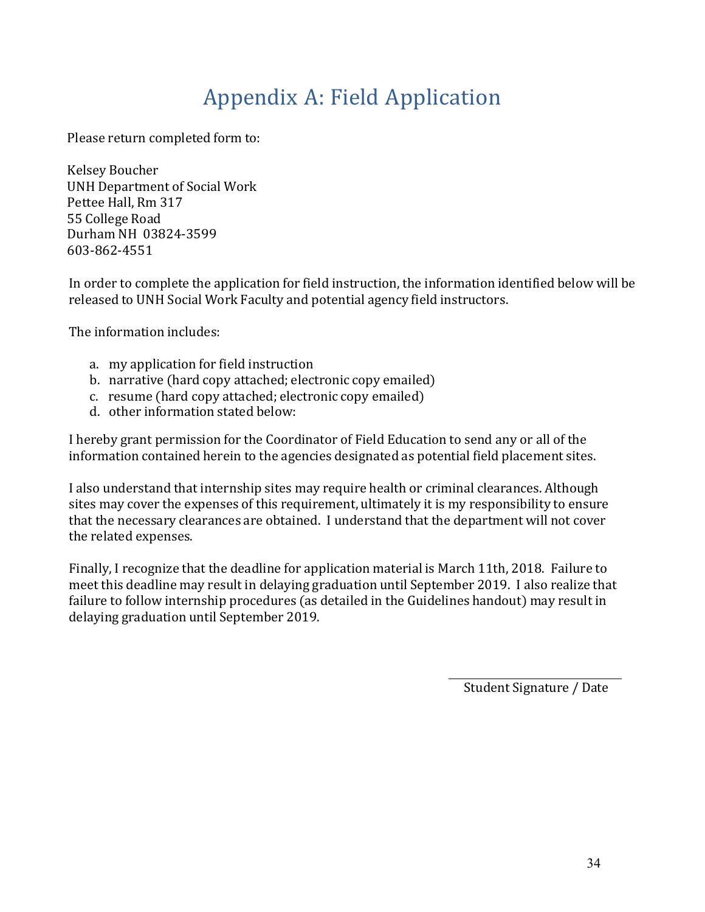# Appendix A: Field Application

Please return completed form to:

Kelsey Boucher
UNH Department of Social Work
Pettee Hall, Rm 317
55 College Road
Durham NH 03824-3599
603-862-4551

In order to complete the application for field instruction, the information identified below will be released to UNH Social Work Faculty and potential agency field instructors.

The information includes:

a. my application for field instruction
b. narrative (hard copy attached; electronic copy emailed)
c. resume (hard copy attached; electronic copy emailed)
d. other information stated below:

I hereby grant permission for the Coordinator of Field Education to send any or all of the information contained herein to the agencies designated as potential field placement sites.

I also understand that internship sites may require health or criminal clearances. Although sites may cover the expenses of this requirement, ultimately it is my responsibility to ensure that the necessary clearances are obtained. I understand that the department will not cover the related expenses.

Finally, I recognize that the deadline for application material is March 11th, 2018. Failure to meet this deadline may result in delaying graduation until September 2019. I also realize that failure to follow internship procedures (as detailed in the Guidelines handout) may result in delaying graduation until September 2019.

\_\_\_\_\_\_\_\_\_\_\_\_\_\_\_\_\_\_\_\_\_\_\_\_\_\_\_\_\_\_
Student Signature / Date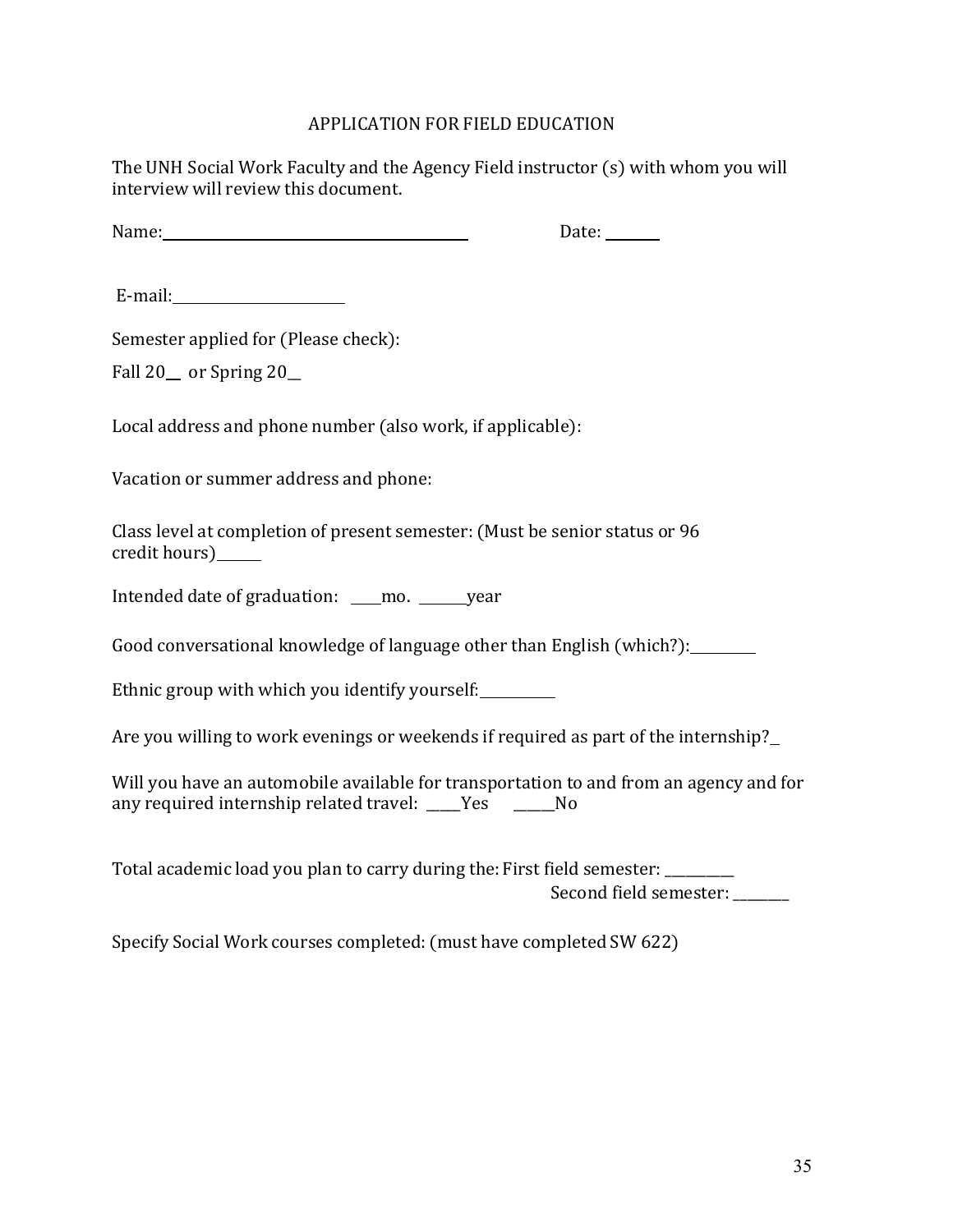# APPLICATION FOR FIELD EDUCATION

The UNH Social Work Faculty and the Agency Field instructor (s) with whom you will interview will review this document.

Name:________________________________________ Date: _______

E-mail:________________________

Semester applied for (Please check):

Fall 20__ or Spring 20__

Local address and phone number (also work, if applicable):

Vacation or summer address and phone:

Class level at completion of present semester: (Must be senior status or 96 credit hours)______

Intended date of graduation: ____mo. _______year

Good conversational knowledge of language other than English (which?):_________

Ethnic group with which you identify yourself:___________

Are you willing to work evenings or weekends if required as part of the internship?_

Will you have an automobile available for transportation to and from an agency and for any required internship related travel: _____Yes ______No

Total academic load you plan to carry during the: First field semester: __________

Second field semester: ________

Specify Social Work courses completed: (must have completed SW 622)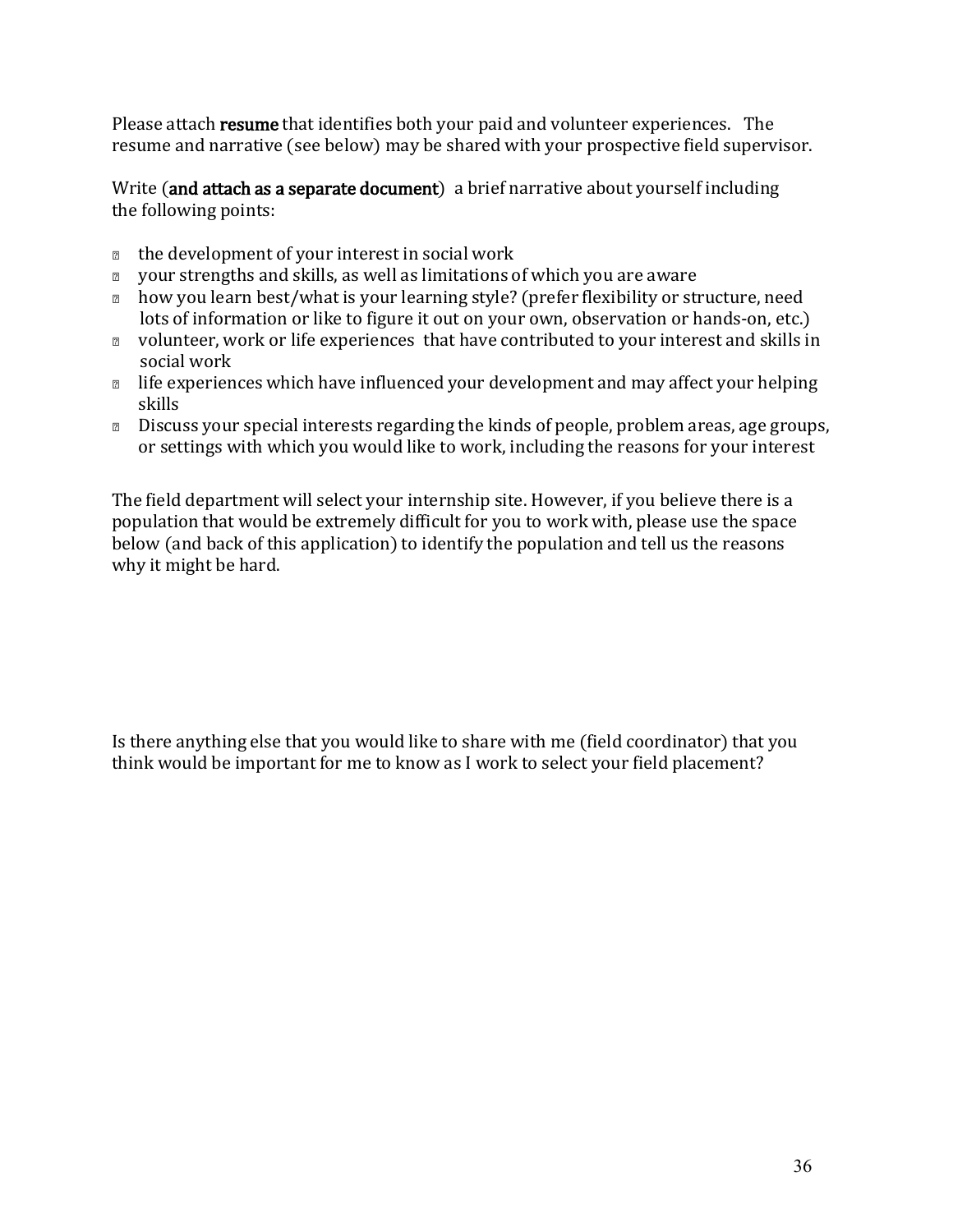Please attach **resume** that identifies both your paid and volunteer experiences. The resume and narrative (see below) may be shared with your prospective field supervisor.

Write (**and attach as a separate document**) a brief narrative about yourself including the following points:

- the development of your interest in social work
- your strengths and skills, as well as limitations of which you are aware
- how you learn best/what is your learning style? (prefer flexibility or structure, need lots of information or like to figure it out on your own, observation or hands-on, etc.)
- volunteer, work or life experiences that have contributed to your interest and skills in social work
- life experiences which have influenced your development and may affect your helping skills
- Discuss your special interests regarding the kinds of people, problem areas, age groups, or settings with which you would like to work, including the reasons for your interest

The field department will select your internship site. However, if you believe there is a population that would be extremely difficult for you to work with, please use the space below (and back of this application) to identify the population and tell us the reasons why it might be hard.

Is there anything else that you would like to share with me (field coordinator) that you think would be important for me to know as I work to select your field placement?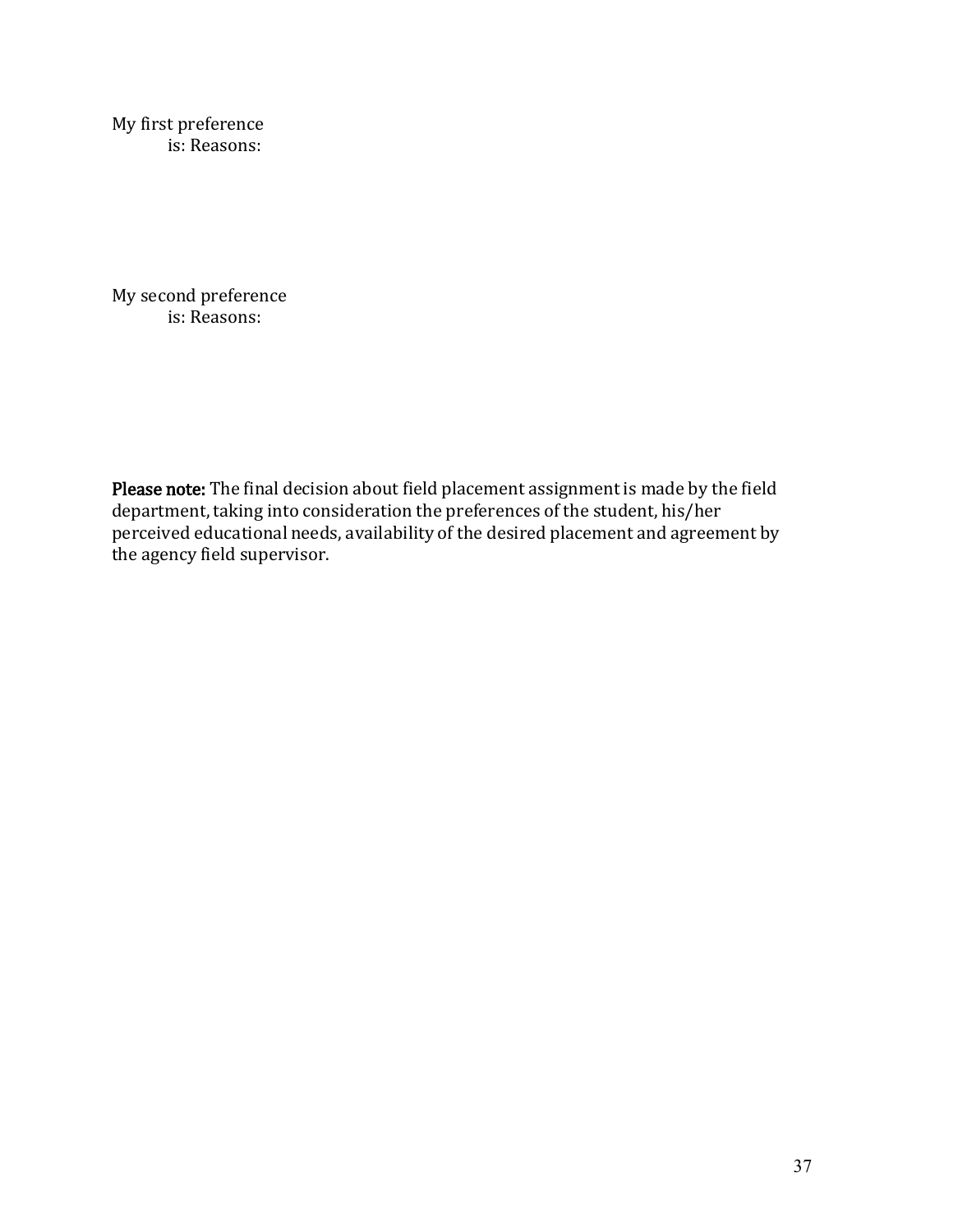My first preference
is: Reasons:

My second preference
is: Reasons:

**Please note:** The final decision about field placement assignment is made by the field department, taking into consideration the preferences of the student, his/her perceived educational needs, availability of the desired placement and agreement by the agency field supervisor.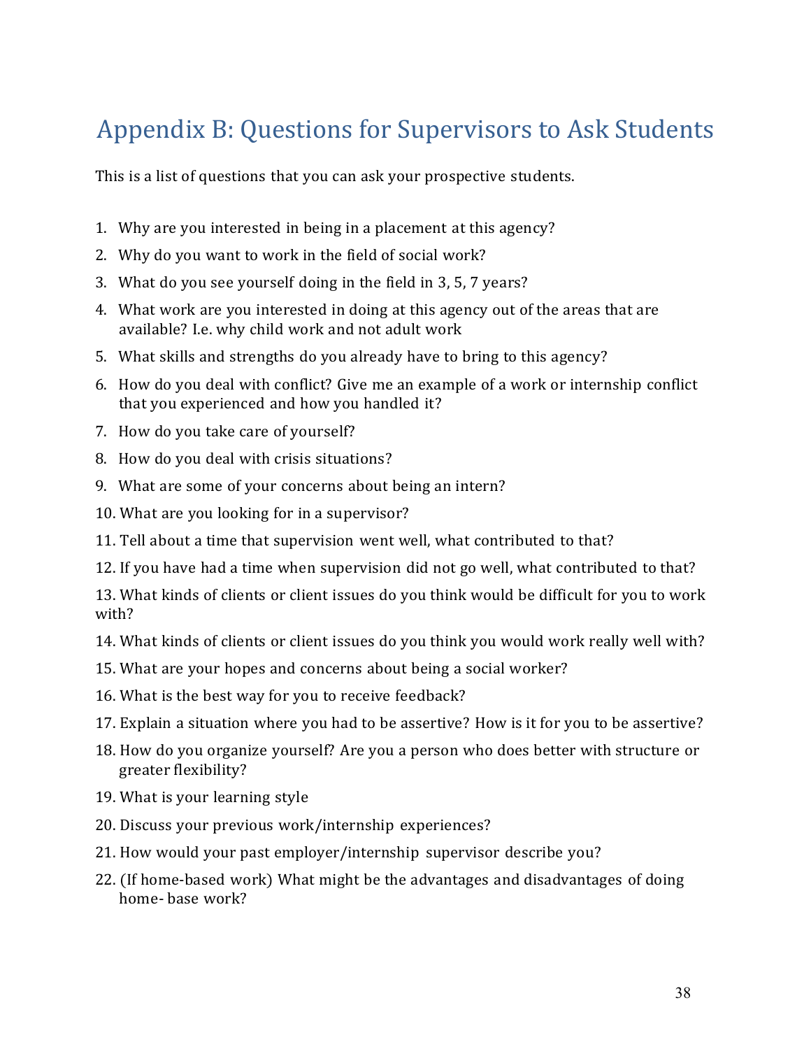# Appendix B: Questions for Supervisors to Ask Students

This is a list of questions that you can ask your prospective students.

1. Why are you interested in being in a placement at this agency?
2. Why do you want to work in the field of social work?
3. What do you see yourself doing in the field in 3, 5, 7 years?
4. What work are you interested in doing at this agency out of the areas that are available? I.e. why child work and not adult work
5. What skills and strengths do you already have to bring to this agency?
6. How do you deal with conflict? Give me an example of a work or internship conflict that you experienced and how you handled it?
7. How do you take care of yourself?
8. How do you deal with crisis situations?
9. What are some of your concerns about being an intern?
10. What are you looking for in a supervisor?
11. Tell about a time that supervision went well, what contributed to that?
12. If you have had a time when supervision did not go well, what contributed to that?
13. What kinds of clients or client issues do you think would be difficult for you to work with?
14. What kinds of clients or client issues do you think you would work really well with?
15. What are your hopes and concerns about being a social worker?
16. What is the best way for you to receive feedback?
17. Explain a situation where you had to be assertive? How is it for you to be assertive?
18. How do you organize yourself? Are you a person who does better with structure or greater flexibility?
19. What is your learning style
20. Discuss your previous work/internship experiences?
21. How would your past employer/internship supervisor describe you?
22. (If home-based work) What might be the advantages and disadvantages of doing home- base work?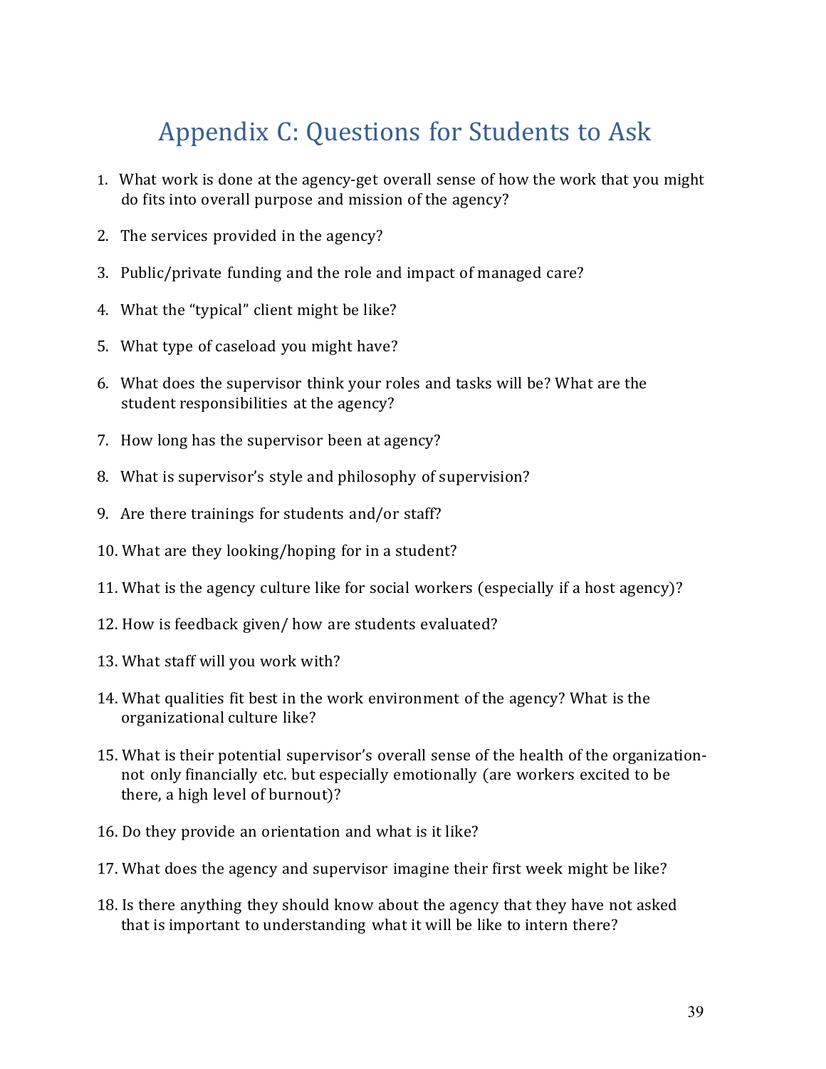# Appendix C: Questions for Students to Ask

1. What work is done at the agency-get overall sense of how the work that you might do fits into overall purpose and mission of the agency?

2. The services provided in the agency?

3. Public/private funding and the role and impact of managed care?

4. What the "typical" client might be like?

5. What type of caseload you might have?

6. What does the supervisor think your roles and tasks will be? What are the student responsibilities at the agency?

7. How long has the supervisor been at agency?

8. What is supervisor's style and philosophy of supervision?

9. Are there trainings for students and/or staff?

10. What are they looking/hoping for in a student?

11. What is the agency culture like for social workers (especially if a host agency)?

12. How is feedback given/ how are students evaluated?

13. What staff will you work with?

14. What qualities fit best in the work environment of the agency? What is the organizational culture like?

15. What is their potential supervisor's overall sense of the health of the organization-not only financially etc. but especially emotionally (are workers excited to be there, a high level of burnout)?

16. Do they provide an orientation and what is it like?

17. What does the agency and supervisor imagine their first week might be like?

18. Is there anything they should know about the agency that they have not asked that is important to understanding what it will be like to intern there?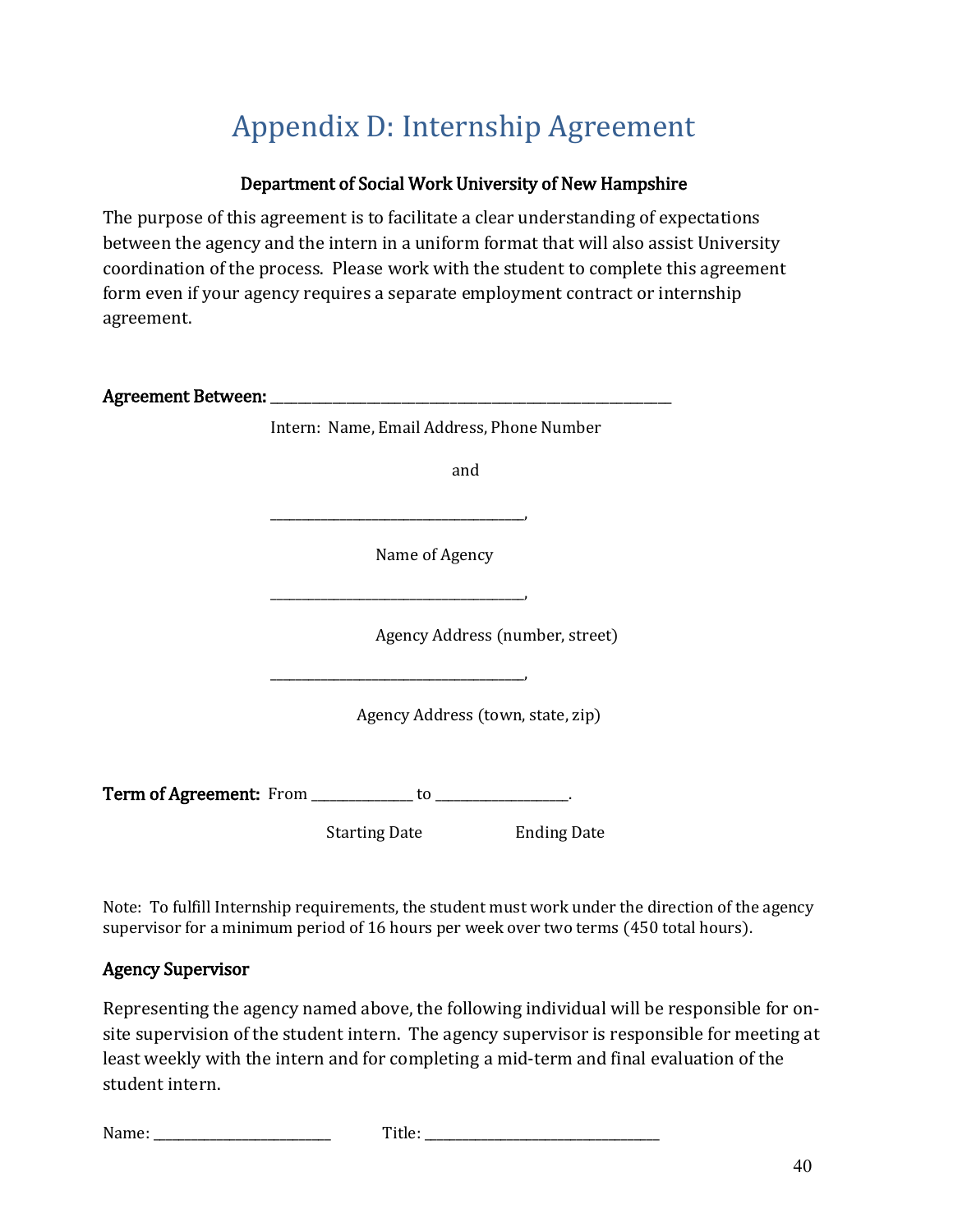# Appendix D: Internship Agreement

**Department of Social Work University of New Hampshire**

The purpose of this agreement is to facilitate a clear understanding of expectations between the agency and the intern in a uniform format that will also assist University coordination of the process. Please work with the student to complete this agreement form even if your agency requires a separate employment contract or internship agreement.

**Agreement Between:** ________________________________________________________________

Intern: Name, Email Address, Phone Number

and

_____________________________________________,

Name of Agency

_____________________________________________,

Agency Address (number, street)

_____________________________________________,

Agency Address (town, state, zip)

**Term of Agreement:** From _______________ to ____________________.

Starting Date Ending Date

Note: To fulfill Internship requirements, the student must work under the direction of the agency supervisor for a minimum period of 16 hours per week over two terms (450 total hours).

### Agency Supervisor

Representing the agency named above, the following individual will be responsible for on-site supervision of the student intern. The agency supervisor is responsible for meeting at least weekly with the intern and for completing a mid-term and final evaluation of the student intern.

Name: ___________________________ Title: ____________________________________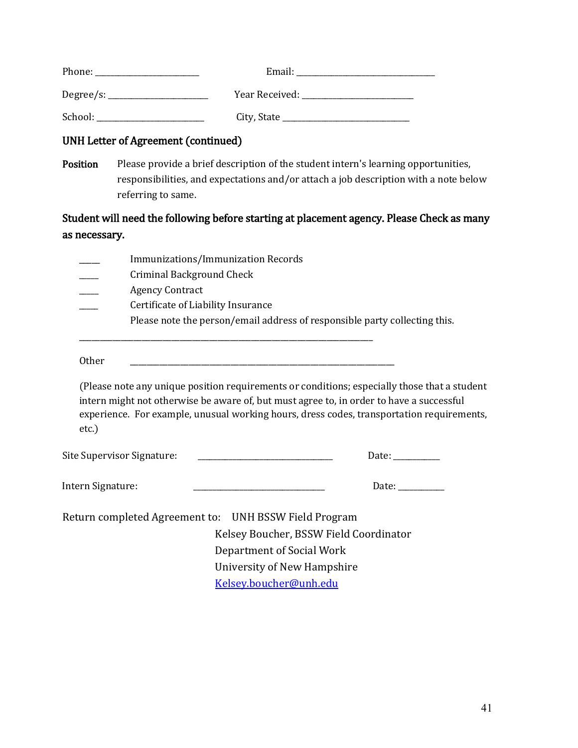Phone: ________________________ Email: ________________________________

Degree/s: _______________________ Year Received: __________________________

School: _________________________ City, State ______________________________

## UNH Letter of Agreement (continued)

**Position** Please provide a brief description of the student intern's learning opportunities, responsibilities, and expectations and/or attach a job description with a note below referring to same.

**Student will need the following before starting at placement agency. Please Check as many as necessary.**

_____ Immunizations/Immunization Records
_____ Criminal Background Check
_____ Agency Contract
_____ Certificate of Liability Insurance
Please note the person/email address of responsible party collecting this.

____________________________________________________________________

Other ______________________________________________________________

(Please note any unique position requirements or conditions; especially those that a student intern might not otherwise be aware of, but must agree to, in order to have a successful experience. For example, unusual working hours, dress codes, transportation requirements, etc.)

Site Supervisor Signature: ________________________________ Date: __________

Intern Signature: ______________________________ Date: __________

Return completed Agreement to: UNH BSSW Field Program
Kelsey Boucher, BSSW Field Coordinator
Department of Social Work
University of New Hampshire
Kelsey.boucher@unh.edu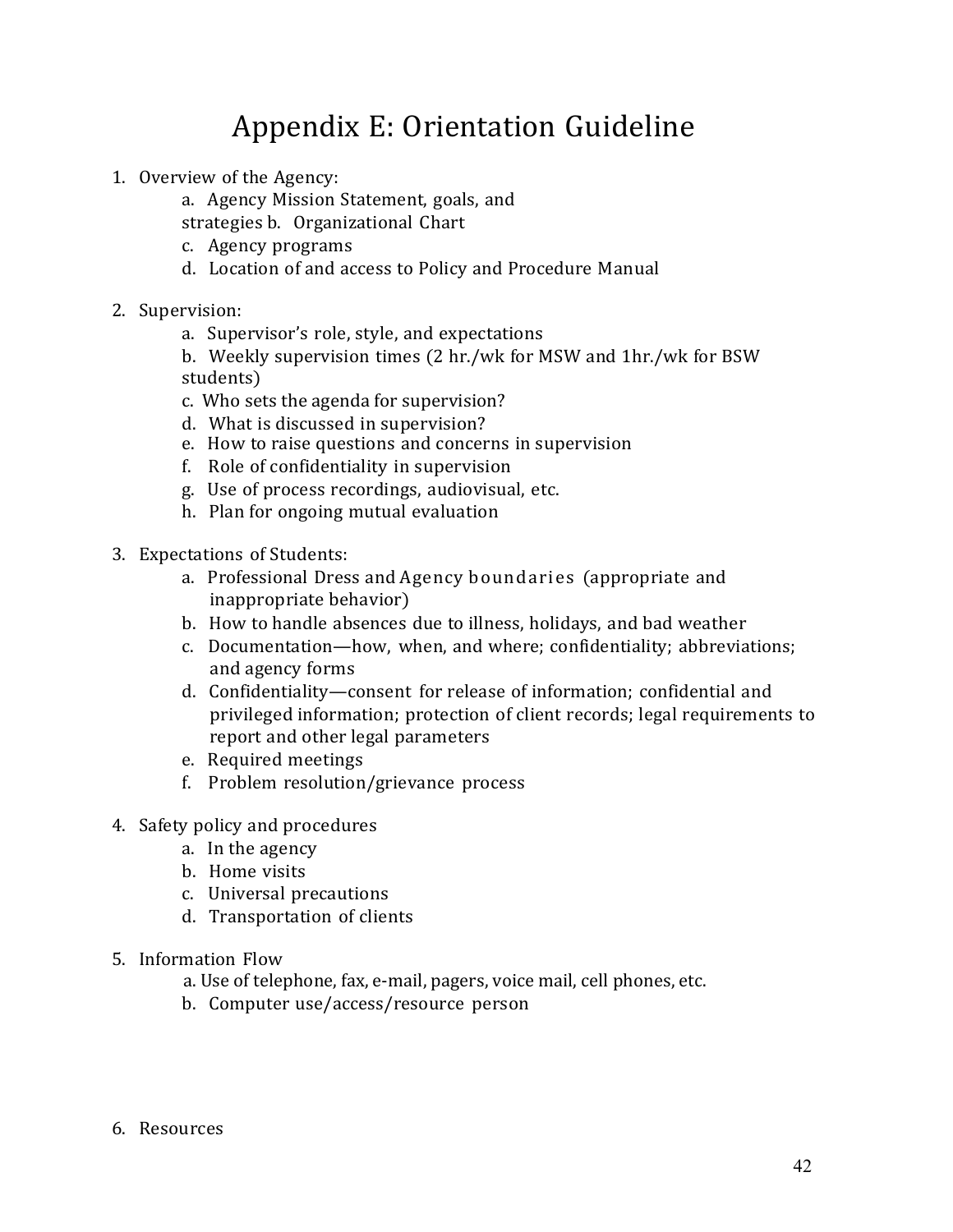# Appendix E: Orientation Guideline

1. Overview of the Agency:
   a. Agency Mission Statement, goals, and strategies
   b. Organizational Chart
   c. Agency programs
   d. Location of and access to Policy and Procedure Manual

2. Supervision:
   a. Supervisor's role, style, and expectations
   b. Weekly supervision times (2 hr./wk for MSW and 1hr./wk for BSW students)
   c. Who sets the agenda for supervision?
   d. What is discussed in supervision?
   e. How to raise questions and concerns in supervision
   f. Role of confidentiality in supervision
   g. Use of process recordings, audiovisual, etc.
   h. Plan for ongoing mutual evaluation

3. Expectations of Students:
   a. Professional Dress and Agency boundaries (appropriate and inappropriate behavior)
   b. How to handle absences due to illness, holidays, and bad weather
   c. Documentation—how, when, and where; confidentiality; abbreviations; and agency forms
   d. Confidentiality—consent for release of information; confidential and privileged information; protection of client records; legal requirements to report and other legal parameters
   e. Required meetings
   f. Problem resolution/grievance process

4. Safety policy and procedures
   a. In the agency
   b. Home visits
   c. Universal precautions
   d. Transportation of clients

5. Information Flow
   a. Use of telephone, fax, e-mail, pagers, voice mail, cell phones, etc.
   b. Computer use/access/resource person

6. Resources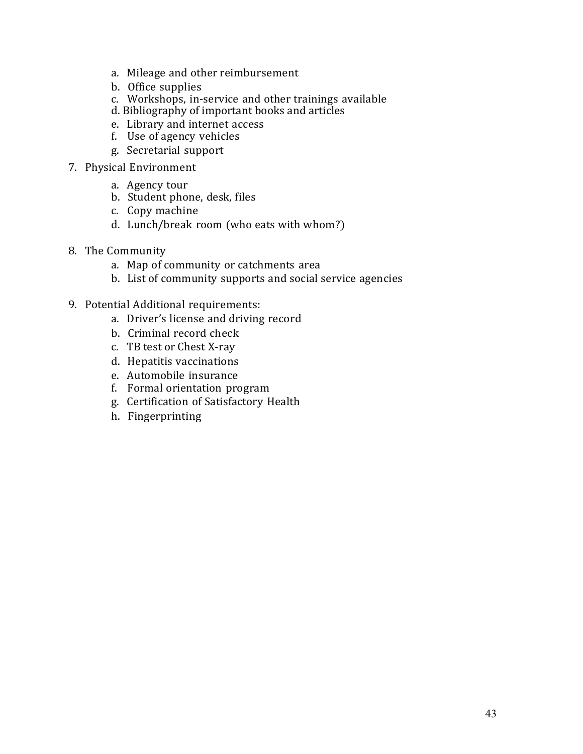a. Mileage and other reimbursement
   b. Office supplies
   c. Workshops, in-service and other trainings available
   d. Bibliography of important books and articles
   e. Library and internet access
   f. Use of agency vehicles
   g. Secretarial support

7. Physical Environment
   a. Agency tour
   b. Student phone, desk, files
   c. Copy machine
   d. Lunch/break room (who eats with whom?)

8. The Community
   a. Map of community or catchments area
   b. List of community supports and social service agencies

9. Potential Additional requirements:
   a. Driver's license and driving record
   b. Criminal record check
   c. TB test or Chest X-ray
   d. Hepatitis vaccinations
   e. Automobile insurance
   f. Formal orientation program
   g. Certification of Satisfactory Health
   h. Fingerprinting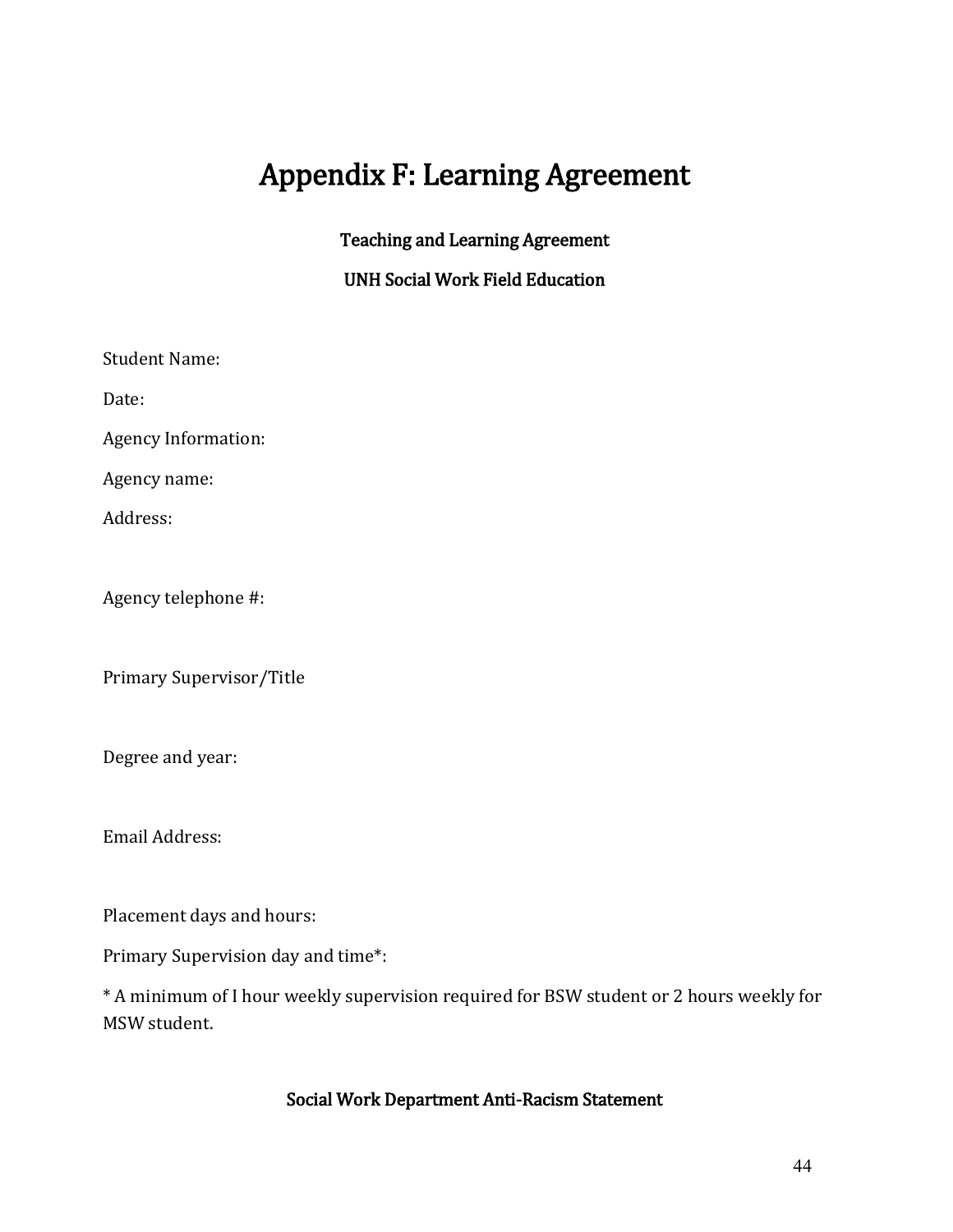# Appendix F: Learning Agreement

**Teaching and Learning Agreement**

**UNH Social Work Field Education**

Student Name:

Date:

Agency Information:

Agency name:

Address:

Agency telephone #:

Primary Supervisor/Title

Degree and year:

Email Address:

Placement days and hours:

Primary Supervision day and time*:

* A minimum of I hour weekly supervision required for BSW student or 2 hours weekly for MSW student.

**Social Work Department Anti-Racism Statement**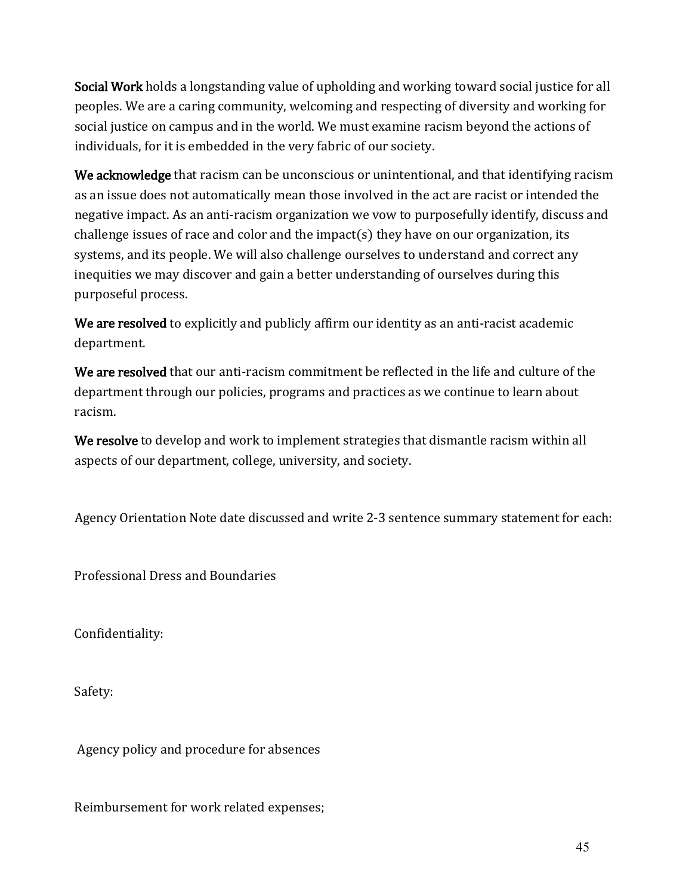**Social Work** holds a longstanding value of upholding and working toward social justice for all peoples. We are a caring community, welcoming and respecting of diversity and working for social justice on campus and in the world. We must examine racism beyond the actions of individuals, for it is embedded in the very fabric of our society.

**We acknowledge** that racism can be unconscious or unintentional, and that identifying racism as an issue does not automatically mean those involved in the act are racist or intended the negative impact. As an anti-racism organization we vow to purposefully identify, discuss and challenge issues of race and color and the impact(s) they have on our organization, its systems, and its people. We will also challenge ourselves to understand and correct any inequities we may discover and gain a better understanding of ourselves during this purposeful process.

**We are resolved** to explicitly and publicly affirm our identity as an anti-racist academic department.

**We are resolved** that our anti-racism commitment be reflected in the life and culture of the department through our policies, programs and practices as we continue to learn about racism.

**We resolve** to develop and work to implement strategies that dismantle racism within all aspects of our department, college, university, and society.

Agency Orientation Note date discussed and write 2-3 sentence summary statement for each:

Professional Dress and Boundaries

Confidentiality:

Safety:

Agency policy and procedure for absences

Reimbursement for work related expenses;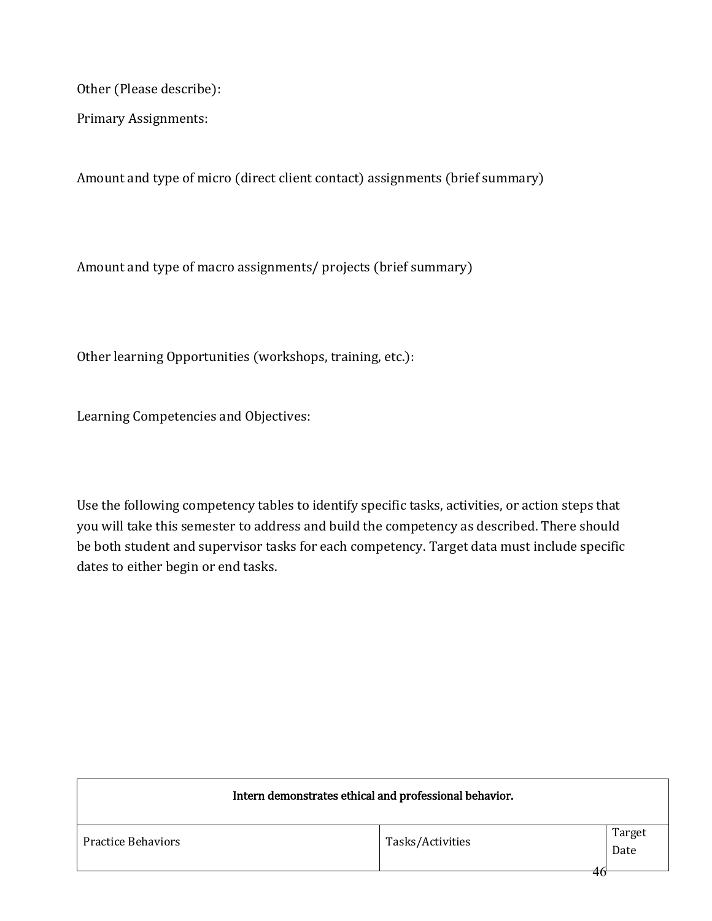Other (Please describe):

Primary Assignments:

Amount and type of micro (direct client contact) assignments (brief summary)

Amount and type of macro assignments/ projects (brief summary)

Other learning Opportunities (workshops, training, etc.):

Learning Competencies and Objectives:

Use the following competency tables to identify specific tasks, activities, or action steps that you will take this semester to address and build the competency as described. There should be both student and supervisor tasks for each competency. Target data must include specific dates to either begin or end tasks.

| Intern demonstrates ethical and professional behavior. | | |
|---|---|---|
| Practice Behaviors | Tasks/Activities | Target Date |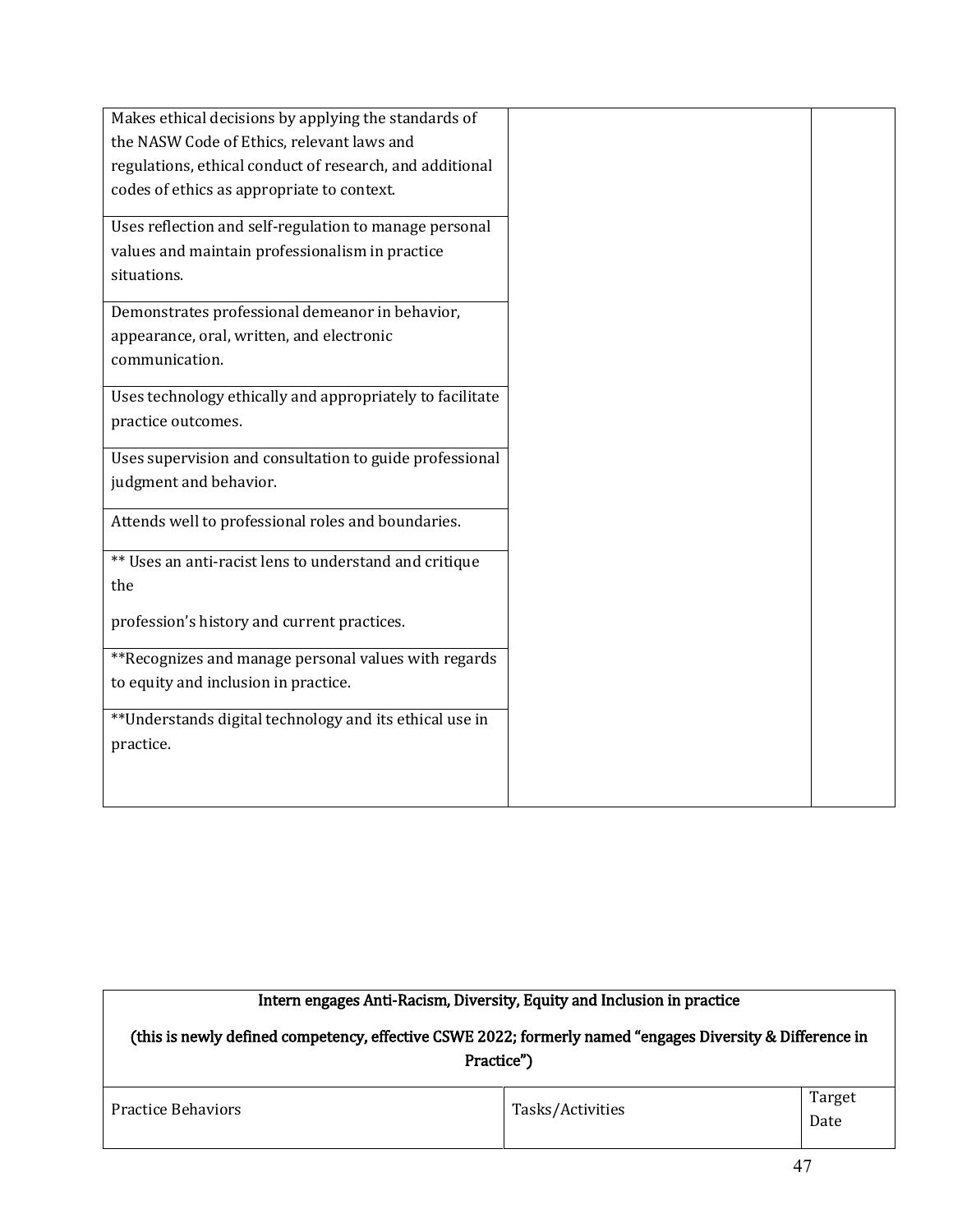| | | |
|---|---|---|
| Makes ethical decisions by applying the standards of the NASW Code of Ethics, relevant laws and regulations, ethical conduct of research, and additional codes of ethics as appropriate to context. | | |
| Uses reflection and self-regulation to manage personal values and maintain professionalism in practice situations. | | |
| Demonstrates professional demeanor in behavior, appearance, oral, written, and electronic communication. | | |
| Uses technology ethically and appropriately to facilitate practice outcomes. | | |
| Uses supervision and consultation to guide professional judgment and behavior. | | |
| Attends well to professional roles and boundaries. | | |
| ** Uses an anti-racist lens to understand and critique the profession's history and current practices. | | |
| **Recognizes and manage personal values with regards to equity and inclusion in practice. | | |
| **Understands digital technology and its ethical use in practice. | | |

| Intern engages Anti-Racism, Diversity, Equity and Inclusion in practice (this is newly defined competency, effective CSWE 2022; formerly named "engages Diversity & Difference in Practice") | | |
|---|---|---|
| Practice Behaviors | Tasks/Activities | Target Date |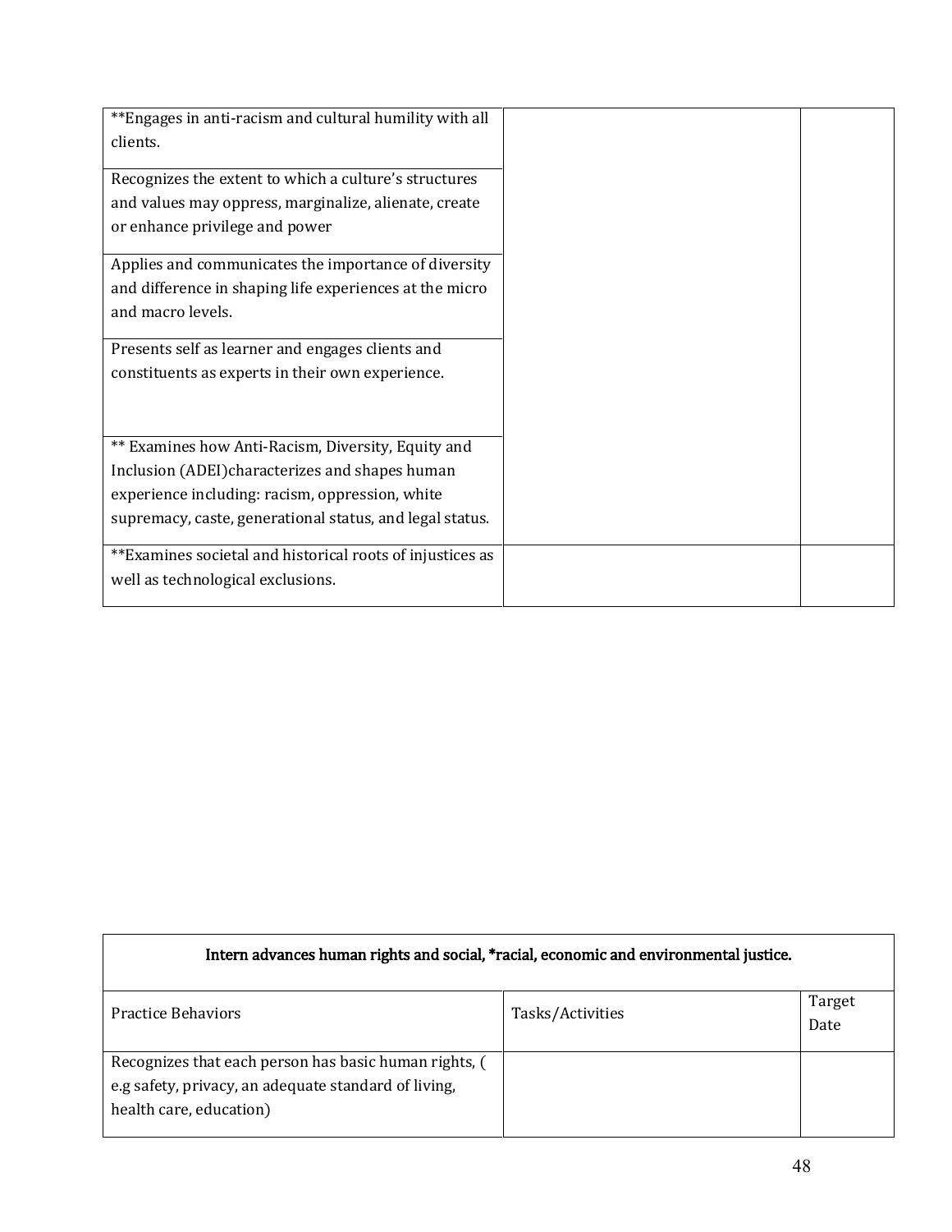| | | |
|---|---|---|
| **Engages in anti-racism and cultural humility with all clients. | | |
| Recognizes the extent to which a culture's structures and values may oppress, marginalize, alienate, create or enhance privilege and power | | |
| Applies and communicates the importance of diversity and difference in shaping life experiences at the micro and macro levels. | | |
| Presents self as learner and engages clients and constituents as experts in their own experience. | | |
| ** Examines how Anti-Racism, Diversity, Equity and Inclusion (ADEI)characterizes and shapes human experience including: racism, oppression, white supremacy, caste, generational status, and legal status. | | |
| **Examines societal and historical roots of injustices as well as technological exclusions. | | |

| Intern advances human rights and social, *racial, economic and environmental justice. | | |
|---|---|---|
| Practice Behaviors | Tasks/Activities | Target Date |
| Recognizes that each person has basic human rights, ( e.g safety, privacy, an adequate standard of living, health care, education) | | |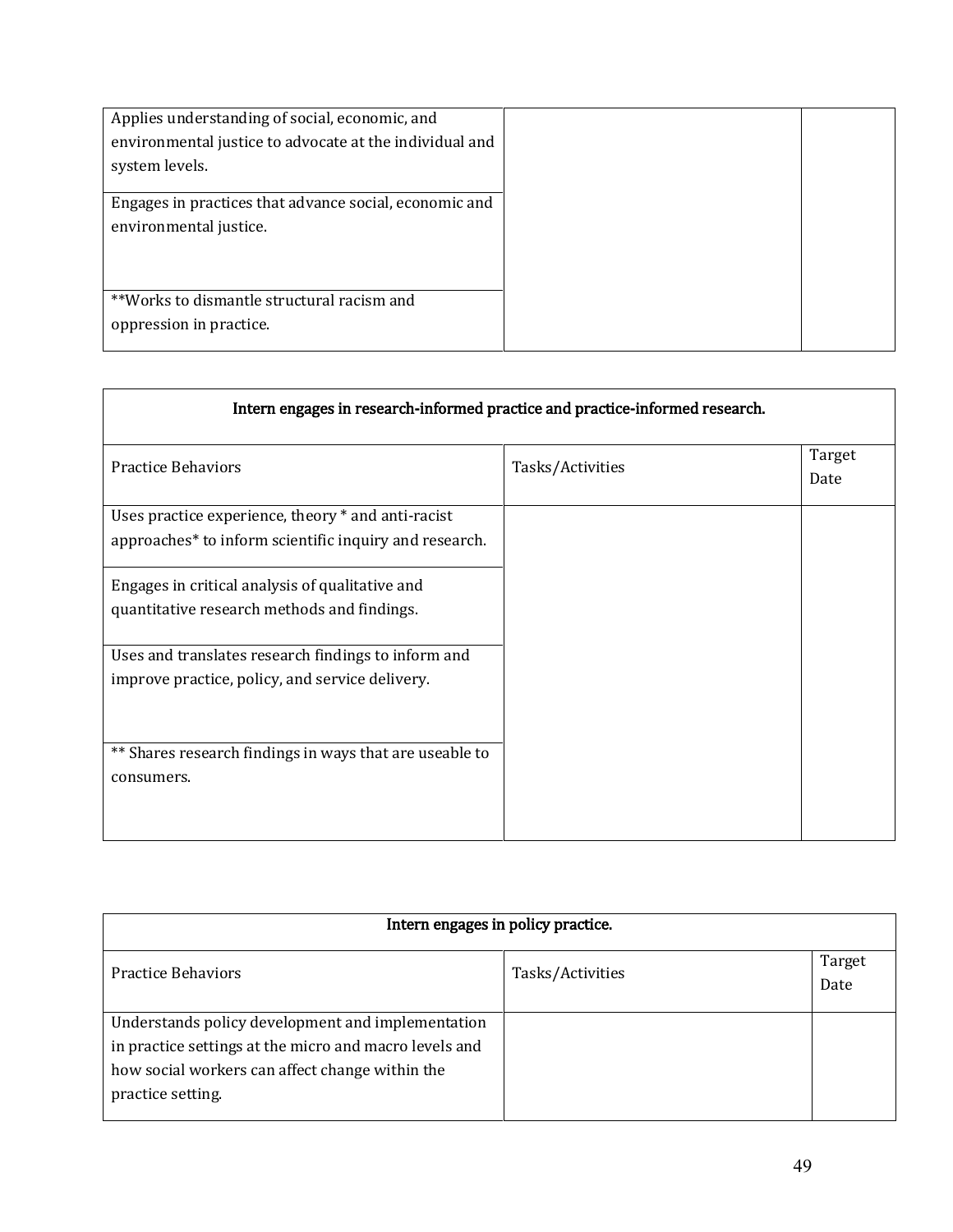| | | |
|---|---|---|
| Applies understanding of social, economic, and environmental justice to advocate at the individual and system levels. | | |
| Engages in practices that advance social, economic and environmental justice. | | |
| **Works to dismantle structural racism and oppression in practice. | | |

| Intern engages in research-informed practice and practice-informed research. | | |
|---|---|---|
| Practice Behaviors | Tasks/Activities | Target Date |
| Uses practice experience, theory * and anti-racist approaches* to inform scientific inquiry and research. | | |
| Engages in critical analysis of qualitative and quantitative research methods and findings. | | |
| Uses and translates research findings to inform and improve practice, policy, and service delivery. | | |
| ** Shares research findings in ways that are useable to consumers. | | |

| Intern engages in policy practice. | | |
|---|---|---|
| Practice Behaviors | Tasks/Activities | Target Date |
| Understands policy development and implementation in practice settings at the micro and macro levels and how social workers can affect change within the practice setting. | | |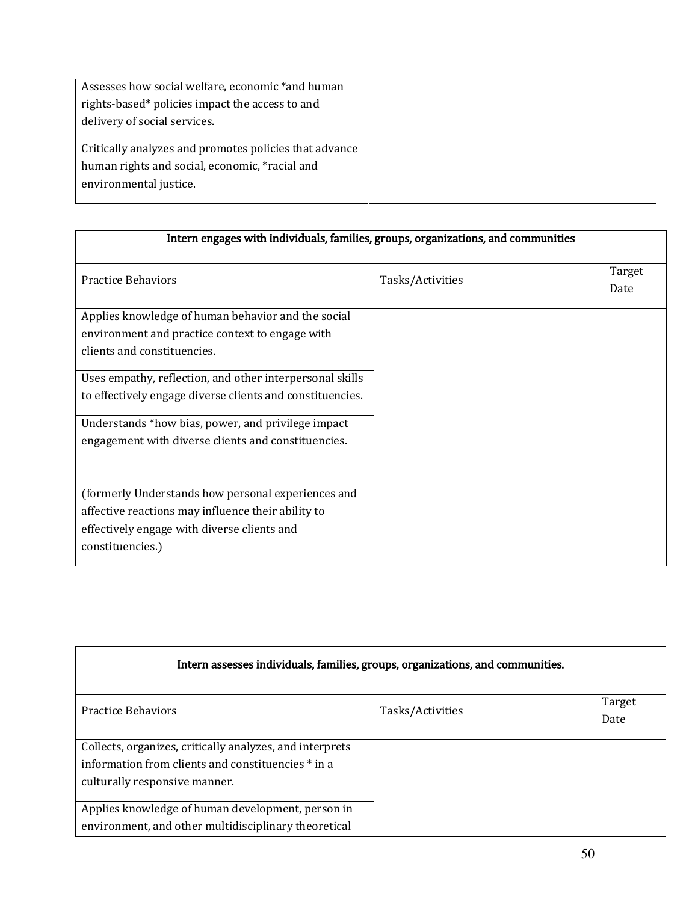| | | |
|---|---|---|
| Assesses how social welfare, economic *and human rights-based* policies impact the access to and delivery of social services. | | |
| Critically analyzes and promotes policies that advance human rights and social, economic, *racial and environmental justice. | | |

| Intern engages with individuals, families, groups, organizations, and communities | | |
|---|---|---|
| Practice Behaviors | Tasks/Activities | Target Date |
| Applies knowledge of human behavior and the social environment and practice context to engage with clients and constituencies. | | |
| Uses empathy, reflection, and other interpersonal skills to effectively engage diverse clients and constituencies. | | |
| Understands *how bias, power, and privilege impact engagement with diverse clients and constituencies.<br><br>(formerly Understands how personal experiences and affective reactions may influence their ability to effectively engage with diverse clients and constituencies.) | | |

| Intern assesses individuals, families, groups, organizations, and communities. | | |
|---|---|---|
| Practice Behaviors | Tasks/Activities | Target Date |
| Collects, organizes, critically analyzes, and interprets information from clients and constituencies * in a culturally responsive manner. | | |
| Applies knowledge of human development, person in environment, and other multidisciplinary theoretical | | |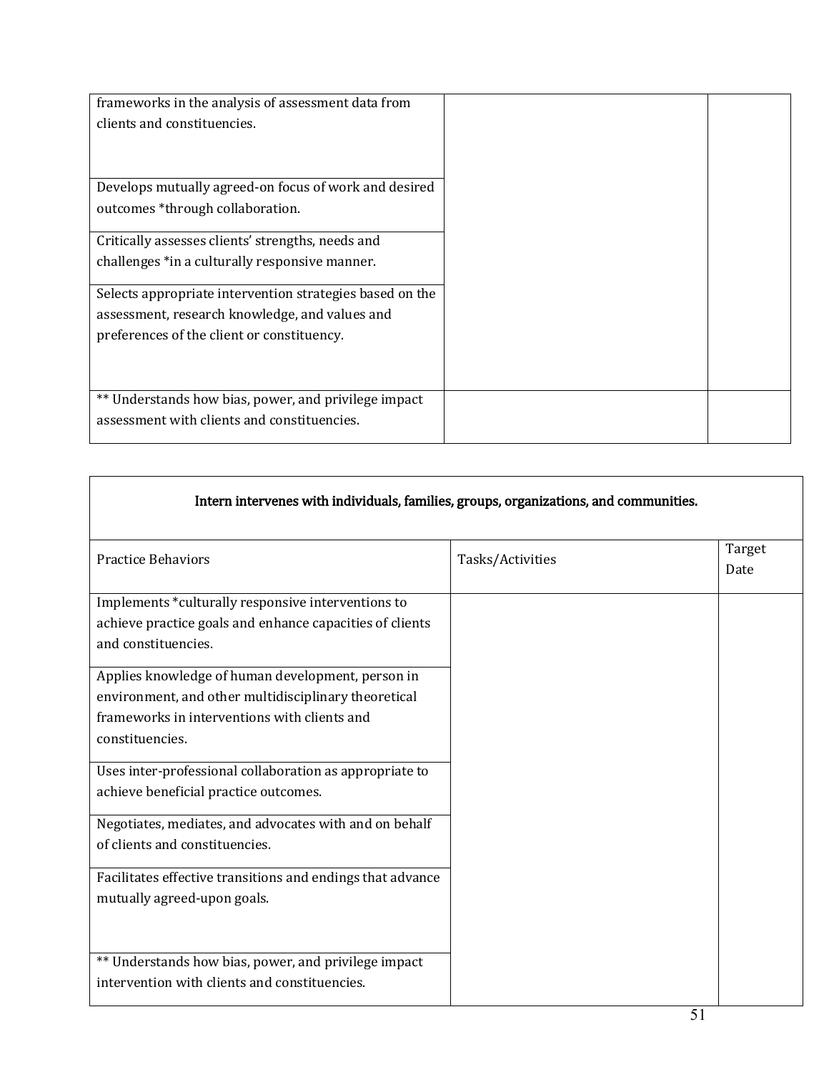| | | |
|---|---|---|
| frameworks in the analysis of assessment data from clients and constituencies. | | |
| Develops mutually agreed-on focus of work and desired outcomes *through collaboration. | | |
| Critically assesses clients' strengths, needs and challenges *in a culturally responsive manner. | | |
| Selects appropriate intervention strategies based on the assessment, research knowledge, and values and preferences of the client or constituency. | | |
| ** Understands how bias, power, and privilege impact assessment with clients and constituencies. | | |

| Intern intervenes with individuals, families, groups, organizations, and communities. | | |
|---|---|---|
| Practice Behaviors | Tasks/Activities | Target Date |
| Implements *culturally responsive interventions to achieve practice goals and enhance capacities of clients and constituencies. | | |
| Applies knowledge of human development, person in environment, and other multidisciplinary theoretical frameworks in interventions with clients and constituencies. | | |
| Uses inter-professional collaboration as appropriate to achieve beneficial practice outcomes. | | |
| Negotiates, mediates, and advocates with and on behalf of clients and constituencies. | | |
| Facilitates effective transitions and endings that advance mutually agreed-upon goals. | | |
| ** Understands how bias, power, and privilege impact intervention with clients and constituencies. | | |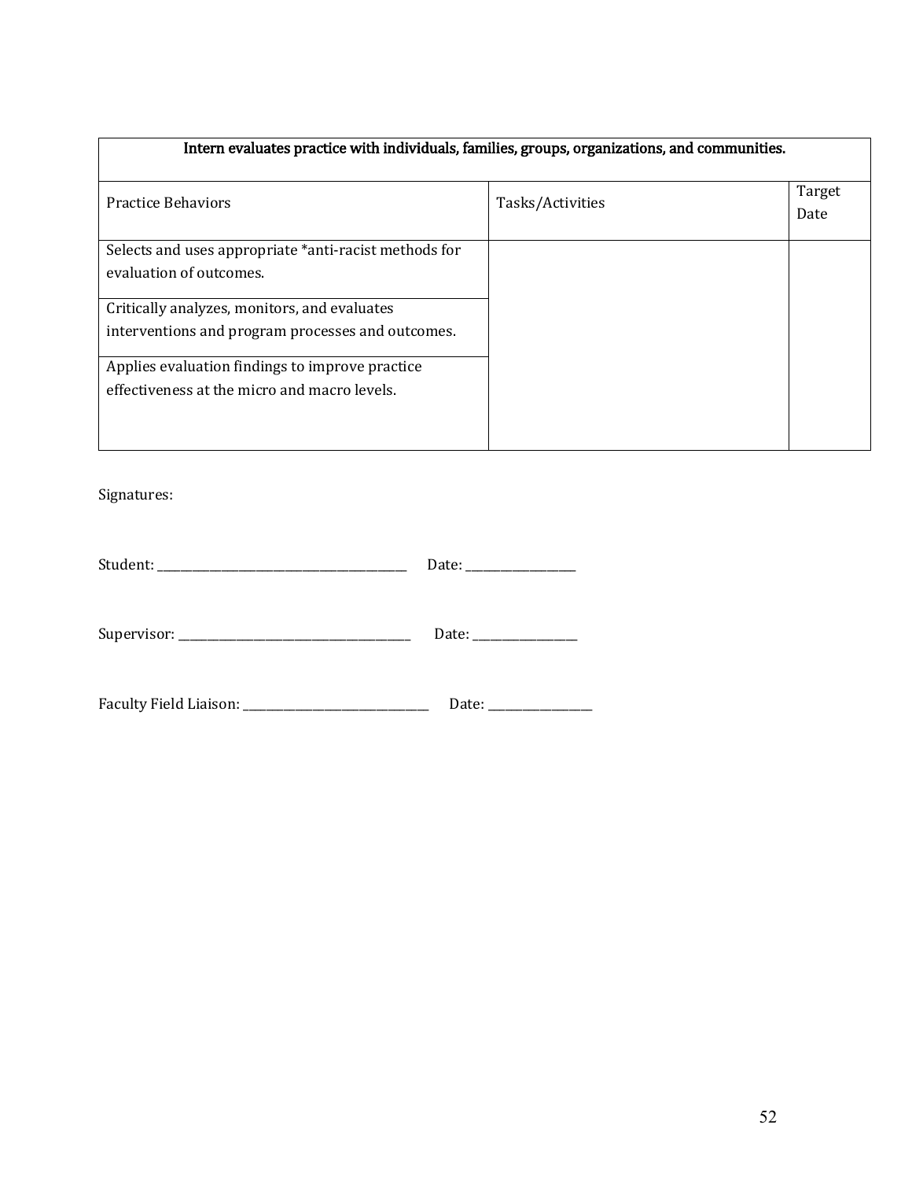| Intern evaluates practice with individuals, families, groups, organizations, and communities. | | |
|---|---|---|
| Practice Behaviors | Tasks/Activities | Target Date |
| Selects and uses appropriate *anti-racist methods for evaluation of outcomes. | | |
| Critically analyzes, monitors, and evaluates interventions and program processes and outcomes. | | |
| Applies evaluation findings to improve practice effectiveness at the micro and macro levels. | | |

Signatures:

Student: ________________________________________ Date: _________________

Supervisor: _____________________________________ Date: ________________

Faculty Field Liaison: _____________________________ Date: ________________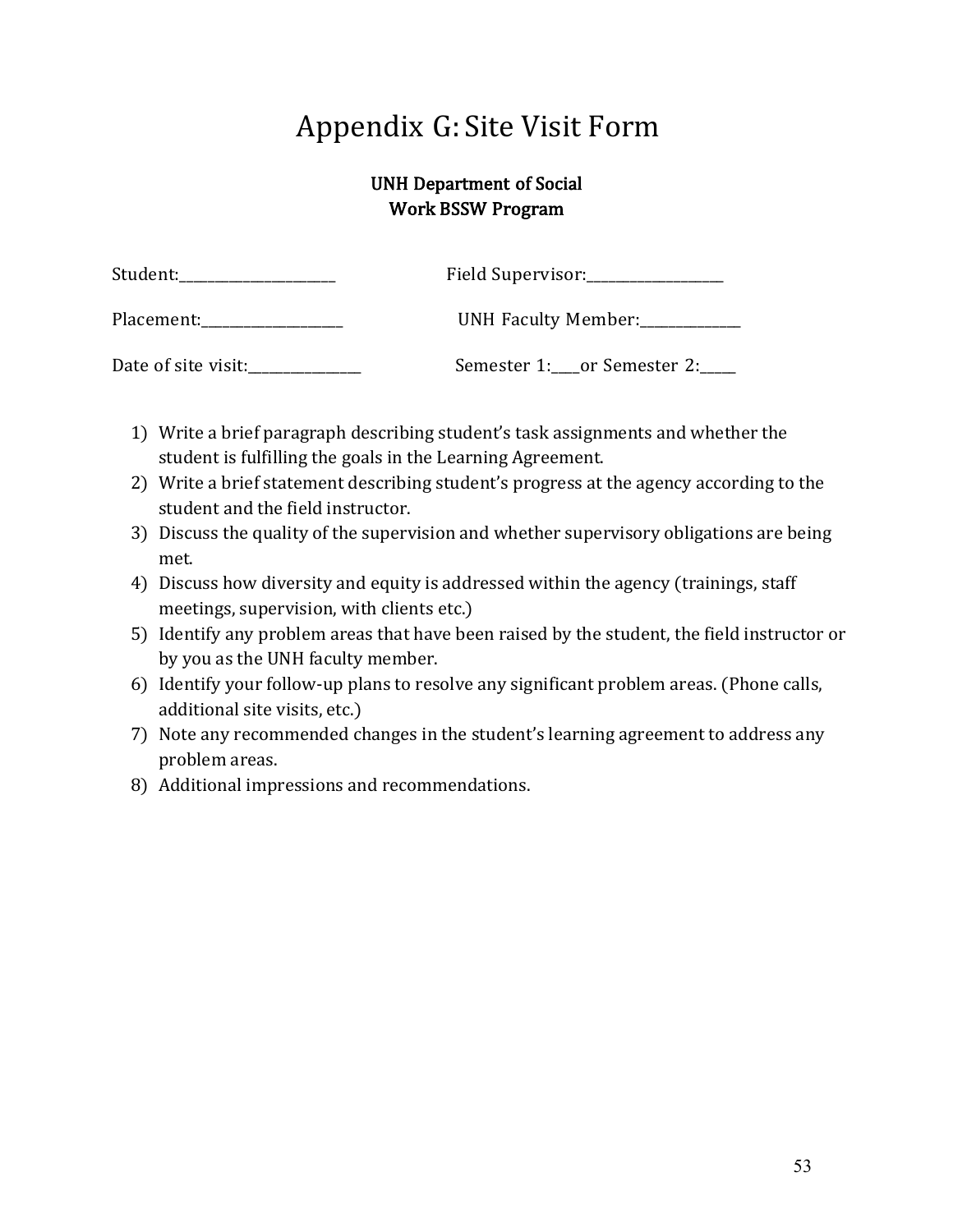# Appendix G: Site Visit Form

**UNH Department of Social Work BSSW Program**

Student:______________________ Field Supervisor:__________________

Placement:____________________ UNH Faculty Member:_____________

Date of site visit:_______________ Semester 1:____or Semester 2:_____

1) Write a brief paragraph describing student's task assignments and whether the student is fulfilling the goals in the Learning Agreement.
2) Write a brief statement describing student's progress at the agency according to the student and the field instructor.
3) Discuss the quality of the supervision and whether supervisory obligations are being met.
4) Discuss how diversity and equity is addressed within the agency (trainings, staff meetings, supervision, with clients etc.)
5) Identify any problem areas that have been raised by the student, the field instructor or by you as the UNH faculty member.
6) Identify your follow-up plans to resolve any significant problem areas. (Phone calls, additional site visits, etc.)
7) Note any recommended changes in the student's learning agreement to address any problem areas.
8) Additional impressions and recommendations.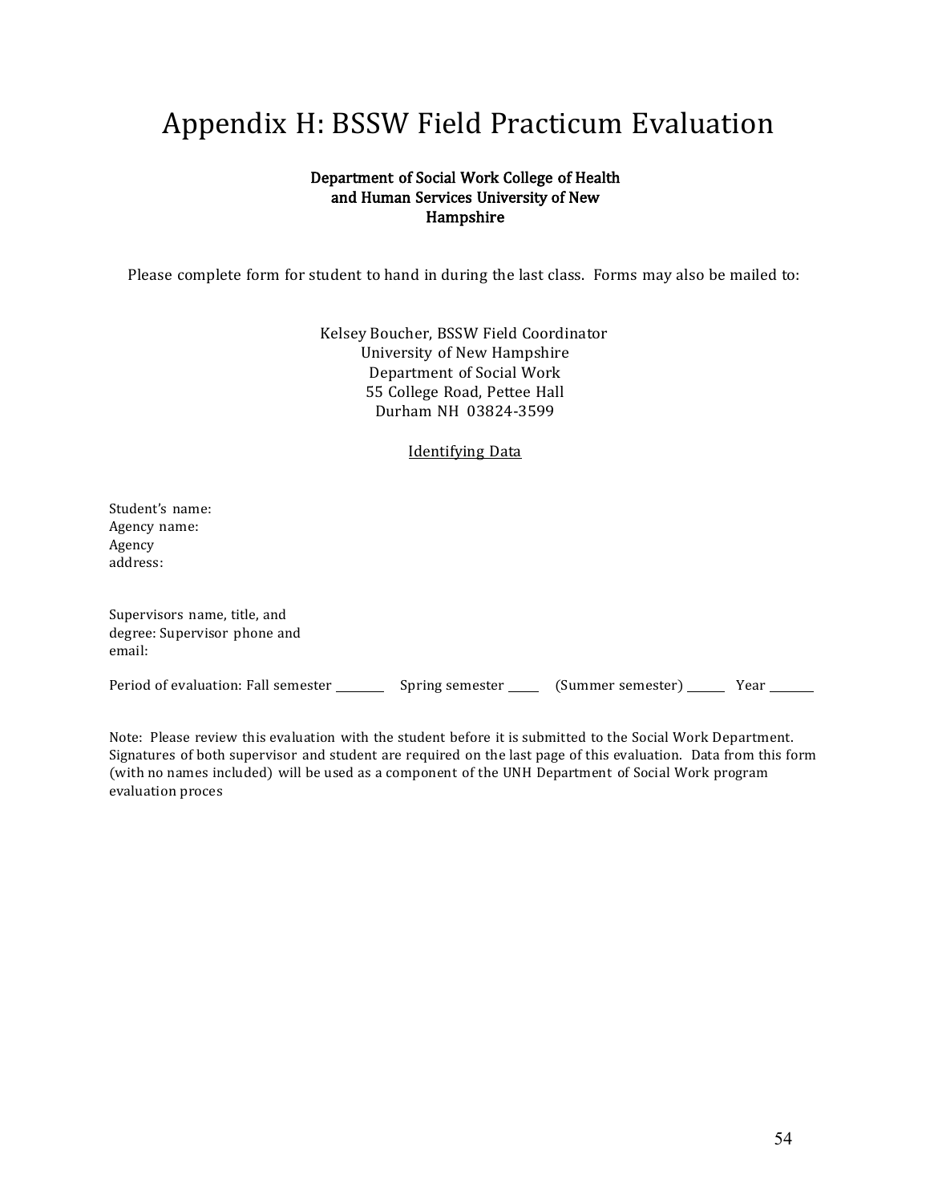# Appendix H: BSSW Field Practicum Evaluation

**Department of Social Work College of Health and Human Services University of New Hampshire**

Please complete form for student to hand in during the last class. Forms may also be mailed to:

Kelsey Boucher, BSSW Field Coordinator
University of New Hampshire
Department of Social Work
55 College Road, Pettee Hall
Durham NH 03824-3599

<u>Identifying Data</u>

Student's name:
Agency name:
Agency address:

Supervisors name, title, and degree: Supervisor phone and email:

Period of evaluation: Fall semester ________ Spring semester _____ (Summer semester) ______ Year _______

Note: Please review this evaluation with the student before it is submitted to the Social Work Department. Signatures of both supervisor and student are required on the last page of this evaluation. Data from this form (with no names included) will be used as a component of the UNH Department of Social Work program evaluation proces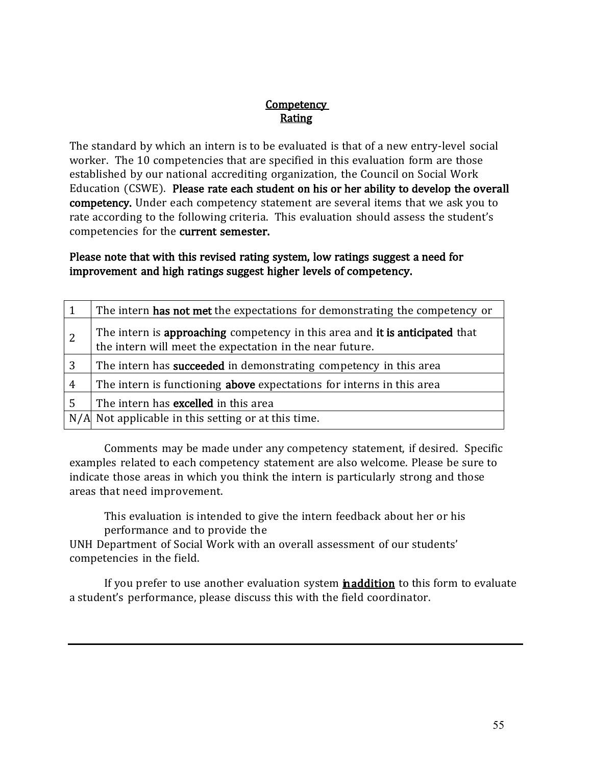# Competency Rating

The standard by which an intern is to be evaluated is that of a new entry-level social worker. The 10 competencies that are specified in this evaluation form are those established by our national accrediting organization, the Council on Social Work Education (CSWE). **Please rate each student on his or her ability to develop the overall competency.** Under each competency statement are several items that we ask you to rate according to the following criteria. This evaluation should assess the student's competencies for the **current semester.**

**Please note that with this revised rating system, low ratings suggest a need for improvement and high ratings suggest higher levels of competency.**

| | |
|---|---|
| 1 | The intern **has not met** the expectations for demonstrating the competency or |
| 2 | The intern is **approaching** competency in this area and **it is anticipated** that the intern will meet the expectation in the near future. |
| 3 | The intern has **succeeded** in demonstrating competency in this area |
| 4 | The intern is functioning **above** expectations for interns in this area |
| 5 | The intern has **excelled** in this area |
| N/A | Not applicable in this setting or at this time. |

Comments may be made under any competency statement, if desired. Specific examples related to each competency statement are also welcome. Please be sure to indicate those areas in which you think the intern is particularly strong and those areas that need improvement.

This evaluation is intended to give the intern feedback about her or his performance and to provide the UNH Department of Social Work with an overall assessment of our students' competencies in the field.

If you prefer to use another evaluation system **in addition** to this form to evaluate a student's performance, please discuss this with the field coordinator.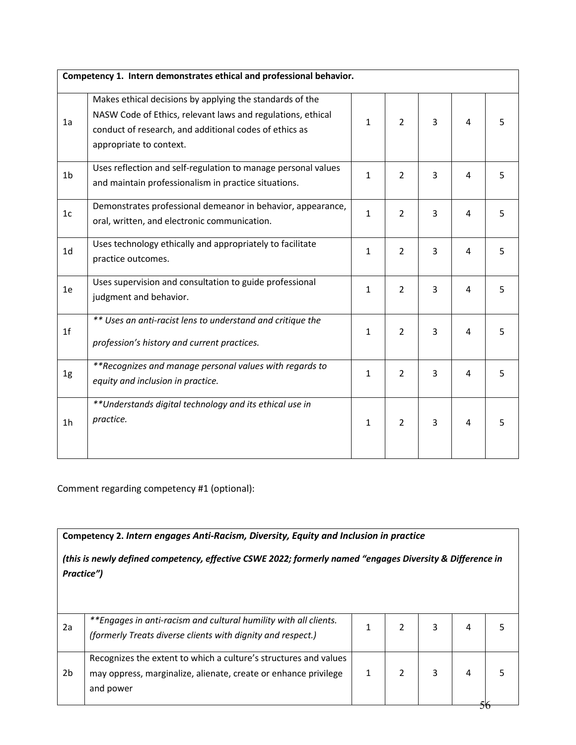| Competency 1. Intern demonstrates ethical and professional behavior. | | | | | | |
|---|---|---|---|---|---|---|
| 1a | Makes ethical decisions by applying the standards of the NASW Code of Ethics, relevant laws and regulations, ethical conduct of research, and additional codes of ethics as appropriate to context. | 1 | 2 | 3 | 4 | 5 |
| 1b | Uses reflection and self-regulation to manage personal values and maintain professionalism in practice situations. | 1 | 2 | 3 | 4 | 5 |
| 1c | Demonstrates professional demeanor in behavior, appearance, oral, written, and electronic communication. | 1 | 2 | 3 | 4 | 5 |
| 1d | Uses technology ethically and appropriately to facilitate practice outcomes. | 1 | 2 | 3 | 4 | 5 |
| 1e | Uses supervision and consultation to guide professional judgment and behavior. | 1 | 2 | 3 | 4 | 5 |
| 1f | *** Uses an anti-racist lens to understand and critique the profession's history and current practices.* | 1 | 2 | 3 | 4 | 5 |
| 1g | ***Recognizes and manage personal values with regards to equity and inclusion in practice.* | 1 | 2 | 3 | 4 | 5 |
| 1h | ***Understands digital technology and its ethical use in practice.* | 1 | 2 | 3 | 4 | 5 |

Comment regarding competency #1 (optional):

| **Competency 2.** ***Intern engages Anti-Racism, Diversity, Equity and Inclusion in practice*** <br> ***(this is newly defined competency, effective CSWE 2022; formerly named "engages Diversity & Difference in Practice")*** | | | | | | |
|---|---|---|---|---|---|---|
| 2a | ***Engages in anti-racism and cultural humility with all clients. (formerly Treats diverse clients with dignity and respect.)* | 1 | 2 | 3 | 4 | 5 |
| 2b | Recognizes the extent to which a culture's structures and values may oppress, marginalize, alienate, create or enhance privilege and power | 1 | 2 | 3 | 4 | 5 |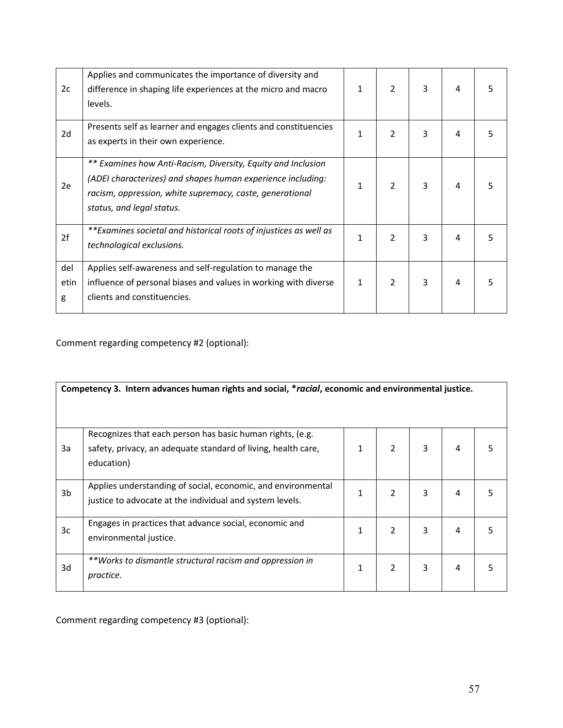| | | | | | | |
|---|---|---|---|---|---|---|
| 2c | Applies and communicates the importance of diversity and difference in shaping life experiences at the micro and macro levels. | 1 | 2 | 3 | 4 | 5 |
| 2d | Presents self as learner and engages clients and constituencies as experts in their own experience. | 1 | 2 | 3 | 4 | 5 |
| 2e | *\*\* Examines how Anti-Racism, Diversity, Equity and Inclusion (ADEI characterizes) and shapes human experience including: racism, oppression, white supremacy, caste, generational status, and legal status.* | 1 | 2 | 3 | 4 | 5 |
| 2f | *\*\*Examines societal and historical roots of injustices as well as technological exclusions.* | 1 | 2 | 3 | 4 | 5 |
| deleting | Applies self-awareness and self-regulation to manage the influence of personal biases and values in working with diverse clients and constituencies. | 1 | 2 | 3 | 4 | 5 |

Comment regarding competency #2 (optional):

| **Competency 3. Intern advances human rights and social, \****racial***, economic and environmental justice.** | | | | | | |
|---|---|---|---|---|---|---|
| 3a | Recognizes that each person has basic human rights, (e.g. safety, privacy, an adequate standard of living, health care, education) | 1 | 2 | 3 | 4 | 5 |
| 3b | Applies understanding of social, economic, and environmental justice to advocate at the individual and system levels. | 1 | 2 | 3 | 4 | 5 |
| 3c | Engages in practices that advance social, economic and environmental justice. | 1 | 2 | 3 | 4 | 5 |
| 3d | *\*\*Works to dismantle structural racism and oppression in practice.* | 1 | 2 | 3 | 4 | 5 |

Comment regarding competency #3 (optional):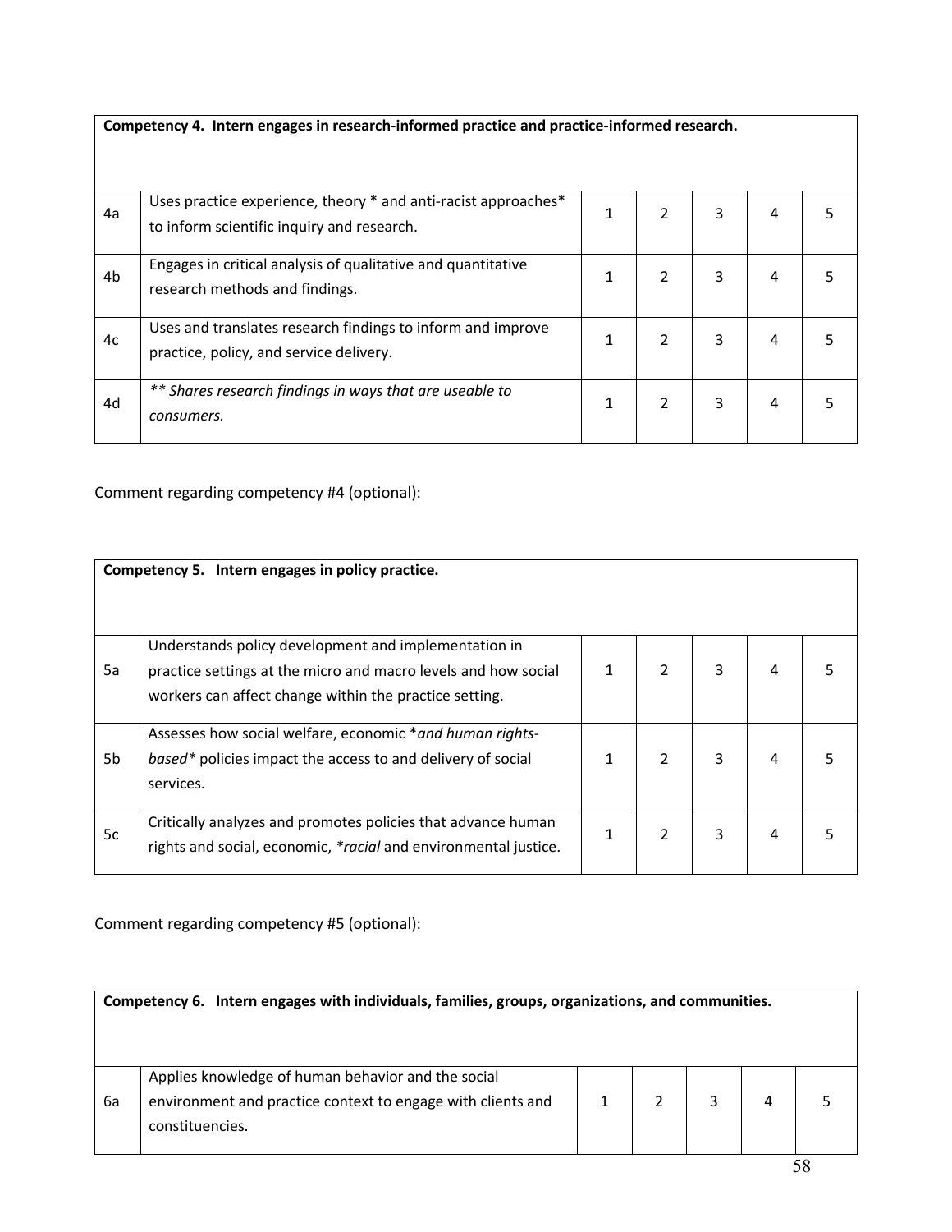| Competency 4. Intern engages in research-informed practice and practice-informed research. | | | | | | |
|---|---|---|---|---|---|---|
| 4a | Uses practice experience, theory * and anti-racist approaches* to inform scientific inquiry and research. | 1 | 2 | 3 | 4 | 5 |
| 4b | Engages in critical analysis of qualitative and quantitative research methods and findings. | 1 | 2 | 3 | 4 | 5 |
| 4c | Uses and translates research findings to inform and improve practice, policy, and service delivery. | 1 | 2 | 3 | 4 | 5 |
| 4d | *** Shares research findings in ways that are useable to consumers.* | 1 | 2 | 3 | 4 | 5 |

Comment regarding competency #4 (optional):

| Competency 5. Intern engages in policy practice. | | | | | | |
|---|---|---|---|---|---|---|
| 5a | Understands policy development and implementation in practice settings at the micro and macro levels and how social workers can affect change within the practice setting. | 1 | 2 | 3 | 4 | 5 |
| 5b | Assesses how social welfare, economic **and human rights-based** policies impact the access to and delivery of social services. | 1 | 2 | 3 | 4 | 5 |
| 5c | Critically analyzes and promotes policies that advance human rights and social, economic, **racial* and environmental justice. | 1 | 2 | 3 | 4 | 5 |

Comment regarding competency #5 (optional):

| Competency 6. Intern engages with individuals, families, groups, organizations, and communities. | | | | | | |
|---|---|---|---|---|---|---|
| 6a | Applies knowledge of human behavior and the social environment and practice context to engage with clients and constituencies. | 1 | 2 | 3 | 4 | 5 |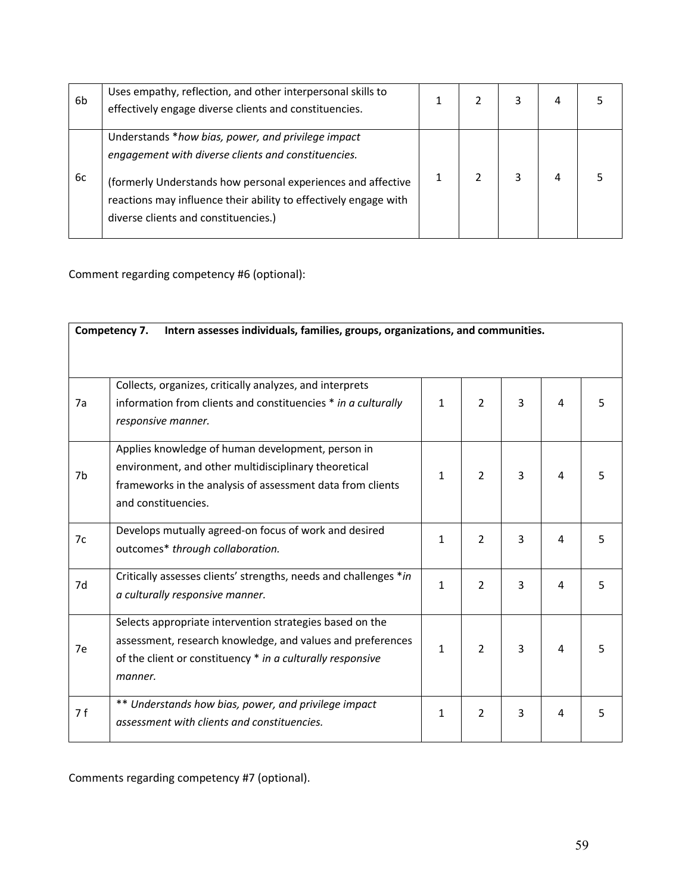| 6b | Uses empathy, reflection, and other interpersonal skills to effectively engage diverse clients and constituencies. | 1 | 2 | 3 | 4 | 5 |
|---|---|---|---|---|---|---|
| 6c | Understands **how bias, power, and privilege impact engagement with diverse clients and constituencies.*<br><br>(formerly Understands how personal experiences and affective reactions may influence their ability to effectively engage with diverse clients and constituencies.) | 1 | 2 | 3 | 4 | 5 |

Comment regarding competency #6 (optional):

| **Competency 7. Intern assesses individuals, families, groups, organizations, and communities.** | | | | | | |
|---|---|---|---|---|---|---|
| 7a | Collects, organizes, critically analyzes, and interprets information from clients and constituencies * *in a culturally responsive manner.* | 1 | 2 | 3 | 4 | 5 |
| 7b | Applies knowledge of human development, person in environment, and other multidisciplinary theoretical frameworks in the analysis of assessment data from clients and constituencies. | 1 | 2 | 3 | 4 | 5 |
| 7c | Develops mutually agreed-on focus of work and desired outcomes* *through collaboration.* | 1 | 2 | 3 | 4 | 5 |
| 7d | Critically assesses clients' strengths, needs and challenges **in a culturally responsive manner.* | 1 | 2 | 3 | 4 | 5 |
| 7e | Selects appropriate intervention strategies based on the assessment, research knowledge, and values and preferences of the client or constituency * *in a culturally responsive manner.* | 1 | 2 | 3 | 4 | 5 |
| 7 f | ** *Understands how bias, power, and privilege impact assessment with clients and constituencies.* | 1 | 2 | 3 | 4 | 5 |

Comments regarding competency #7 (optional).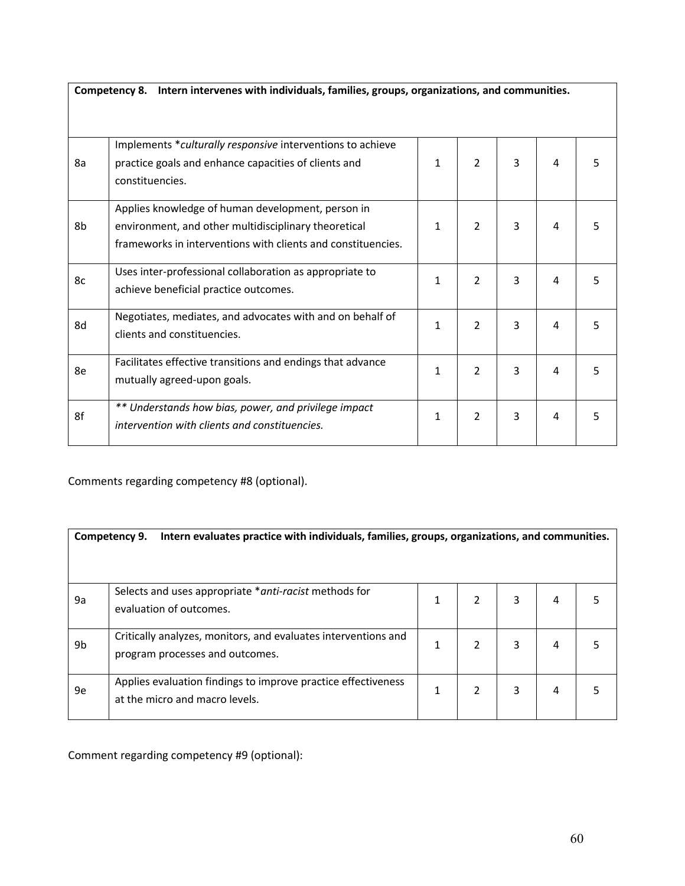| **Competency 8. Intern intervenes with individuals, families, groups, organizations, and communities.** | | | | | | |
|---|---|---|---|---|---|---|
| 8a | Implements **culturally responsive* interventions to achieve practice goals and enhance capacities of clients and constituencies. | 1 | 2 | 3 | 4 | 5 |
| 8b | Applies knowledge of human development, person in environment, and other multidisciplinary theoretical frameworks in interventions with clients and constituencies. | 1 | 2 | 3 | 4 | 5 |
| 8c | Uses inter-professional collaboration as appropriate to achieve beneficial practice outcomes. | 1 | 2 | 3 | 4 | 5 |
| 8d | Negotiates, mediates, and advocates with and on behalf of clients and constituencies. | 1 | 2 | 3 | 4 | 5 |
| 8e | Facilitates effective transitions and endings that advance mutually agreed-upon goals. | 1 | 2 | 3 | 4 | 5 |
| 8f | *** Understands how bias, power, and privilege impact intervention with clients and constituencies.* | 1 | 2 | 3 | 4 | 5 |

Comments regarding competency #8 (optional).

| **Competency 9. Intern evaluates practice with individuals, families, groups, organizations, and communities.** | | | | | | |
|---|---|---|---|---|---|---|
| 9a | Selects and uses appropriate **anti-racist* methods for evaluation of outcomes. | 1 | 2 | 3 | 4 | 5 |
| 9b | Critically analyzes, monitors, and evaluates interventions and program processes and outcomes. | 1 | 2 | 3 | 4 | 5 |
| 9e | Applies evaluation findings to improve practice effectiveness at the micro and macro levels. | 1 | 2 | 3 | 4 | 5 |

Comment regarding competency #9 (optional):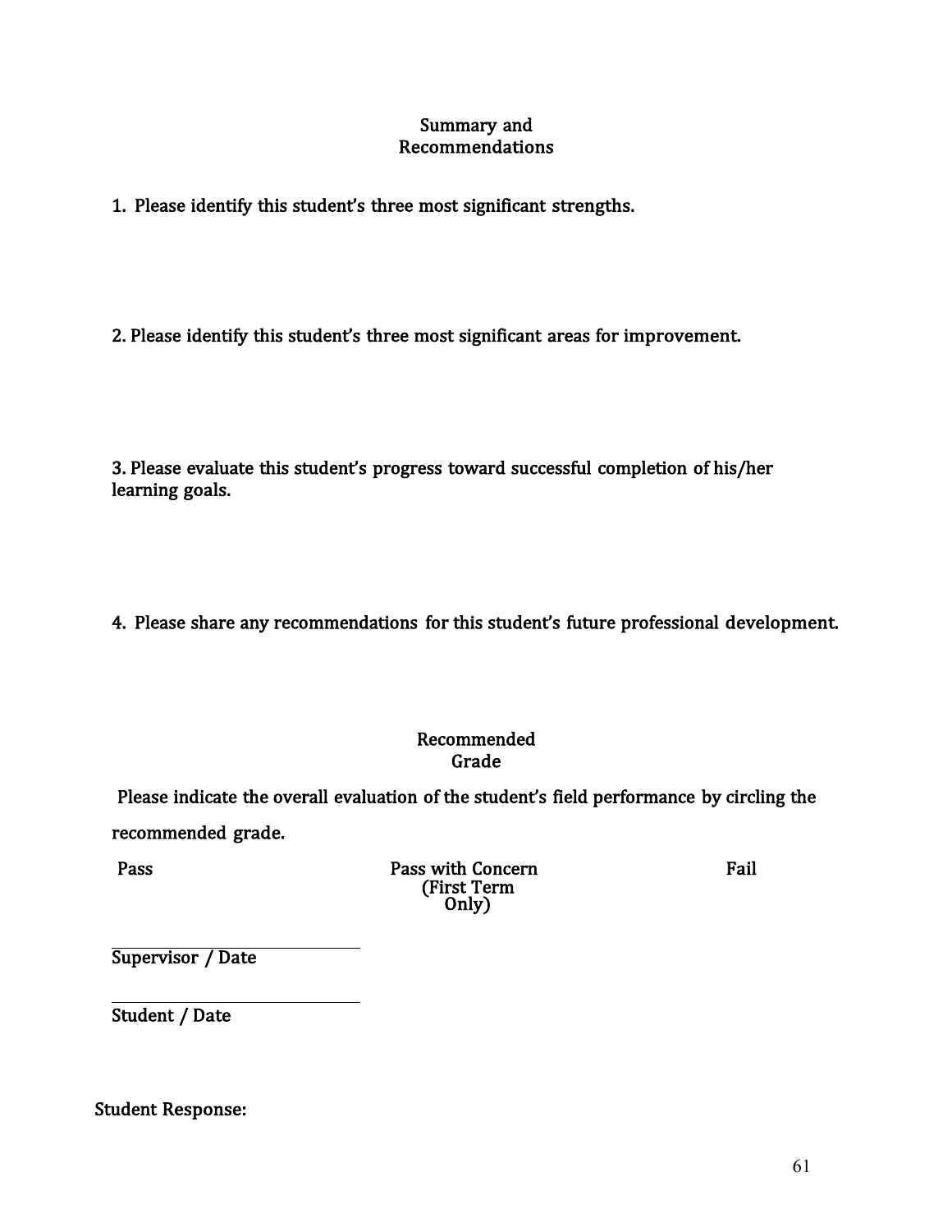## Summary and Recommendations

1. Please identify this student's three most significant strengths.

2. Please identify this student's three most significant areas for improvement.

3. Please evaluate this student's progress toward successful completion of his/her learning goals.

4. Please share any recommendations for this student's future professional development.

## Recommended Grade

Please indicate the overall evaluation of the student's field performance by circling the recommended grade.

Pass    Pass with Concern (First Term Only)    Fail

______________________
Supervisor / Date

______________________
Student / Date

Student Response: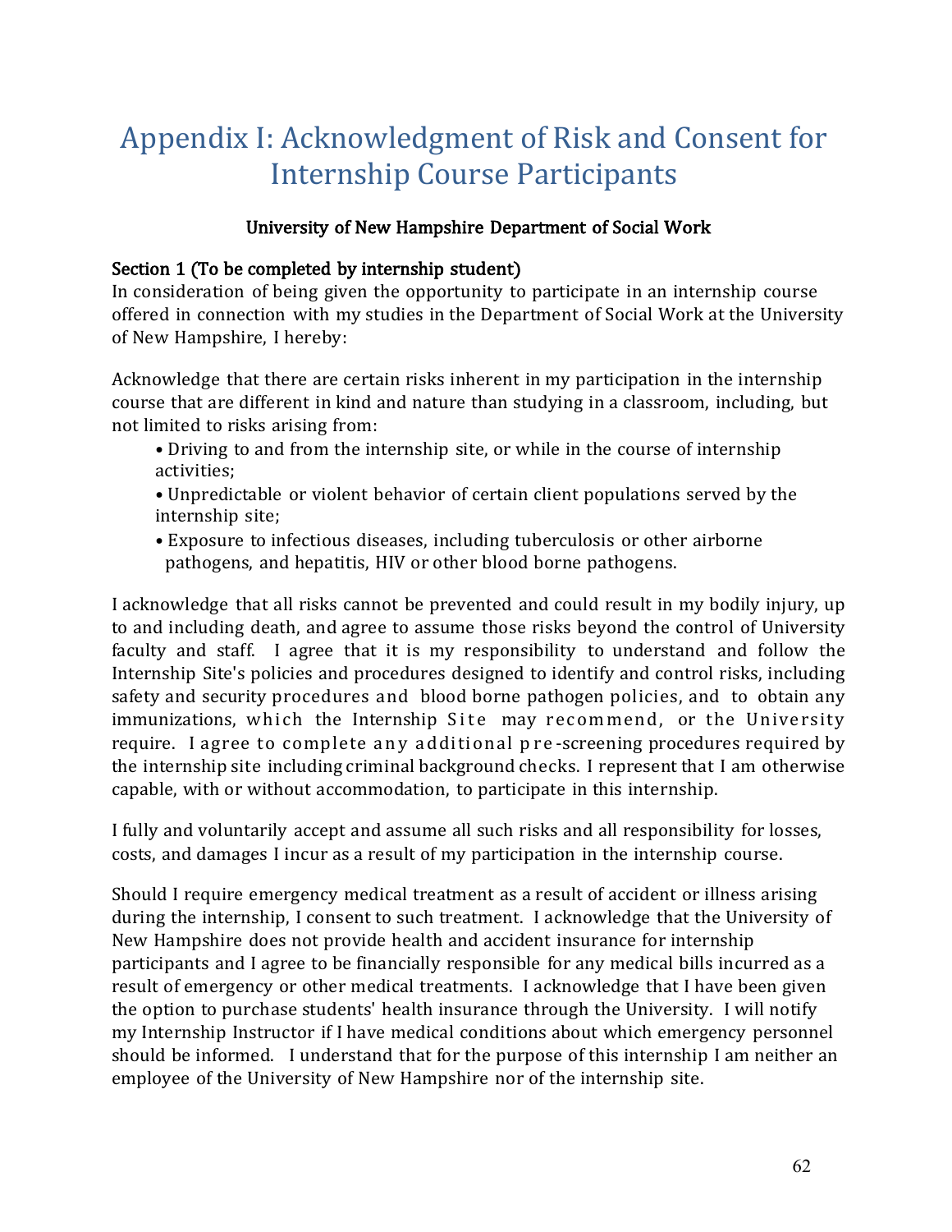# Appendix I: Acknowledgment of Risk and Consent for Internship Course Participants

**University of New Hampshire Department of Social Work**

**Section 1 (To be completed by internship student)**

In consideration of being given the opportunity to participate in an internship course offered in connection with my studies in the Department of Social Work at the University of New Hampshire, I hereby:

Acknowledge that there are certain risks inherent in my participation in the internship course that are different in kind and nature than studying in a classroom, including, but not limited to risks arising from:

- Driving to and from the internship site, or while in the course of internship activities;
- Unpredictable or violent behavior of certain client populations served by the internship site;
- Exposure to infectious diseases, including tuberculosis or other airborne pathogens, and hepatitis, HIV or other blood borne pathogens.

I acknowledge that all risks cannot be prevented and could result in my bodily injury, up to and including death, and agree to assume those risks beyond the control of University faculty and staff. I agree that it is my responsibility to understand and follow the Internship Site's policies and procedures designed to identify and control risks, including safety and security procedures and blood borne pathogen policies, and to obtain any immunizations, which the Internship Site may recommend, or the University require. I agree to complete any additional pre-screening procedures required by the internship site including criminal background checks. I represent that I am otherwise capable, with or without accommodation, to participate in this internship.

I fully and voluntarily accept and assume all such risks and all responsibility for losses, costs, and damages I incur as a result of my participation in the internship course.

Should I require emergency medical treatment as a result of accident or illness arising during the internship, I consent to such treatment. I acknowledge that the University of New Hampshire does not provide health and accident insurance for internship participants and I agree to be financially responsible for any medical bills incurred as a result of emergency or other medical treatments. I acknowledge that I have been given the option to purchase students' health insurance through the University. I will notify my Internship Instructor if I have medical conditions about which emergency personnel should be informed. I understand that for the purpose of this internship I am neither an employee of the University of New Hampshire nor of the internship site.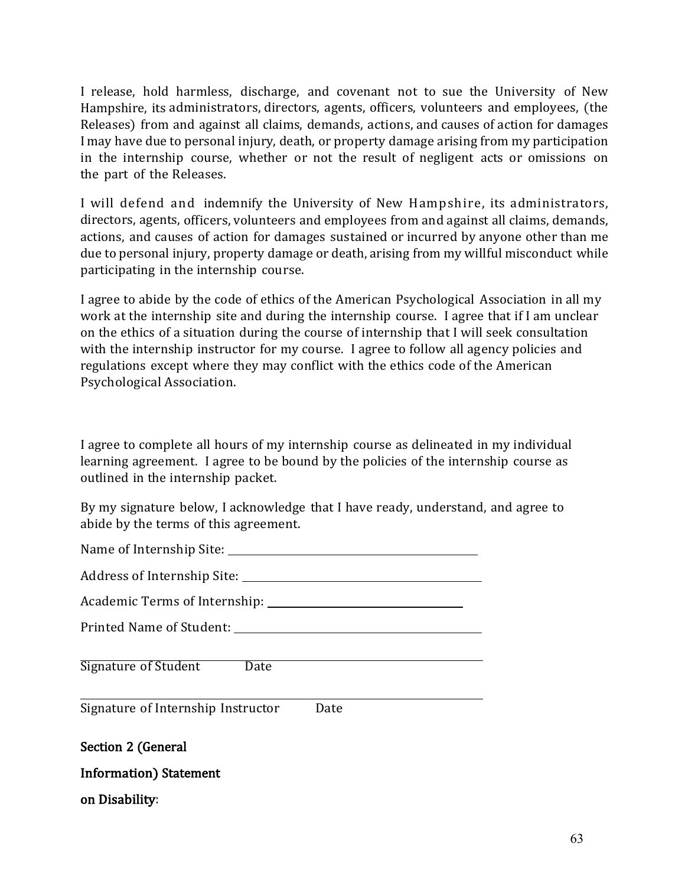I release, hold harmless, discharge, and covenant not to sue the University of New Hampshire, its administrators, directors, agents, officers, volunteers and employees, (the Releases) from and against all claims, demands, actions, and causes of action for damages I may have due to personal injury, death, or property damage arising from my participation in the internship course, whether or not the result of negligent acts or omissions on the part of the Releases.

I will defend and indemnify the University of New Hampshire, its administrators, directors, agents, officers, volunteers and employees from and against all claims, demands, actions, and causes of action for damages sustained or incurred by anyone other than me due to personal injury, property damage or death, arising from my willful misconduct while participating in the internship course.

I agree to abide by the code of ethics of the American Psychological Association in all my work at the internship site and during the internship course. I agree that if I am unclear on the ethics of a situation during the course of internship that I will seek consultation with the internship instructor for my course. I agree to follow all agency policies and regulations except where they may conflict with the ethics code of the American Psychological Association.

I agree to complete all hours of my internship course as delineated in my individual learning agreement. I agree to be bound by the policies of the internship course as outlined in the internship packet.

By my signature below, I acknowledge that I have ready, understand, and agree to abide by the terms of this agreement.

Name of Internship Site: ___________________________________

Address of Internship Site: ___________________________________

Academic Terms of Internship: ___________________________

Printed Name of Student: ___________________________________

___________________________________________________
Signature of Student Date

___________________________________________________
Signature of Internship Instructor Date

**Section 2 (General Information) Statement on Disability:**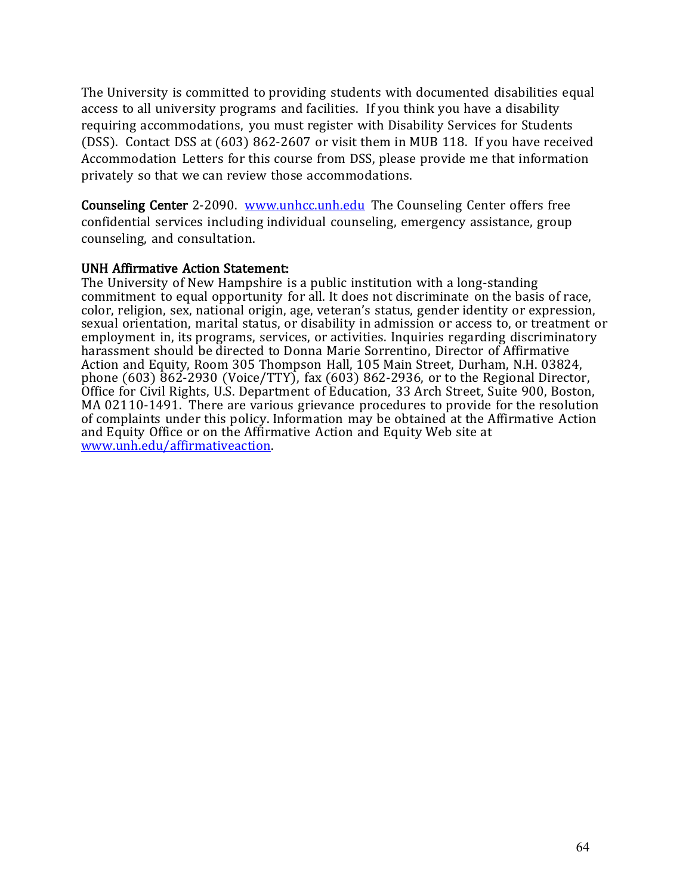The University is committed to providing students with documented disabilities equal access to all university programs and facilities. If you think you have a disability requiring accommodations, you must register with Disability Services for Students (DSS). Contact DSS at (603) 862-2607 or visit them in MUB 118. If you have received Accommodation Letters for this course from DSS, please provide me that information privately so that we can review those accommodations.

**Counseling Center** 2-2090. [www.unhcc.unh.edu](http://www.unhcc.unh.edu) The Counseling Center offers free confidential services including individual counseling, emergency assistance, group counseling, and consultation.

**UNH Affirmative Action Statement:**

The University of New Hampshire is a public institution with a long-standing commitment to equal opportunity for all. It does not discriminate on the basis of race, color, religion, sex, national origin, age, veteran's status, gender identity or expression, sexual orientation, marital status, or disability in admission or access to, or treatment or employment in, its programs, services, or activities. Inquiries regarding discriminatory harassment should be directed to Donna Marie Sorrentino, Director of Affirmative Action and Equity, Room 305 Thompson Hall, 105 Main Street, Durham, N.H. 03824, phone (603) 862-2930 (Voice/TTY), fax (603) 862-2936, or to the Regional Director, Office for Civil Rights, U.S. Department of Education, 33 Arch Street, Suite 900, Boston, MA 02110-1491. There are various grievance procedures to provide for the resolution of complaints under this policy. Information may be obtained at the Affirmative Action and Equity Office or on the Affirmative Action and Equity Web site at [www.unh.edu/affirmativeaction](http://www.unh.edu/affirmativeaction).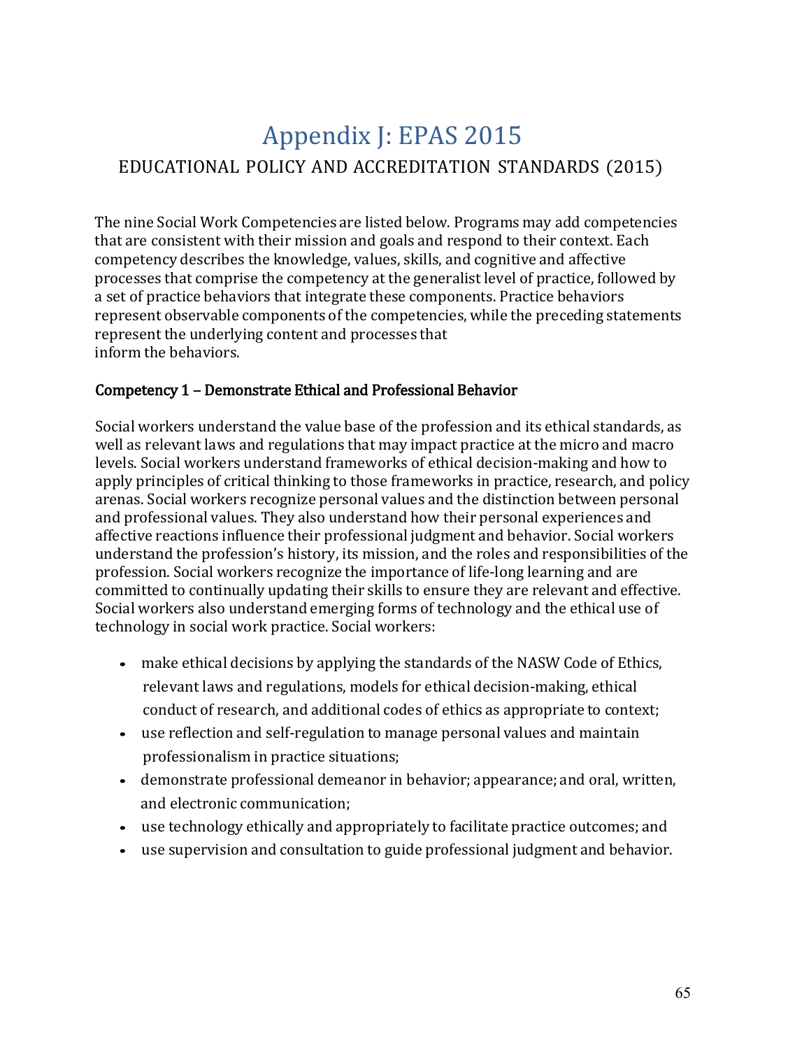# Appendix J: EPAS 2015

## EDUCATIONAL POLICY AND ACCREDITATION STANDARDS (2015)

The nine Social Work Competencies are listed below. Programs may add competencies that are consistent with their mission and goals and respond to their context. Each competency describes the knowledge, values, skills, and cognitive and affective processes that comprise the competency at the generalist level of practice, followed by a set of practice behaviors that integrate these components. Practice behaviors represent observable components of the competencies, while the preceding statements represent the underlying content and processes that inform the behaviors.

### Competency 1 – Demonstrate Ethical and Professional Behavior

Social workers understand the value base of the profession and its ethical standards, as well as relevant laws and regulations that may impact practice at the micro and macro levels. Social workers understand frameworks of ethical decision-making and how to apply principles of critical thinking to those frameworks in practice, research, and policy arenas. Social workers recognize personal values and the distinction between personal and professional values. They also understand how their personal experiences and affective reactions influence their professional judgment and behavior. Social workers understand the profession's history, its mission, and the roles and responsibilities of the profession. Social workers recognize the importance of life-long learning and are committed to continually updating their skills to ensure they are relevant and effective. Social workers also understand emerging forms of technology and the ethical use of technology in social work practice. Social workers:

- make ethical decisions by applying the standards of the NASW Code of Ethics, relevant laws and regulations, models for ethical decision-making, ethical conduct of research, and additional codes of ethics as appropriate to context;
- use reflection and self-regulation to manage personal values and maintain professionalism in practice situations;
- demonstrate professional demeanor in behavior; appearance; and oral, written, and electronic communication;
- use technology ethically and appropriately to facilitate practice outcomes; and
- use supervision and consultation to guide professional judgment and behavior.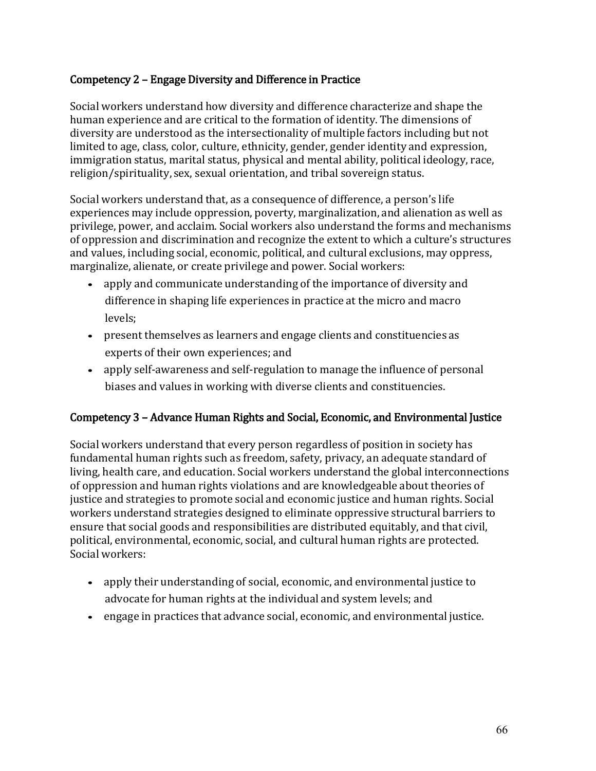## Competency 2 – Engage Diversity and Difference in Practice

Social workers understand how diversity and difference characterize and shape the human experience and are critical to the formation of identity. The dimensions of diversity are understood as the intersectionality of multiple factors including but not limited to age, class, color, culture, ethnicity, gender, gender identity and expression, immigration status, marital status, physical and mental ability, political ideology, race, religion/spirituality, sex, sexual orientation, and tribal sovereign status.

Social workers understand that, as a consequence of difference, a person's life experiences may include oppression, poverty, marginalization, and alienation as well as privilege, power, and acclaim. Social workers also understand the forms and mechanisms of oppression and discrimination and recognize the extent to which a culture's structures and values, including social, economic, political, and cultural exclusions, may oppress, marginalize, alienate, or create privilege and power. Social workers:

- apply and communicate understanding of the importance of diversity and difference in shaping life experiences in practice at the micro and macro levels;
- present themselves as learners and engage clients and constituencies as experts of their own experiences; and
- apply self-awareness and self-regulation to manage the influence of personal biases and values in working with diverse clients and constituencies.

## Competency 3 – Advance Human Rights and Social, Economic, and Environmental Justice

Social workers understand that every person regardless of position in society has fundamental human rights such as freedom, safety, privacy, an adequate standard of living, health care, and education. Social workers understand the global interconnections of oppression and human rights violations and are knowledgeable about theories of justice and strategies to promote social and economic justice and human rights. Social workers understand strategies designed to eliminate oppressive structural barriers to ensure that social goods and responsibilities are distributed equitably, and that civil, political, environmental, economic, social, and cultural human rights are protected. Social workers:

- apply their understanding of social, economic, and environmental justice to advocate for human rights at the individual and system levels; and
- engage in practices that advance social, economic, and environmental justice.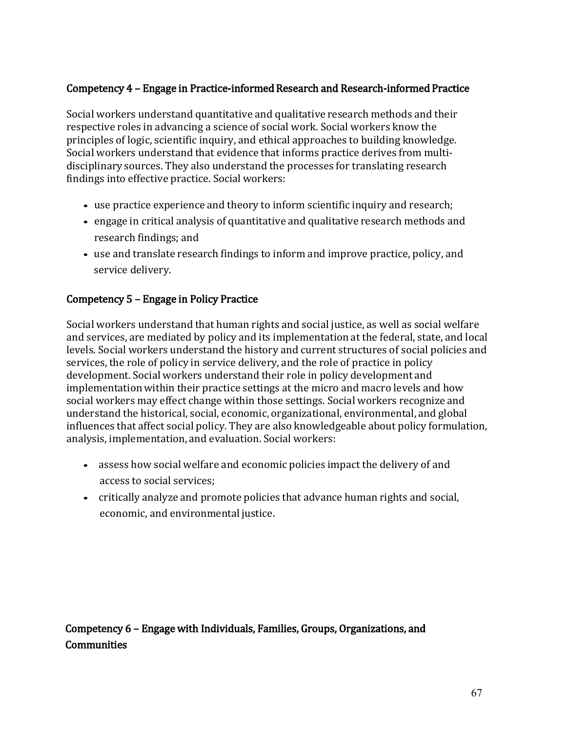## Competency 4 – Engage in Practice-informed Research and Research-informed Practice

Social workers understand quantitative and qualitative research methods and their respective roles in advancing a science of social work. Social workers know the principles of logic, scientific inquiry, and ethical approaches to building knowledge. Social workers understand that evidence that informs practice derives from multi-disciplinary sources. They also understand the processes for translating research findings into effective practice. Social workers:

- use practice experience and theory to inform scientific inquiry and research;
- engage in critical analysis of quantitative and qualitative research methods and research findings; and
- use and translate research findings to inform and improve practice, policy, and service delivery.

## Competency 5 – Engage in Policy Practice

Social workers understand that human rights and social justice, as well as social welfare and services, are mediated by policy and its implementation at the federal, state, and local levels. Social workers understand the history and current structures of social policies and services, the role of policy in service delivery, and the role of practice in policy development. Social workers understand their role in policy development and implementation within their practice settings at the micro and macro levels and how social workers may effect change within those settings. Social workers recognize and understand the historical, social, economic, organizational, environmental, and global influences that affect social policy. They are also knowledgeable about policy formulation, analysis, implementation, and evaluation. Social workers:

- assess how social welfare and economic policies impact the delivery of and access to social services;
- critically analyze and promote policies that advance human rights and social, economic, and environmental justice.

## Competency 6 – Engage with Individuals, Families, Groups, Organizations, and Communities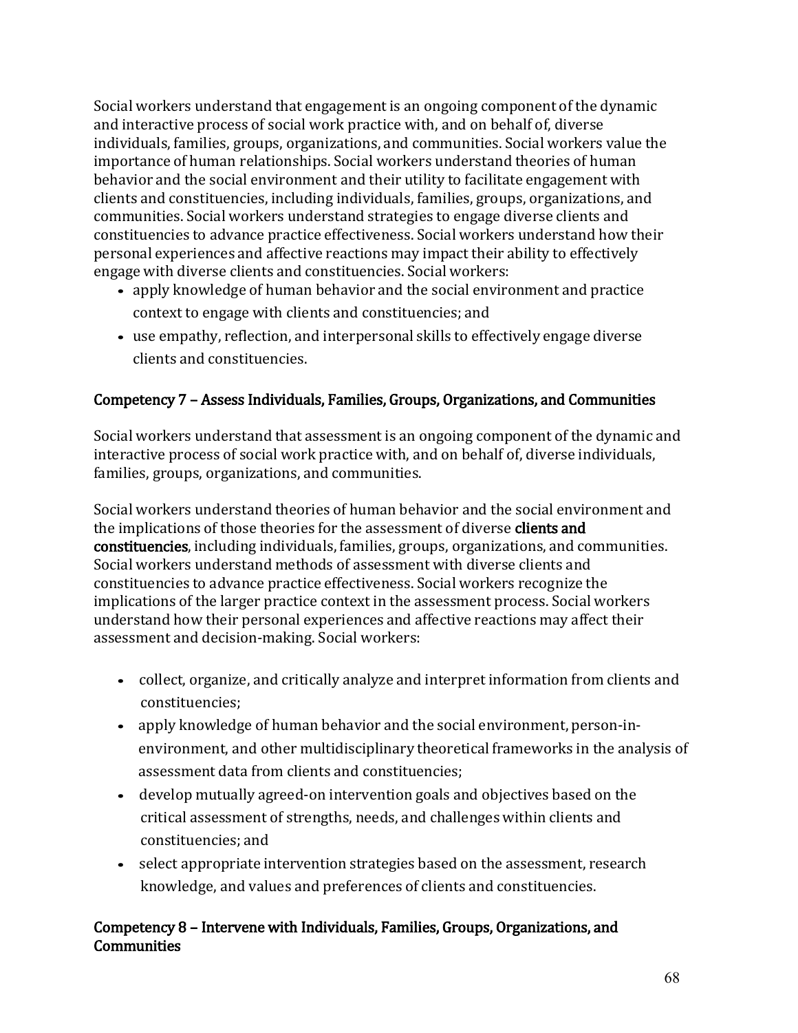Social workers understand that engagement is an ongoing component of the dynamic and interactive process of social work practice with, and on behalf of, diverse individuals, families, groups, organizations, and communities. Social workers value the importance of human relationships. Social workers understand theories of human behavior and the social environment and their utility to facilitate engagement with clients and constituencies, including individuals, families, groups, organizations, and communities. Social workers understand strategies to engage diverse clients and constituencies to advance practice effectiveness. Social workers understand how their personal experiences and affective reactions may impact their ability to effectively engage with diverse clients and constituencies. Social workers:

- apply knowledge of human behavior and the social environment and practice context to engage with clients and constituencies; and
- use empathy, reflection, and interpersonal skills to effectively engage diverse clients and constituencies.

### Competency 7 – Assess Individuals, Families, Groups, Organizations, and Communities

Social workers understand that assessment is an ongoing component of the dynamic and interactive process of social work practice with, and on behalf of, diverse individuals, families, groups, organizations, and communities.

Social workers understand theories of human behavior and the social environment and the implications of those theories for the assessment of diverse **clients and constituencies**, including individuals, families, groups, organizations, and communities. Social workers understand methods of assessment with diverse clients and constituencies to advance practice effectiveness. Social workers recognize the implications of the larger practice context in the assessment process. Social workers understand how their personal experiences and affective reactions may affect their assessment and decision-making. Social workers:

- collect, organize, and critically analyze and interpret information from clients and constituencies;
- apply knowledge of human behavior and the social environment, person-in-environment, and other multidisciplinary theoretical frameworks in the analysis of assessment data from clients and constituencies;
- develop mutually agreed-on intervention goals and objectives based on the critical assessment of strengths, needs, and challenges within clients and constituencies; and
- select appropriate intervention strategies based on the assessment, research knowledge, and values and preferences of clients and constituencies.

### Competency 8 – Intervene with Individuals, Families, Groups, Organizations, and Communities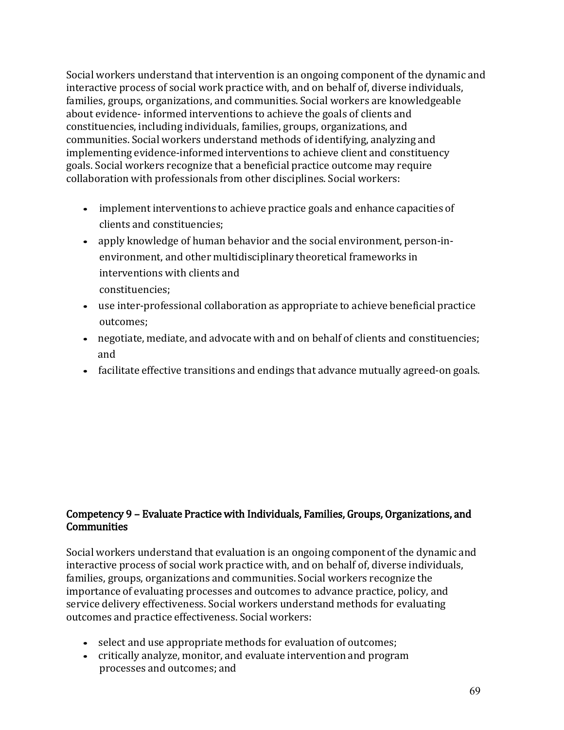Social workers understand that intervention is an ongoing component of the dynamic and interactive process of social work practice with, and on behalf of, diverse individuals, families, groups, organizations, and communities. Social workers are knowledgeable about evidence- informed interventions to achieve the goals of clients and constituencies, including individuals, families, groups, organizations, and communities. Social workers understand methods of identifying, analyzing and implementing evidence-informed interventions to achieve client and constituency goals. Social workers recognize that a beneficial practice outcome may require collaboration with professionals from other disciplines. Social workers:

- implement interventions to achieve practice goals and enhance capacities of clients and constituencies;
- apply knowledge of human behavior and the social environment, person-in-environment, and other multidisciplinary theoretical frameworks in interventions with clients and constituencies;
- use inter-professional collaboration as appropriate to achieve beneficial practice outcomes;
- negotiate, mediate, and advocate with and on behalf of clients and constituencies; and
- facilitate effective transitions and endings that advance mutually agreed-on goals.

## Competency 9 – Evaluate Practice with Individuals, Families, Groups, Organizations, and Communities

Social workers understand that evaluation is an ongoing component of the dynamic and interactive process of social work practice with, and on behalf of, diverse individuals, families, groups, organizations and communities. Social workers recognize the importance of evaluating processes and outcomes to advance practice, policy, and service delivery effectiveness. Social workers understand methods for evaluating outcomes and practice effectiveness. Social workers:

- select and use appropriate methods for evaluation of outcomes;
- critically analyze, monitor, and evaluate intervention and program processes and outcomes; and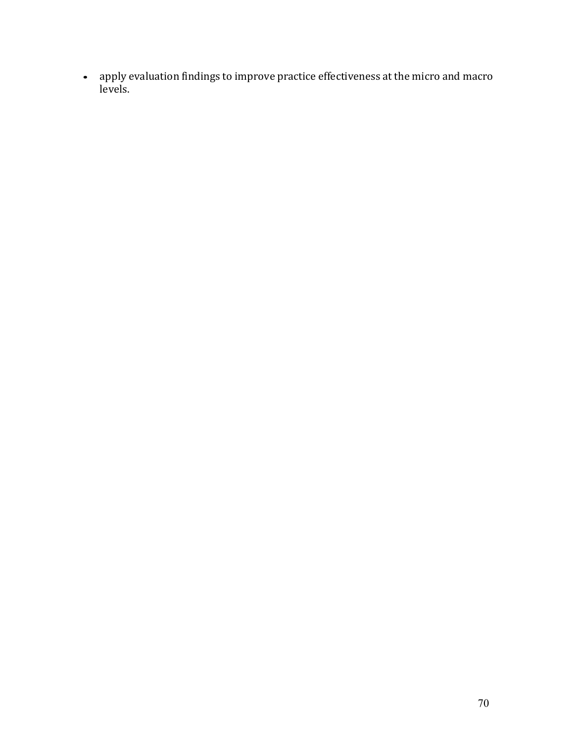- apply evaluation findings to improve practice effectiveness at the micro and macro levels.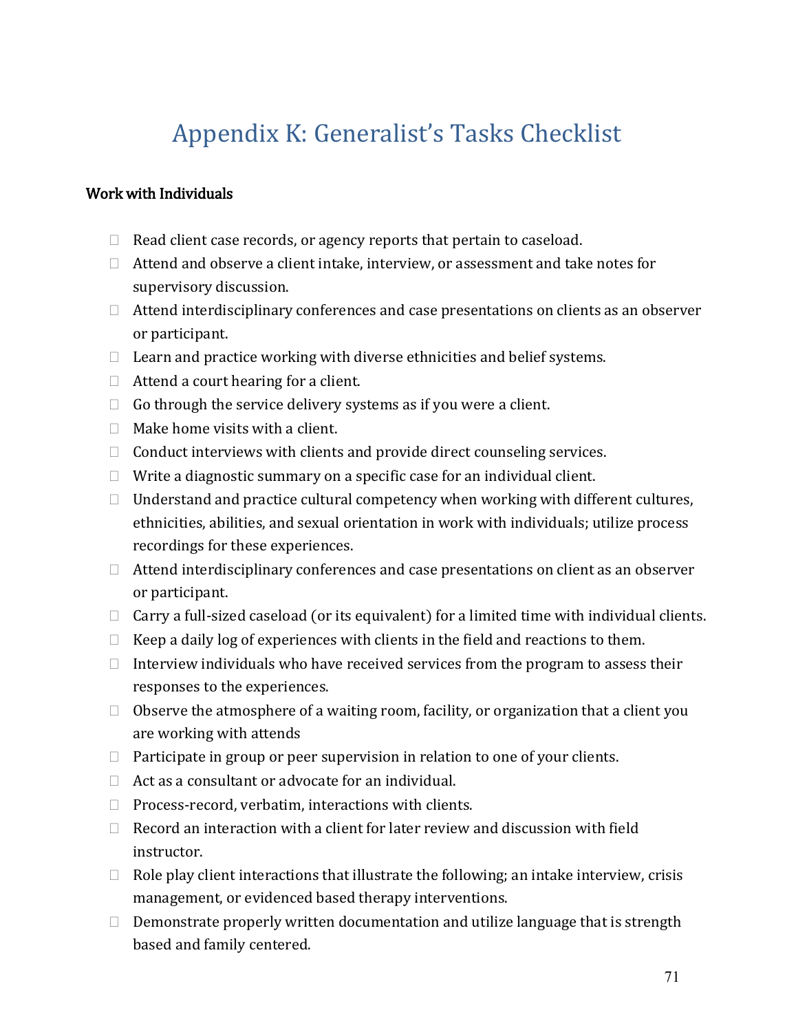# Appendix K: Generalist's Tasks Checklist

**Work with Individuals**

- Read client case records, or agency reports that pertain to caseload.
- Attend and observe a client intake, interview, or assessment and take notes for supervisory discussion.
- Attend interdisciplinary conferences and case presentations on clients as an observer or participant.
- Learn and practice working with diverse ethnicities and belief systems.
- Attend a court hearing for a client.
- Go through the service delivery systems as if you were a client.
- Make home visits with a client.
- Conduct interviews with clients and provide direct counseling services.
- Write a diagnostic summary on a specific case for an individual client.
- Understand and practice cultural competency when working with different cultures, ethnicities, abilities, and sexual orientation in work with individuals; utilize process recordings for these experiences.
- Attend interdisciplinary conferences and case presentations on client as an observer or participant.
- Carry a full-sized caseload (or its equivalent) for a limited time with individual clients.
- Keep a daily log of experiences with clients in the field and reactions to them.
- Interview individuals who have received services from the program to assess their responses to the experiences.
- Observe the atmosphere of a waiting room, facility, or organization that a client you are working with attends
- Participate in group or peer supervision in relation to one of your clients.
- Act as a consultant or advocate for an individual.
- Process-record, verbatim, interactions with clients.
- Record an interaction with a client for later review and discussion with field instructor.
- Role play client interactions that illustrate the following; an intake interview, crisis management, or evidenced based therapy interventions.
- Demonstrate properly written documentation and utilize language that is strength based and family centered.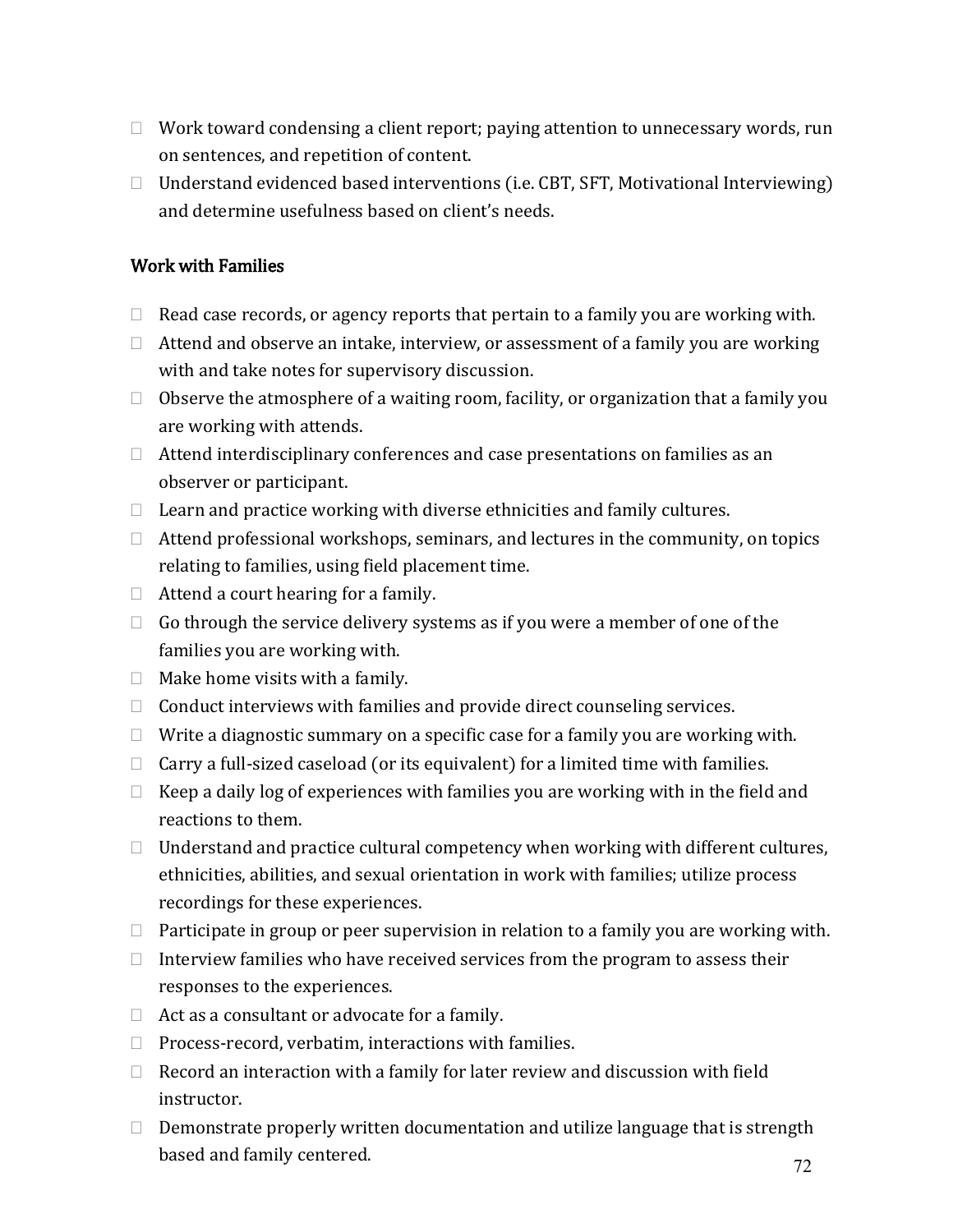- Work toward condensing a client report; paying attention to unnecessary words, run on sentences, and repetition of content.
- Understand evidenced based interventions (i.e. CBT, SFT, Motivational Interviewing) and determine usefulness based on client's needs.

## Work with Families

- Read case records, or agency reports that pertain to a family you are working with.
- Attend and observe an intake, interview, or assessment of a family you are working with and take notes for supervisory discussion.
- Observe the atmosphere of a waiting room, facility, or organization that a family you are working with attends.
- Attend interdisciplinary conferences and case presentations on families as an observer or participant.
- Learn and practice working with diverse ethnicities and family cultures.
- Attend professional workshops, seminars, and lectures in the community, on topics relating to families, using field placement time.
- Attend a court hearing for a family.
- Go through the service delivery systems as if you were a member of one of the families you are working with.
- Make home visits with a family.
- Conduct interviews with families and provide direct counseling services.
- Write a diagnostic summary on a specific case for a family you are working with.
- Carry a full-sized caseload (or its equivalent) for a limited time with families.
- Keep a daily log of experiences with families you are working with in the field and reactions to them.
- Understand and practice cultural competency when working with different cultures, ethnicities, abilities, and sexual orientation in work with families; utilize process recordings for these experiences.
- Participate in group or peer supervision in relation to a family you are working with.
- Interview families who have received services from the program to assess their responses to the experiences.
- Act as a consultant or advocate for a family.
- Process-record, verbatim, interactions with families.
- Record an interaction with a family for later review and discussion with field instructor.
- Demonstrate properly written documentation and utilize language that is strength based and family centered.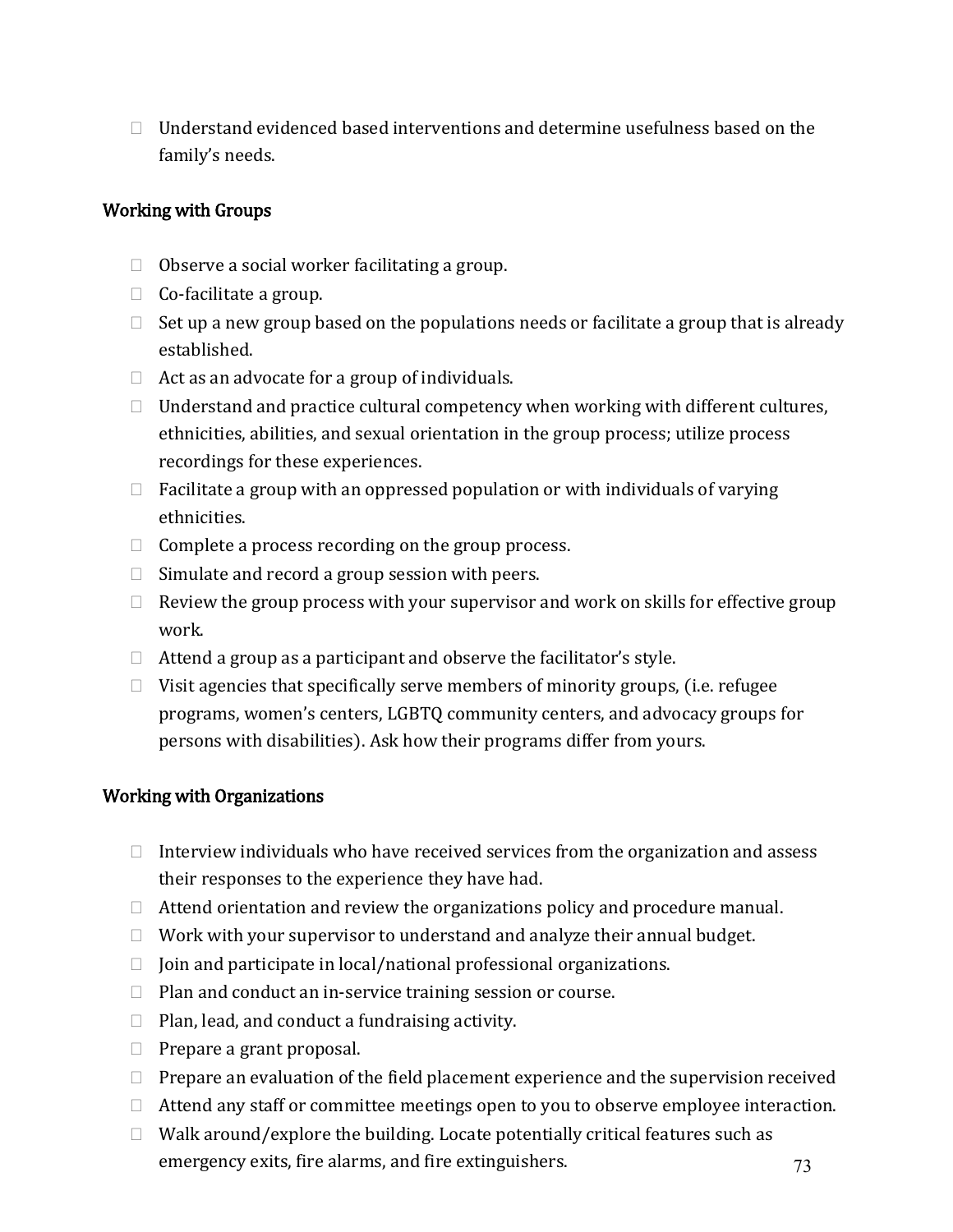- Understand evidenced based interventions and determine usefulness based on the family's needs.

## Working with Groups

- Observe a social worker facilitating a group.
- Co-facilitate a group.
- Set up a new group based on the populations needs or facilitate a group that is already established.
- Act as an advocate for a group of individuals.
- Understand and practice cultural competency when working with different cultures, ethnicities, abilities, and sexual orientation in the group process; utilize process recordings for these experiences.
- Facilitate a group with an oppressed population or with individuals of varying ethnicities.
- Complete a process recording on the group process.
- Simulate and record a group session with peers.
- Review the group process with your supervisor and work on skills for effective group work.
- Attend a group as a participant and observe the facilitator's style.
- Visit agencies that specifically serve members of minority groups, (i.e. refugee programs, women's centers, LGBTQ community centers, and advocacy groups for persons with disabilities). Ask how their programs differ from yours.

## Working with Organizations

- Interview individuals who have received services from the organization and assess their responses to the experience they have had.
- Attend orientation and review the organizations policy and procedure manual.
- Work with your supervisor to understand and analyze their annual budget.
- Join and participate in local/national professional organizations.
- Plan and conduct an in-service training session or course.
- Plan, lead, and conduct a fundraising activity.
- Prepare a grant proposal.
- Prepare an evaluation of the field placement experience and the supervision received
- Attend any staff or committee meetings open to you to observe employee interaction.
- Walk around/explore the building. Locate potentially critical features such as emergency exits, fire alarms, and fire extinguishers.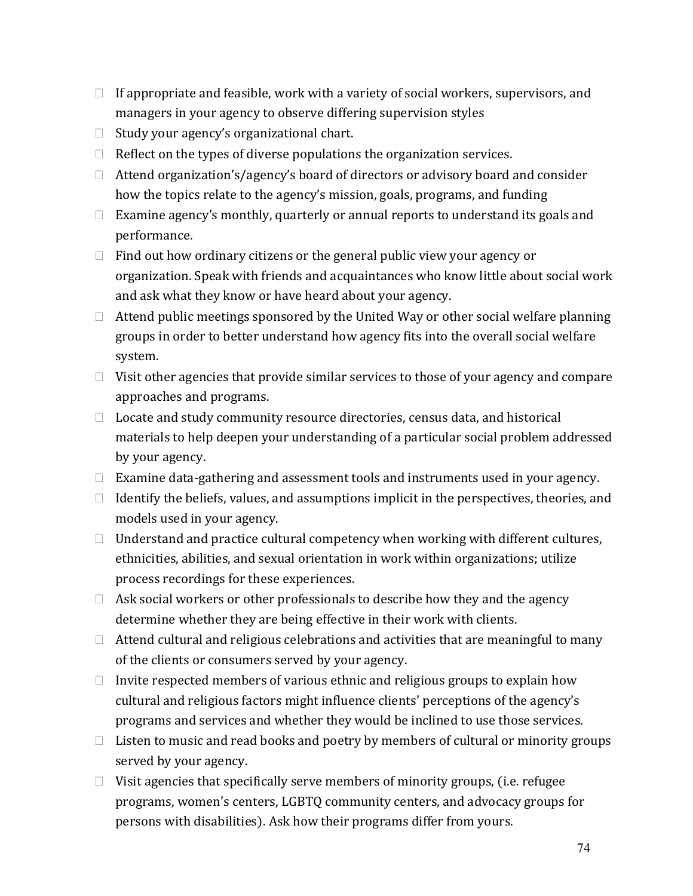- If appropriate and feasible, work with a variety of social workers, supervisors, and managers in your agency to observe differing supervision styles
- Study your agency's organizational chart.
- Reflect on the types of diverse populations the organization services.
- Attend organization's/agency's board of directors or advisory board and consider how the topics relate to the agency's mission, goals, programs, and funding
- Examine agency's monthly, quarterly or annual reports to understand its goals and performance.
- Find out how ordinary citizens or the general public view your agency or organization. Speak with friends and acquaintances who know little about social work and ask what they know or have heard about your agency.
- Attend public meetings sponsored by the United Way or other social welfare planning groups in order to better understand how agency fits into the overall social welfare system.
- Visit other agencies that provide similar services to those of your agency and compare approaches and programs.
- Locate and study community resource directories, census data, and historical materials to help deepen your understanding of a particular social problem addressed by your agency.
- Examine data-gathering and assessment tools and instruments used in your agency.
- Identify the beliefs, values, and assumptions implicit in the perspectives, theories, and models used in your agency.
- Understand and practice cultural competency when working with different cultures, ethnicities, abilities, and sexual orientation in work within organizations; utilize process recordings for these experiences.
- Ask social workers or other professionals to describe how they and the agency determine whether they are being effective in their work with clients.
- Attend cultural and religious celebrations and activities that are meaningful to many of the clients or consumers served by your agency.
- Invite respected members of various ethnic and religious groups to explain how cultural and religious factors might influence clients' perceptions of the agency's programs and services and whether they would be inclined to use those services.
- Listen to music and read books and poetry by members of cultural or minority groups served by your agency.
- Visit agencies that specifically serve members of minority groups, (i.e. refugee programs, women's centers, LGBTQ community centers, and advocacy groups for persons with disabilities). Ask how their programs differ from yours.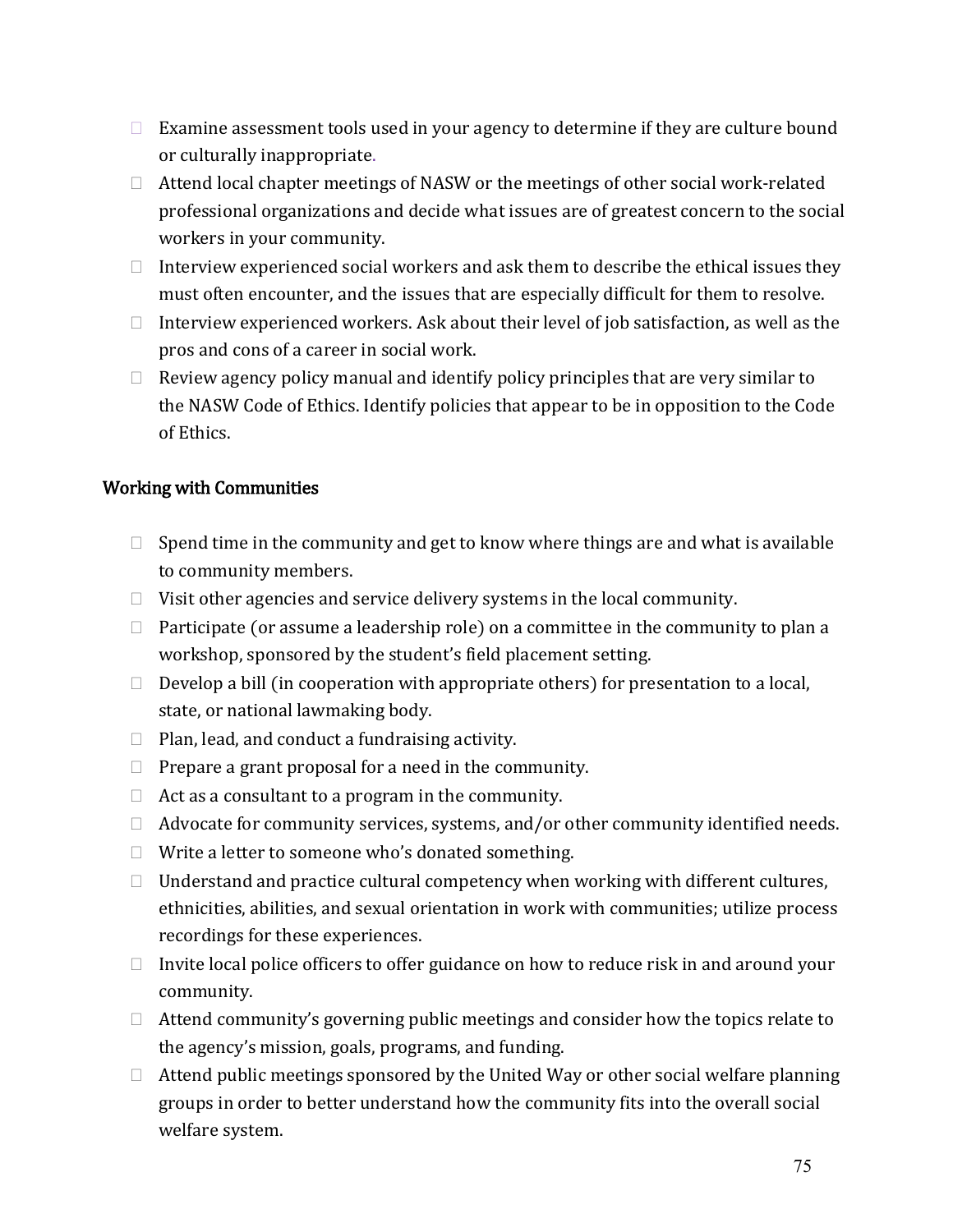- Examine assessment tools used in your agency to determine if they are culture bound or culturally inappropriate.
- Attend local chapter meetings of NASW or the meetings of other social work-related professional organizations and decide what issues are of greatest concern to the social workers in your community.
- Interview experienced social workers and ask them to describe the ethical issues they must often encounter, and the issues that are especially difficult for them to resolve.
- Interview experienced workers. Ask about their level of job satisfaction, as well as the pros and cons of a career in social work.
- Review agency policy manual and identify policy principles that are very similar to the NASW Code of Ethics. Identify policies that appear to be in opposition to the Code of Ethics.

## Working with Communities

- Spend time in the community and get to know where things are and what is available to community members.
- Visit other agencies and service delivery systems in the local community.
- Participate (or assume a leadership role) on a committee in the community to plan a workshop, sponsored by the student's field placement setting.
- Develop a bill (in cooperation with appropriate others) for presentation to a local, state, or national lawmaking body.
- Plan, lead, and conduct a fundraising activity.
- Prepare a grant proposal for a need in the community.
- Act as a consultant to a program in the community.
- Advocate for community services, systems, and/or other community identified needs.
- Write a letter to someone who's donated something.
- Understand and practice cultural competency when working with different cultures, ethnicities, abilities, and sexual orientation in work with communities; utilize process recordings for these experiences.
- Invite local police officers to offer guidance on how to reduce risk in and around your community.
- Attend community's governing public meetings and consider how the topics relate to the agency's mission, goals, programs, and funding.
- Attend public meetings sponsored by the United Way or other social welfare planning groups in order to better understand how the community fits into the overall social welfare system.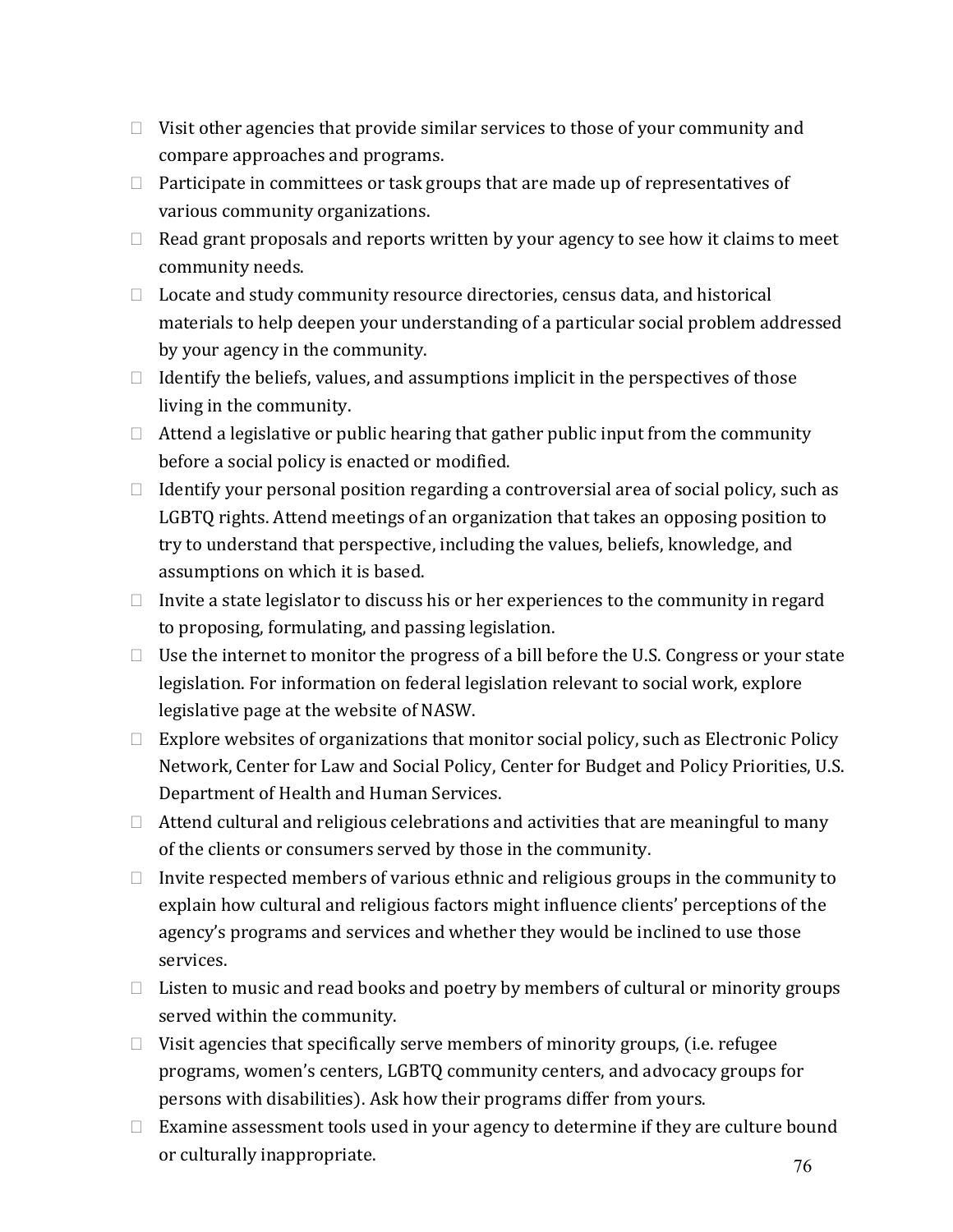- Visit other agencies that provide similar services to those of your community and compare approaches and programs.
- Participate in committees or task groups that are made up of representatives of various community organizations.
- Read grant proposals and reports written by your agency to see how it claims to meet community needs.
- Locate and study community resource directories, census data, and historical materials to help deepen your understanding of a particular social problem addressed by your agency in the community.
- Identify the beliefs, values, and assumptions implicit in the perspectives of those living in the community.
- Attend a legislative or public hearing that gather public input from the community before a social policy is enacted or modified.
- Identify your personal position regarding a controversial area of social policy, such as LGBTQ rights. Attend meetings of an organization that takes an opposing position to try to understand that perspective, including the values, beliefs, knowledge, and assumptions on which it is based.
- Invite a state legislator to discuss his or her experiences to the community in regard to proposing, formulating, and passing legislation.
- Use the internet to monitor the progress of a bill before the U.S. Congress or your state legislation. For information on federal legislation relevant to social work, explore legislative page at the website of NASW.
- Explore websites of organizations that monitor social policy, such as Electronic Policy Network, Center for Law and Social Policy, Center for Budget and Policy Priorities, U.S. Department of Health and Human Services.
- Attend cultural and religious celebrations and activities that are meaningful to many of the clients or consumers served by those in the community.
- Invite respected members of various ethnic and religious groups in the community to explain how cultural and religious factors might influence clients' perceptions of the agency's programs and services and whether they would be inclined to use those services.
- Listen to music and read books and poetry by members of cultural or minority groups served within the community.
- Visit agencies that specifically serve members of minority groups, (i.e. refugee programs, women's centers, LGBTQ community centers, and advocacy groups for persons with disabilities). Ask how their programs differ from yours.
- Examine assessment tools used in your agency to determine if they are culture bound or culturally inappropriate.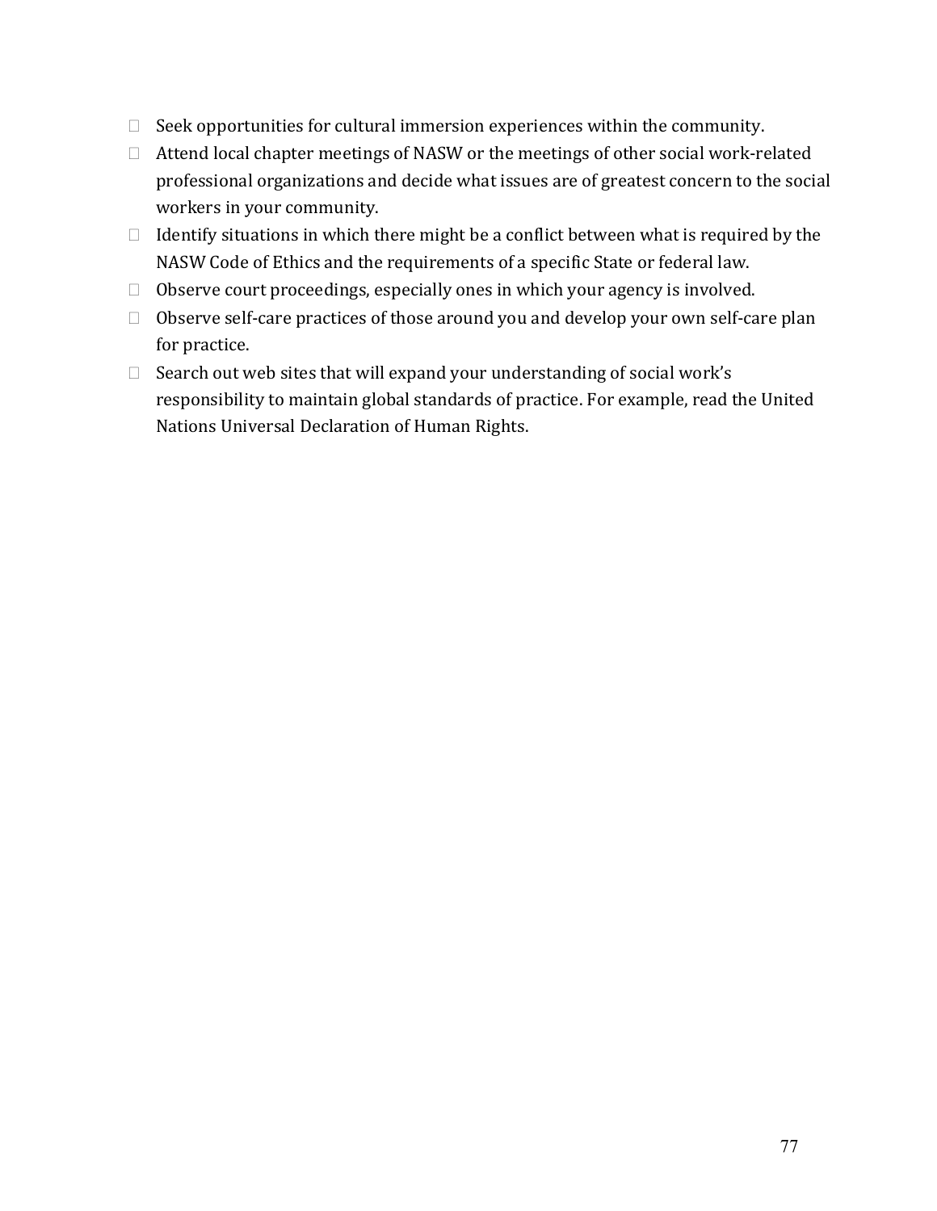- Seek opportunities for cultural immersion experiences within the community.
- Attend local chapter meetings of NASW or the meetings of other social work-related professional organizations and decide what issues are of greatest concern to the social workers in your community.
- Identify situations in which there might be a conflict between what is required by the NASW Code of Ethics and the requirements of a specific State or federal law.
- Observe court proceedings, especially ones in which your agency is involved.
- Observe self-care practices of those around you and develop your own self-care plan for practice.
- Search out web sites that will expand your understanding of social work's responsibility to maintain global standards of practice. For example, read the United Nations Universal Declaration of Human Rights.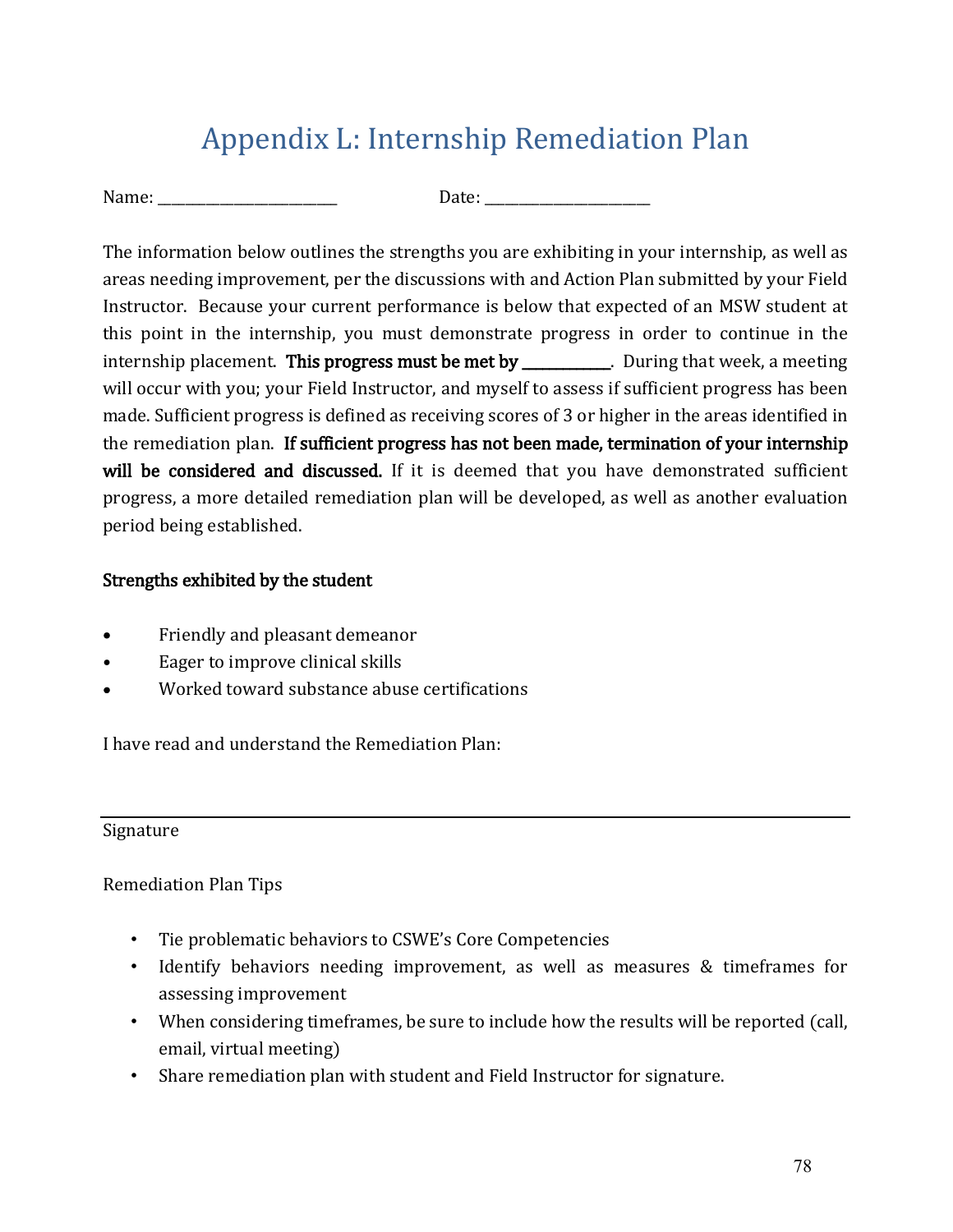# Appendix L: Internship Remediation Plan

Name: _________________________ Date: _______________________

The information below outlines the strengths you are exhibiting in your internship, as well as areas needing improvement, per the discussions with and Action Plan submitted by your Field Instructor. Because your current performance is below that expected of an MSW student at this point in the internship, you must demonstrate progress in order to continue in the internship placement. **This progress must be met by _____________.** During that week, a meeting will occur with you; your Field Instructor, and myself to assess if sufficient progress has been made. Sufficient progress is defined as receiving scores of 3 or higher in the areas identified in the remediation plan. **If sufficient progress has not been made, termination of your internship will be considered and discussed.** If it is deemed that you have demonstrated sufficient progress, a more detailed remediation plan will be developed, as well as another evaluation period being established.

**Strengths exhibited by the student**

- Friendly and pleasant demeanor
- Eager to improve clinical skills
- Worked toward substance abuse certifications

I have read and understand the Remediation Plan:

___________________________________________________________________________

Signature

Remediation Plan Tips

- Tie problematic behaviors to CSWE's Core Competencies
- Identify behaviors needing improvement, as well as measures & timeframes for assessing improvement
- When considering timeframes, be sure to include how the results will be reported (call, email, virtual meeting)
- Share remediation plan with student and Field Instructor for signature.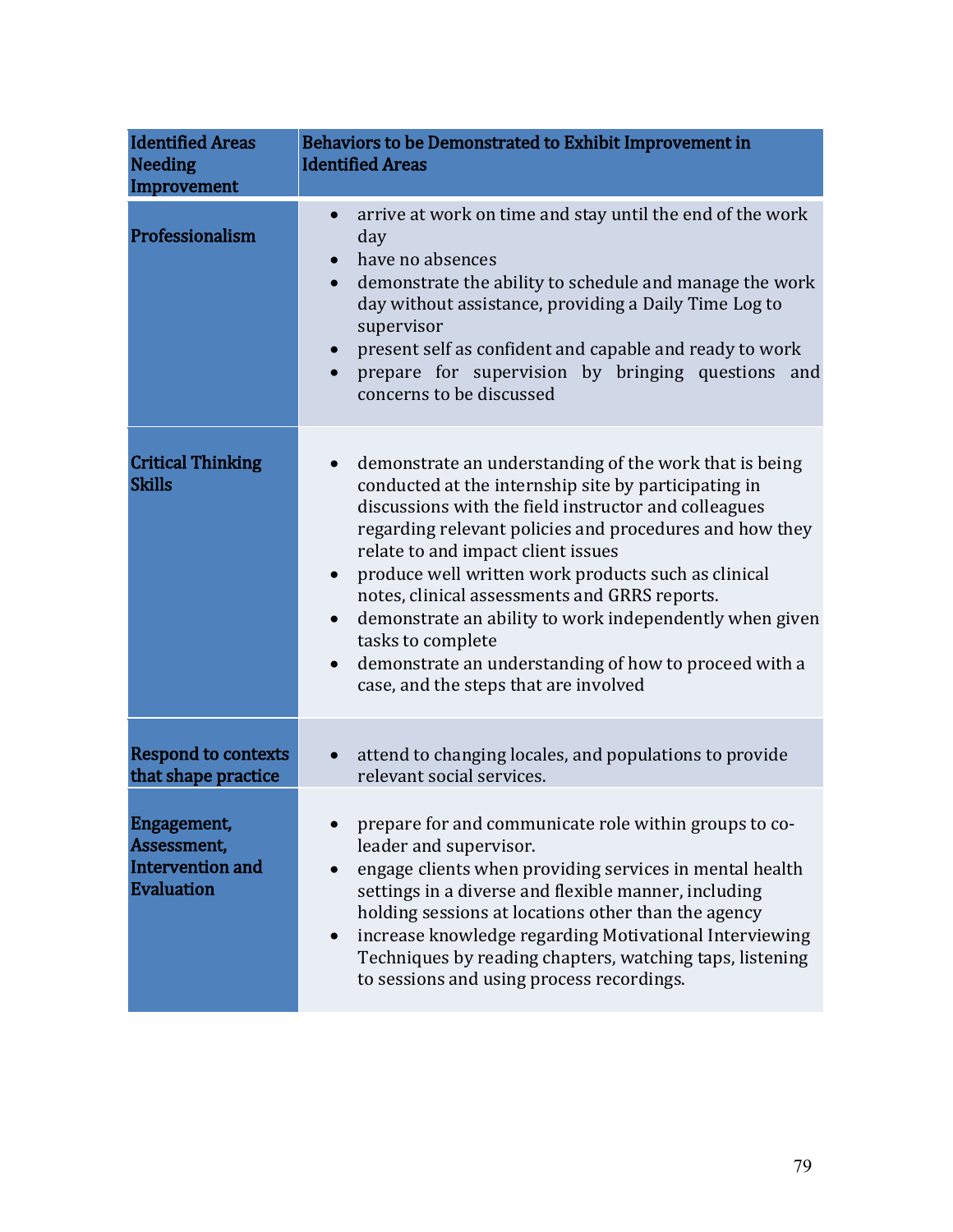| Identified Areas Needing Improvement | Behaviors to be Demonstrated to Exhibit Improvement in Identified Areas |
|---|---|
| **Professionalism** | • arrive at work on time and stay until the end of the work day<br>• have no absences<br>• demonstrate the ability to schedule and manage the work day without assistance, providing a Daily Time Log to supervisor<br>• present self as confident and capable and ready to work<br>• prepare for supervision by bringing questions and concerns to be discussed |
| **Critical Thinking Skills** | • demonstrate an understanding of the work that is being conducted at the internship site by participating in discussions with the field instructor and colleagues regarding relevant policies and procedures and how they relate to and impact client issues<br>• produce well written work products such as clinical notes, clinical assessments and GRRS reports.<br>• demonstrate an ability to work independently when given tasks to complete<br>• demonstrate an understanding of how to proceed with a case, and the steps that are involved |
| **Respond to contexts that shape practice** | • attend to changing locales, and populations to provide relevant social services. |
| **Engagement, Assessment, Intervention and Evaluation** | • prepare for and communicate role within groups to co-leader and supervisor.<br>• engage clients when providing services in mental health settings in a diverse and flexible manner, including holding sessions at locations other than the agency<br>• increase knowledge regarding Motivational Interviewing Techniques by reading chapters, watching taps, listening to sessions and using process recordings. |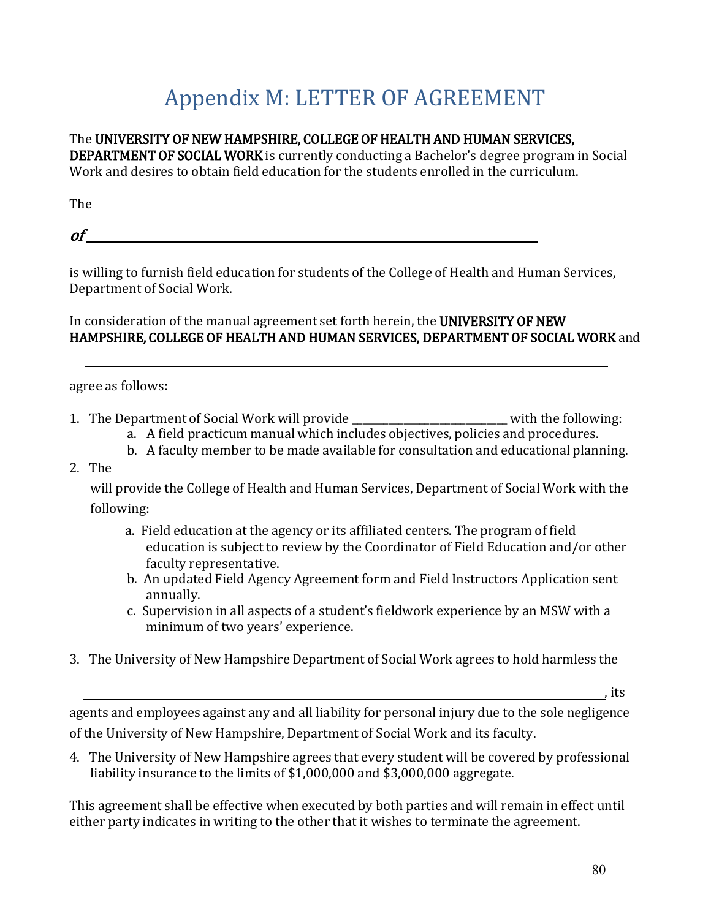# Appendix M: LETTER OF AGREEMENT

The **UNIVERSITY OF NEW HAMPSHIRE, COLLEGE OF HEALTH AND HUMAN SERVICES, DEPARTMENT OF SOCIAL WORK** is currently conducting a Bachelor's degree program in Social Work and desires to obtain field education for the students enrolled in the curriculum.

The\_\_\_\_\_\_\_\_\_\_\_\_\_\_\_\_\_\_\_\_\_\_\_\_\_\_\_\_\_\_\_\_\_\_\_\_\_\_\_\_\_\_\_\_\_\_\_\_\_\_\_\_\_\_\_\_\_\_\_\_\_\_\_\_\_\_\_\_\_\_\_\_\_\_\_\_

***of*** \_\_\_\_\_\_\_\_\_\_\_\_\_\_\_\_\_\_\_\_\_\_\_\_\_\_\_\_\_\_\_\_\_\_\_\_\_\_\_\_\_\_\_\_\_\_\_\_\_\_\_\_\_\_\_\_\_\_\_\_\_\_\_\_

is willing to furnish field education for students of the College of Health and Human Services, Department of Social Work.

In consideration of the manual agreement set forth herein, the **UNIVERSITY OF NEW HAMPSHIRE, COLLEGE OF HEALTH AND HUMAN SERVICES, DEPARTMENT OF SOCIAL WORK** and

\_\_\_\_\_\_\_\_\_\_\_\_\_\_\_\_\_\_\_\_\_\_\_\_\_\_\_\_\_\_\_\_\_\_\_\_\_\_\_\_\_\_\_\_\_\_\_\_\_\_\_\_\_\_\_\_\_\_\_\_\_\_\_\_\_\_\_\_\_\_\_\_\_\_\_\_

agree as follows:

1. The Department of Social Work will provide \_\_\_\_\_\_\_\_\_\_\_\_\_\_\_\_\_\_\_\_\_\_\_\_\_\_\_\_ with the following:
   a. A field practicum manual which includes objectives, policies and procedures.
   b. A faculty member to be made available for consultation and educational planning.
2. The \_\_\_\_\_\_\_\_\_\_\_\_\_\_\_\_\_\_\_\_\_\_\_\_\_\_\_\_\_\_\_\_\_\_\_\_\_\_\_\_\_\_\_\_\_\_\_\_\_\_\_\_\_\_\_\_\_\_\_\_\_\_\_\_\_\_\_\_\_\_\_\_
   will provide the College of Health and Human Services, Department of Social Work with the following:
   a. Field education at the agency or its affiliated centers. The program of field education is subject to review by the Coordinator of Field Education and/or other faculty representative.
   b. An updated Field Agency Agreement form and Field Instructors Application sent annually.
   c. Supervision in all aspects of a student's fieldwork experience by an MSW with a minimum of two years' experience.
3. The University of New Hampshire Department of Social Work agrees to hold harmless the

   \_\_\_\_\_\_\_\_\_\_\_\_\_\_\_\_\_\_\_\_\_\_\_\_\_\_\_\_\_\_\_\_\_\_\_\_\_\_\_\_\_\_\_\_\_\_\_\_\_\_\_\_\_\_\_\_\_\_\_\_\_\_\_\_\_\_\_\_\_\_\_\_\_\_\_\_, its

   agents and employees against any and all liability for personal injury due to the sole negligence of the University of New Hampshire, Department of Social Work and its faculty.
4. The University of New Hampshire agrees that every student will be covered by professional liability insurance to the limits of $1,000,000 and $3,000,000 aggregate.

This agreement shall be effective when executed by both parties and will remain in effect until either party indicates in writing to the other that it wishes to terminate the agreement.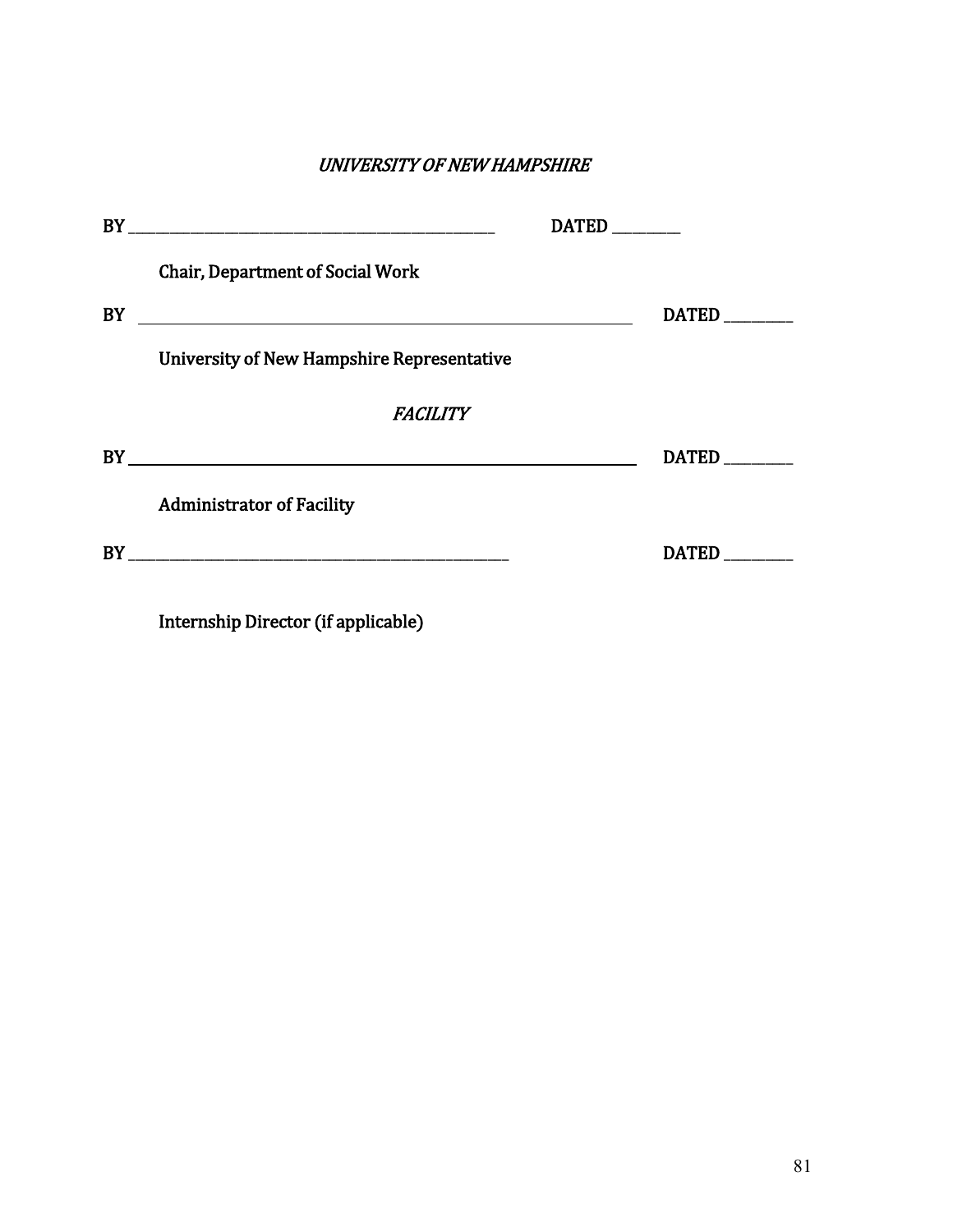*UNIVERSITY OF NEW HAMPSHIRE*

BY ______________________________________________ DATED ________

Chair, Department of Social Work

BY ______________________________________________ DATED ________

University of New Hampshire Representative

*FACILITY*

BY ______________________________________________ DATED ________

Administrator of Facility

BY ______________________________________________ DATED ________

Internship Director (if applicable)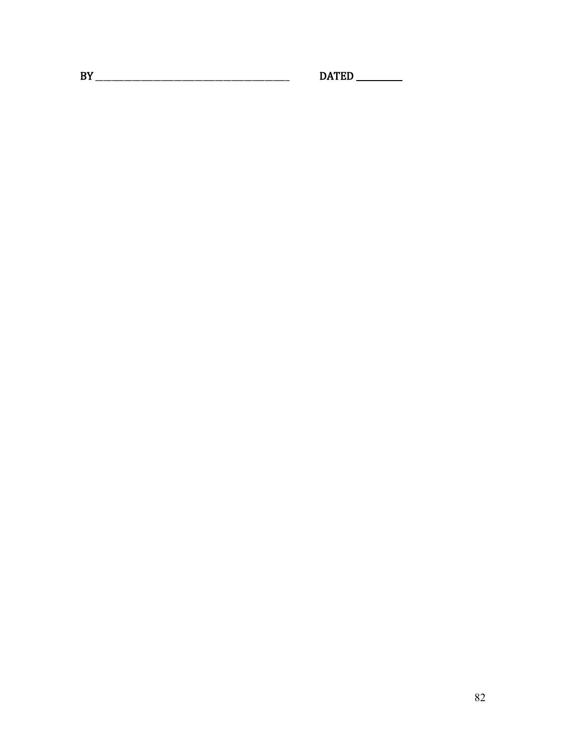BY ________________________________________ DATED _________